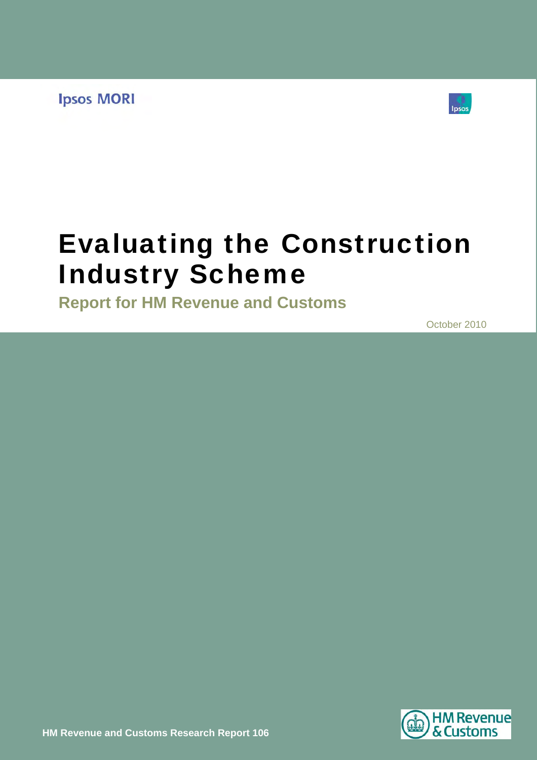Ipsos MORI

# Evaluating the Construction Industry Scheme

**Report for HM Revenue and Customs**

October 2010

**HM Revenue and Customs Research Report 106**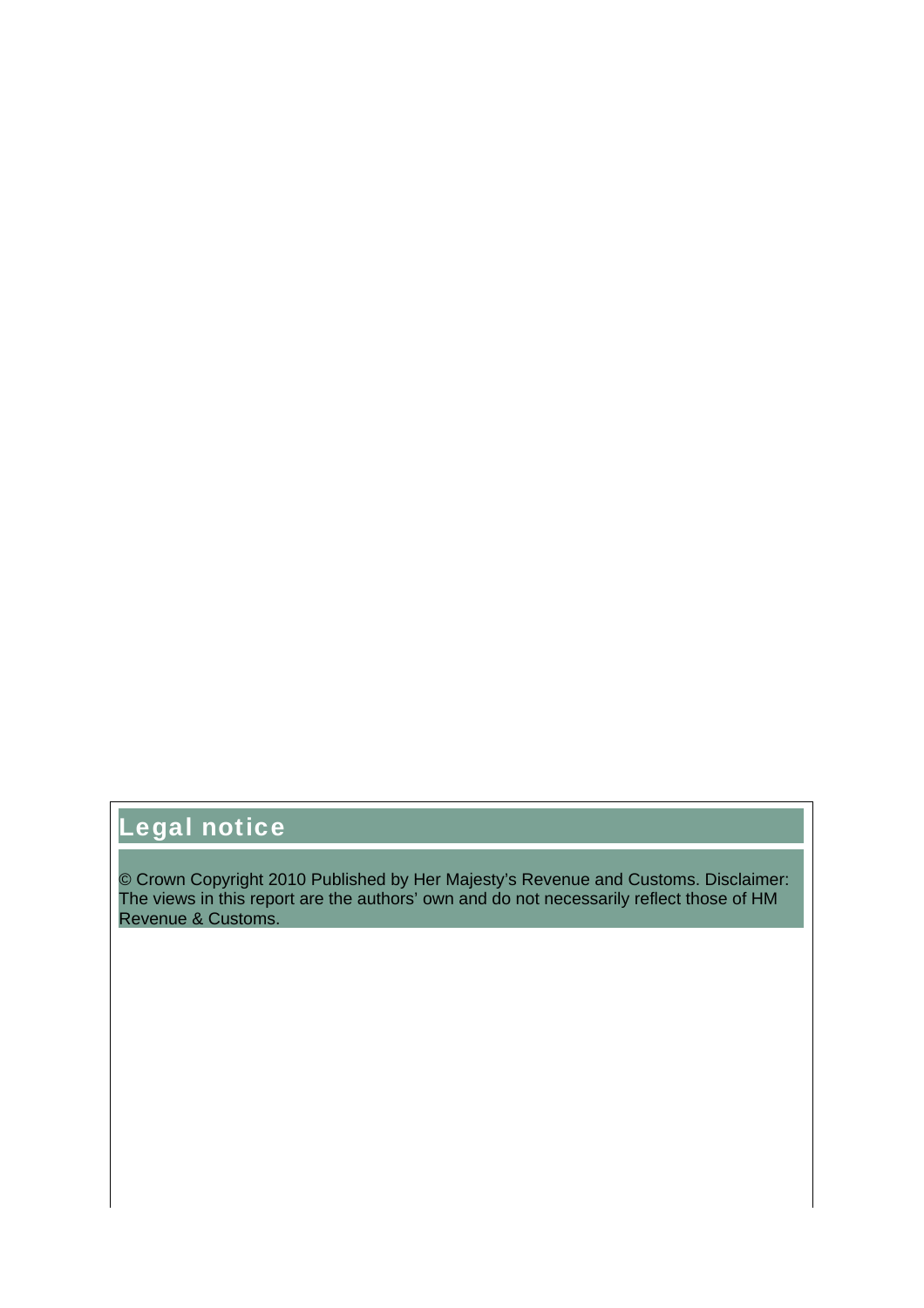## Legal notice

© Crown Copyright 2010 Published by Her Majesty's Revenue and Customs. Disclaimer: The views in this report are the authors' own and do not necessarily reflect those of HM Revenue & Customs.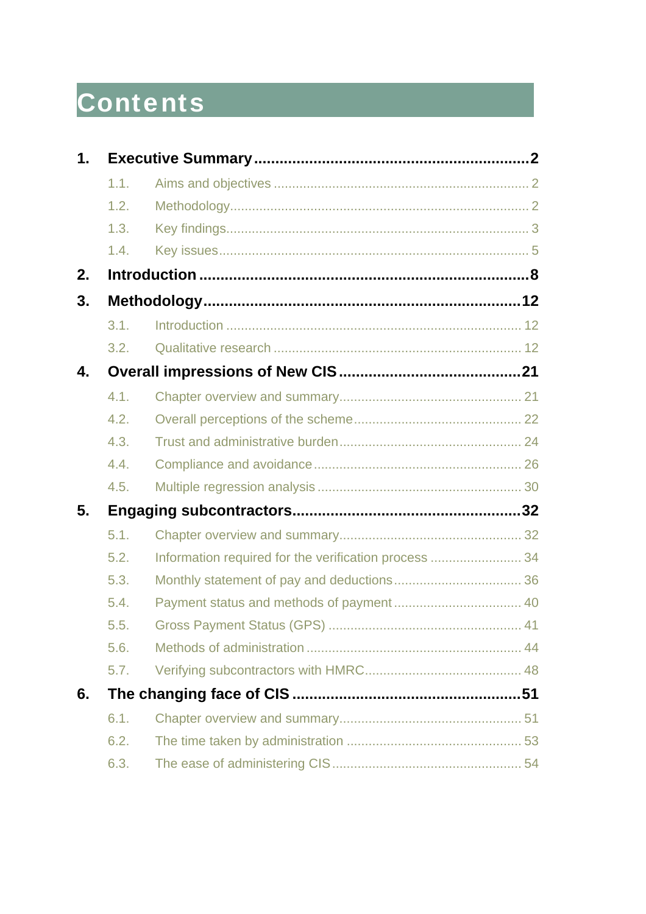# Contents

**1. Executive Summary .......... 2**

- 1.1. Aims and objectives .......... 2
- 1.2. Methodology .......... 2
- 1.3. Key findings .......... 3
- 1.4. Key issues .......... 5

**2. Introduction .......... 8**

**3. Methodology .......... 12**

- 3.1. Introduction .......... 12
- 3.2. Qualitative research .......... 12

**4. Overall impressions of New CIS .......... 21**

- 4.1. Chapter overview and summary .......... 21
- 4.2. Overall perceptions of the scheme .......... 22
- 4.3. Trust and administrative burden .......... 24
- 4.4. Compliance and avoidance .......... 26
- 4.5. Multiple regression analysis .......... 30

**5. Engaging subcontractors .......... 32**

- 5.1. Chapter overview and summary .......... 32
- 5.2. Information required for the verification process .......... 34
- 5.3. Monthly statement of pay and deductions .......... 36
- 5.4. Payment status and methods of payment .......... 40
- 5.5. Gross Payment Status (GPS) .......... 41
- 5.6. Methods of administration .......... 44
- 5.7. Verifying subcontractors with HMRC .......... 48

**6. The changing face of CIS .......... 51**

- 6.1. Chapter overview and summary .......... 51
- 6.2. The time taken by administration .......... 53
- 6.3. The ease of administering CIS .......... 54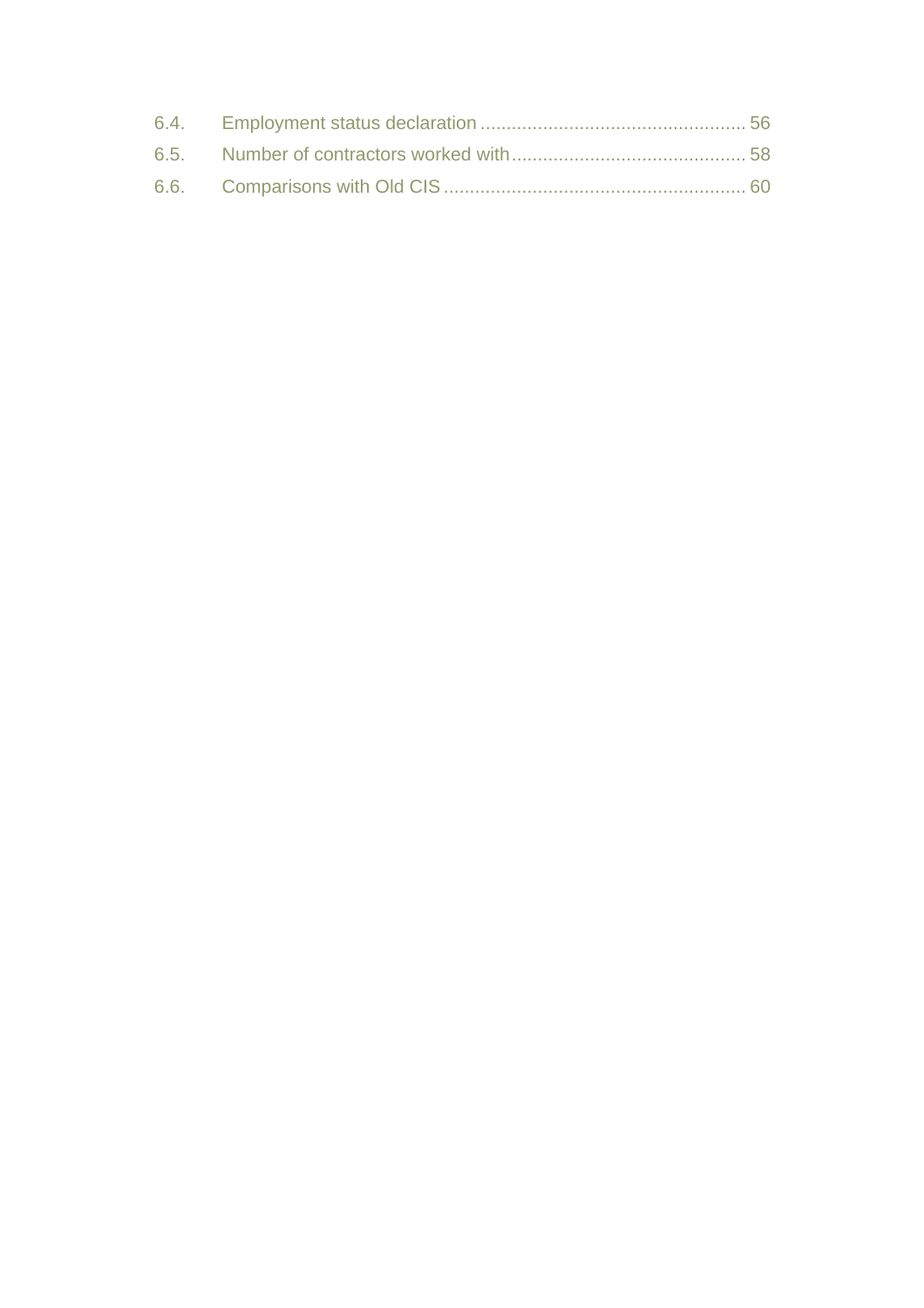6.4. Employment status declaration .................................................. 56

6.5. Number of contractors worked with ............................................ 58

6.6. Comparisons with Old CIS ......................................................... 60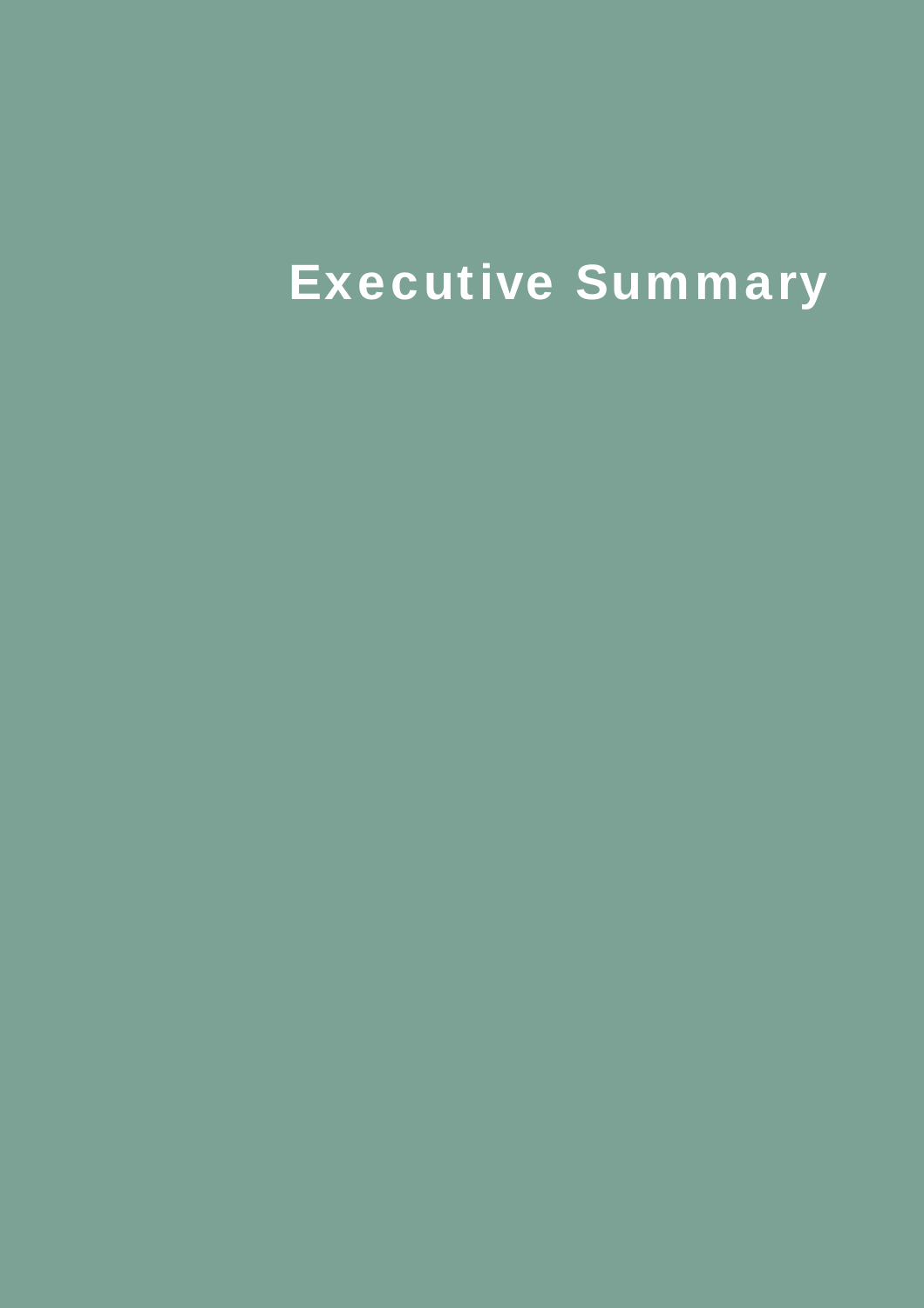# Executive Summary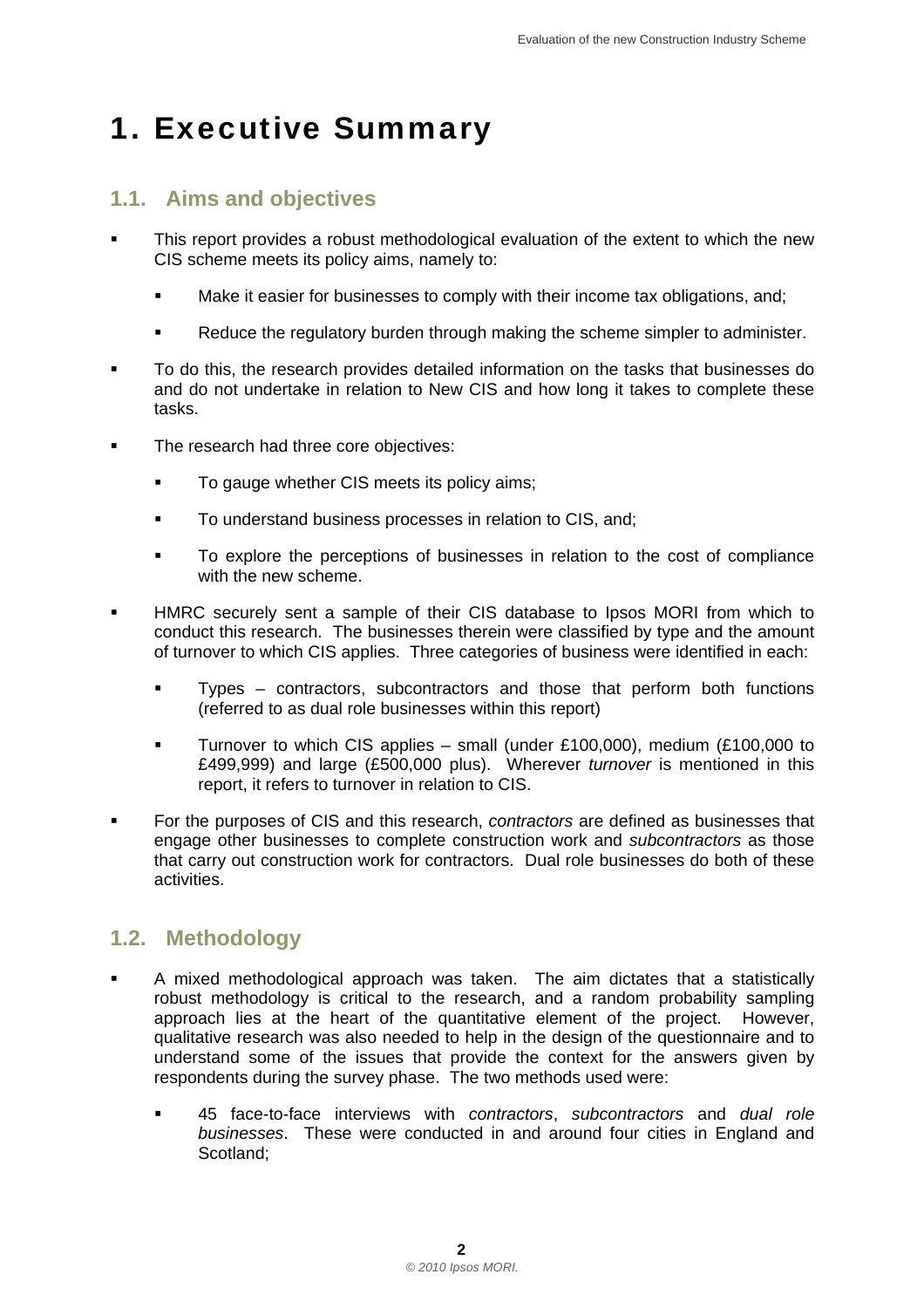# 1. Executive Summary

## 1.1. Aims and objectives

- This report provides a robust methodological evaluation of the extent to which the new CIS scheme meets its policy aims, namely to:
  - Make it easier for businesses to comply with their income tax obligations, and;
  - Reduce the regulatory burden through making the scheme simpler to administer.
- To do this, the research provides detailed information on the tasks that businesses do and do not undertake in relation to New CIS and how long it takes to complete these tasks.
- The research had three core objectives:
  - To gauge whether CIS meets its policy aims;
  - To understand business processes in relation to CIS, and;
  - To explore the perceptions of businesses in relation to the cost of compliance with the new scheme.
- HMRC securely sent a sample of their CIS database to Ipsos MORI from which to conduct this research. The businesses therein were classified by type and the amount of turnover to which CIS applies. Three categories of business were identified in each:
  - Types – contractors, subcontractors and those that perform both functions (referred to as dual role businesses within this report)
  - Turnover to which CIS applies – small (under £100,000), medium (£100,000 to £499,999) and large (£500,000 plus). Wherever *turnover* is mentioned in this report, it refers to turnover in relation to CIS.
- For the purposes of CIS and this research, *contractors* are defined as businesses that engage other businesses to complete construction work and *subcontractors* as those that carry out construction work for contractors. Dual role businesses do both of these activities.

## 1.2. Methodology

- A mixed methodological approach was taken. The aim dictates that a statistically robust methodology is critical to the research, and a random probability sampling approach lies at the heart of the quantitative element of the project. However, qualitative research was also needed to help in the design of the questionnaire and to understand some of the issues that provide the context for the answers given by respondents during the survey phase. The two methods used were:
  - 45 face-to-face interviews with *contractors*, *subcontractors* and *dual role businesses*. These were conducted in and around four cities in England and Scotland;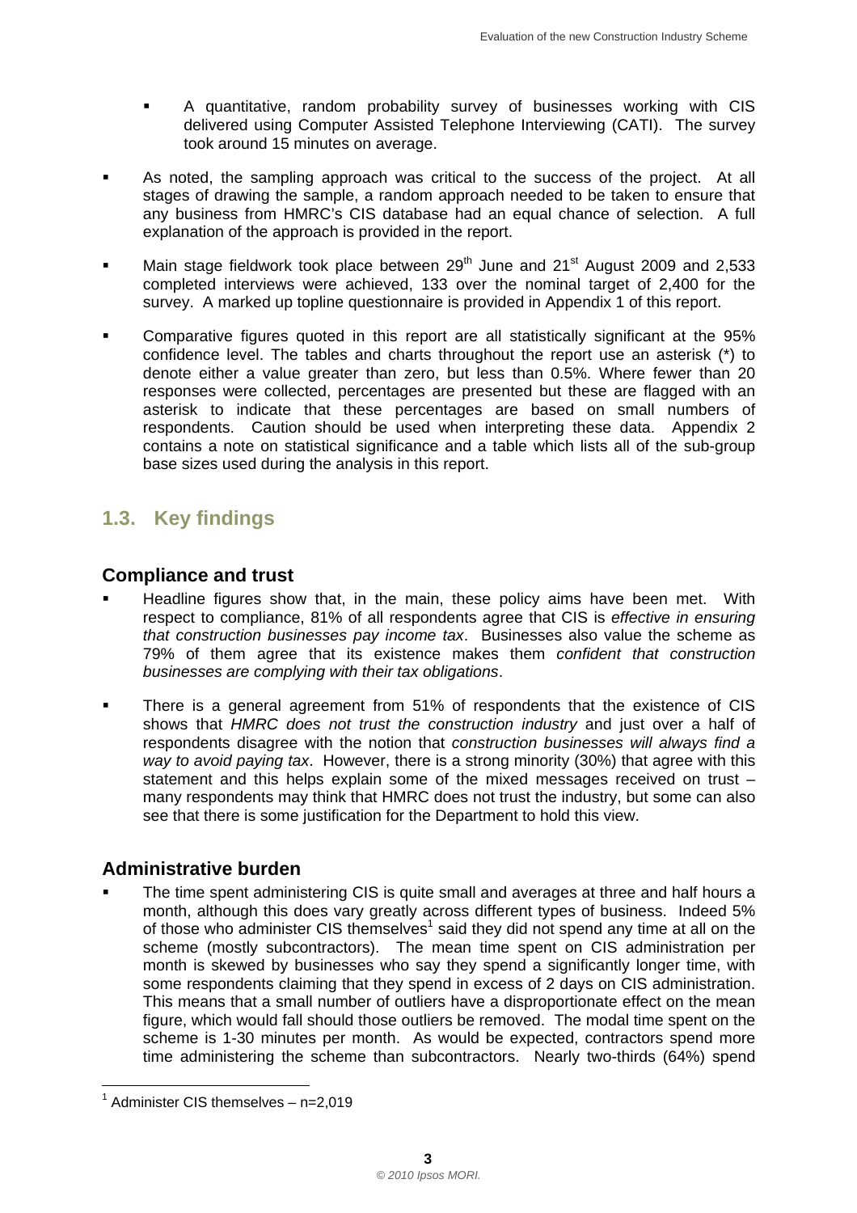- A quantitative, random probability survey of businesses working with CIS delivered using Computer Assisted Telephone Interviewing (CATI). The survey took around 15 minutes on average.

- As noted, the sampling approach was critical to the success of the project. At all stages of drawing the sample, a random approach needed to be taken to ensure that any business from HMRC's CIS database had an equal chance of selection. A full explanation of the approach is provided in the report.

- Main stage fieldwork took place between 29th June and 21st August 2009 and 2,533 completed interviews were achieved, 133 over the nominal target of 2,400 for the survey. A marked up topline questionnaire is provided in Appendix 1 of this report.

- Comparative figures quoted in this report are all statistically significant at the 95% confidence level. The tables and charts throughout the report use an asterisk (*) to denote either a value greater than zero, but less than 0.5%. Where fewer than 20 responses were collected, percentages are presented but these are flagged with an asterisk to indicate that these percentages are based on small numbers of respondents. Caution should be used when interpreting these data. Appendix 2 contains a note on statistical significance and a table which lists all of the sub-group base sizes used during the analysis in this report.

## 1.3. Key findings

### Compliance and trust

- Headline figures show that, in the main, these policy aims have been met. With respect to compliance, 81% of all respondents agree that CIS is *effective in ensuring that construction businesses pay income tax*. Businesses also value the scheme as 79% of them agree that its existence makes them *confident that construction businesses are complying with their tax obligations*.

- There is a general agreement from 51% of respondents that the existence of CIS shows that *HMRC does not trust the construction industry* and just over a half of respondents disagree with the notion that *construction businesses will always find a way to avoid paying tax*. However, there is a strong minority (30%) that agree with this statement and this helps explain some of the mixed messages received on trust – many respondents may think that HMRC does not trust the industry, but some can also see that there is some justification for the Department to hold this view.

### Administrative burden

- The time spent administering CIS is quite small and averages at three and half hours a month, although this does vary greatly across different types of business. Indeed 5% of those who administer CIS themselves[1] said they did not spend any time at all on the scheme (mostly subcontractors). The mean time spent on CIS administration per month is skewed by businesses who say they spend a significantly longer time, with some respondents claiming that they spend in excess of 2 days on CIS administration. This means that a small number of outliers have a disproportionate effect on the mean figure, which would fall should those outliers be removed. The modal time spent on the scheme is 1-30 minutes per month. As would be expected, contractors spend more time administering the scheme than subcontractors. Nearly two-thirds (64%) spend

[1] Administer CIS themselves – n=2,019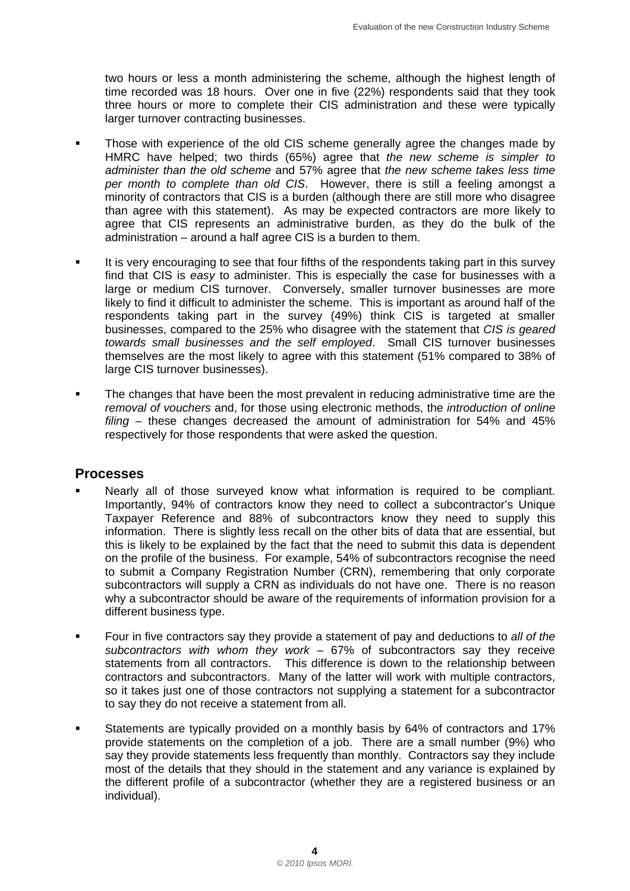two hours or less a month administering the scheme, although the highest length of time recorded was 18 hours. Over one in five (22%) respondents said that they took three hours or more to complete their CIS administration and these were typically larger turnover contracting businesses.

- Those with experience of the old CIS scheme generally agree the changes made by HMRC have helped; two thirds (65%) agree that *the new scheme is simpler to administer than the old scheme* and 57% agree that *the new scheme takes less time per month to complete than old CIS*. However, there is still a feeling amongst a minority of contractors that CIS is a burden (although there are still more who disagree than agree with this statement). As may be expected contractors are more likely to agree that CIS represents an administrative burden, as they do the bulk of the administration – around a half agree CIS is a burden to them.

- It is very encouraging to see that four fifths of the respondents taking part in this survey find that CIS is *easy* to administer. This is especially the case for businesses with a large or medium CIS turnover. Conversely, smaller turnover businesses are more likely to find it difficult to administer the scheme. This is important as around half of the respondents taking part in the survey (49%) think CIS is targeted at smaller businesses, compared to the 25% who disagree with the statement that *CIS is geared towards small businesses and the self employed*. Small CIS turnover businesses themselves are the most likely to agree with this statement (51% compared to 38% of large CIS turnover businesses).

- The changes that have been the most prevalent in reducing administrative time are the *removal of vouchers* and, for those using electronic methods, the *introduction of online filing* – these changes decreased the amount of administration for 54% and 45% respectively for those respondents that were asked the question.

## Processes

- Nearly all of those surveyed know what information is required to be compliant. Importantly, 94% of contractors know they need to collect a subcontractor's Unique Taxpayer Reference and 88% of subcontractors know they need to supply this information. There is slightly less recall on the other bits of data that are essential, but this is likely to be explained by the fact that the need to submit this data is dependent on the profile of the business. For example, 54% of subcontractors recognise the need to submit a Company Registration Number (CRN), remembering that only corporate subcontractors will supply a CRN as individuals do not have one. There is no reason why a subcontractor should be aware of the requirements of information provision for a different business type.

- Four in five contractors say they provide a statement of pay and deductions to *all of the subcontractors with whom they work* – 67% of subcontractors say they receive statements from all contractors. This difference is down to the relationship between contractors and subcontractors. Many of the latter will work with multiple contractors, so it takes just one of those contractors not supplying a statement for a subcontractor to say they do not receive a statement from all.

- Statements are typically provided on a monthly basis by 64% of contractors and 17% provide statements on the completion of a job. There are a small number (9%) who say they provide statements less frequently than monthly. Contractors say they include most of the details that they should in the statement and any variance is explained by the different profile of a subcontractor (whether they are a registered business or an individual).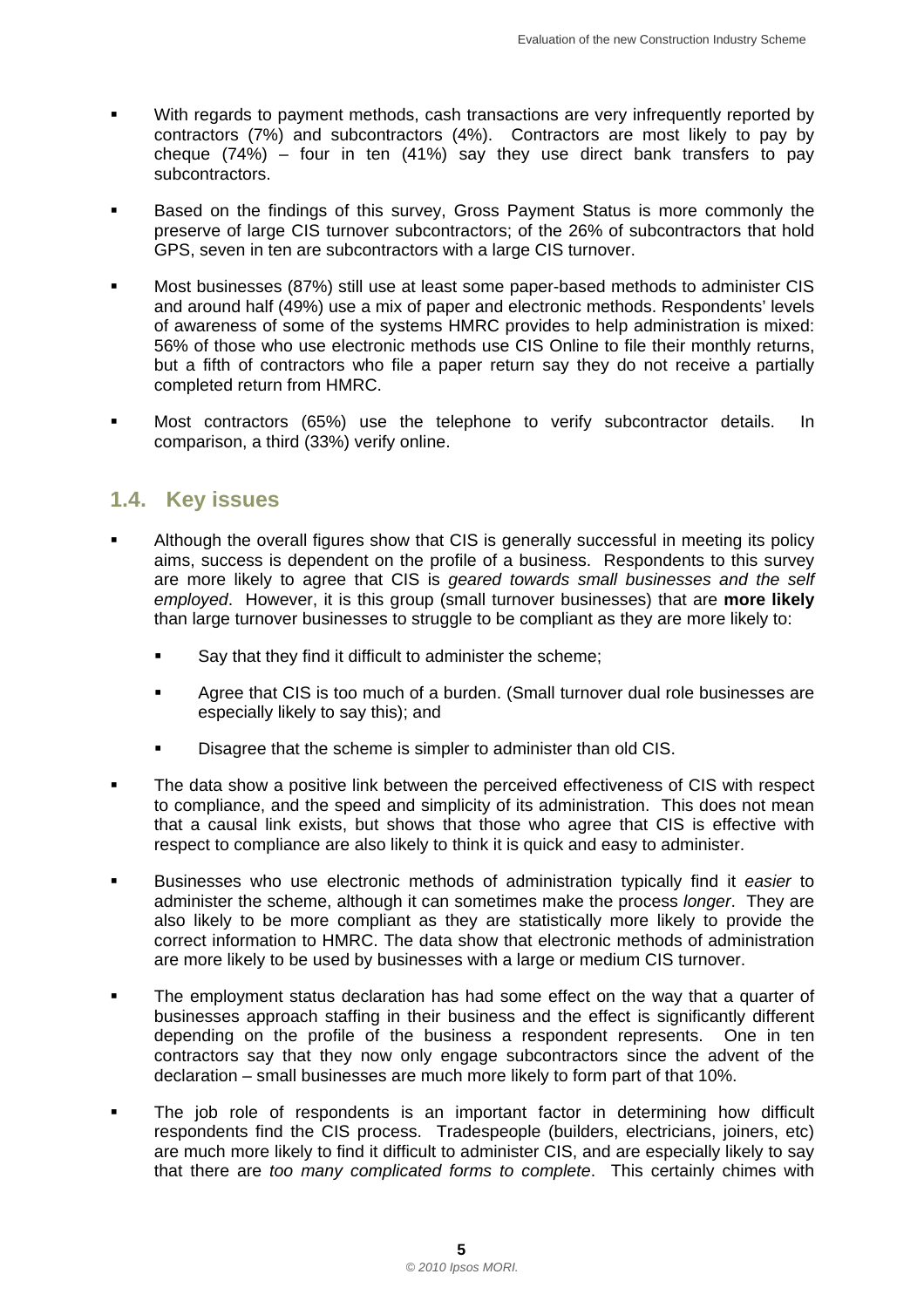- With regards to payment methods, cash transactions are very infrequently reported by contractors (7%) and subcontractors (4%). Contractors are most likely to pay by cheque (74%) – four in ten (41%) say they use direct bank transfers to pay subcontractors.

- Based on the findings of this survey, Gross Payment Status is more commonly the preserve of large CIS turnover subcontractors; of the 26% of subcontractors that hold GPS, seven in ten are subcontractors with a large CIS turnover.

- Most businesses (87%) still use at least some paper-based methods to administer CIS and around half (49%) use a mix of paper and electronic methods. Respondents' levels of awareness of some of the systems HMRC provides to help administration is mixed: 56% of those who use electronic methods use CIS Online to file their monthly returns, but a fifth of contractors who file a paper return say they do not receive a partially completed return from HMRC.

- Most contractors (65%) use the telephone to verify subcontractor details. In comparison, a third (33%) verify online.

## 1.4. Key issues

- Although the overall figures show that CIS is generally successful in meeting its policy aims, success is dependent on the profile of a business. Respondents to this survey are more likely to agree that CIS is *geared towards small businesses and the self employed*. However, it is this group (small turnover businesses) that are **more likely** than large turnover businesses to struggle to be compliant as they are more likely to:

  - Say that they find it difficult to administer the scheme;

  - Agree that CIS is too much of a burden. (Small turnover dual role businesses are especially likely to say this); and

  - Disagree that the scheme is simpler to administer than old CIS.

- The data show a positive link between the perceived effectiveness of CIS with respect to compliance, and the speed and simplicity of its administration. This does not mean that a causal link exists, but shows that those who agree that CIS is effective with respect to compliance are also likely to think it is quick and easy to administer.

- Businesses who use electronic methods of administration typically find it *easier* to administer the scheme, although it can sometimes make the process *longer*. They are also likely to be more compliant as they are statistically more likely to provide the correct information to HMRC. The data show that electronic methods of administration are more likely to be used by businesses with a large or medium CIS turnover.

- The employment status declaration has had some effect on the way that a quarter of businesses approach staffing in their business and the effect is significantly different depending on the profile of the business a respondent represents. One in ten contractors say that they now only engage subcontractors since the advent of the declaration – small businesses are much more likely to form part of that 10%.

- The job role of respondents is an important factor in determining how difficult respondents find the CIS process. Tradespeople (builders, electricians, joiners, etc) are much more likely to find it difficult to administer CIS, and are especially likely to say that there are *too many complicated forms to complete*. This certainly chimes with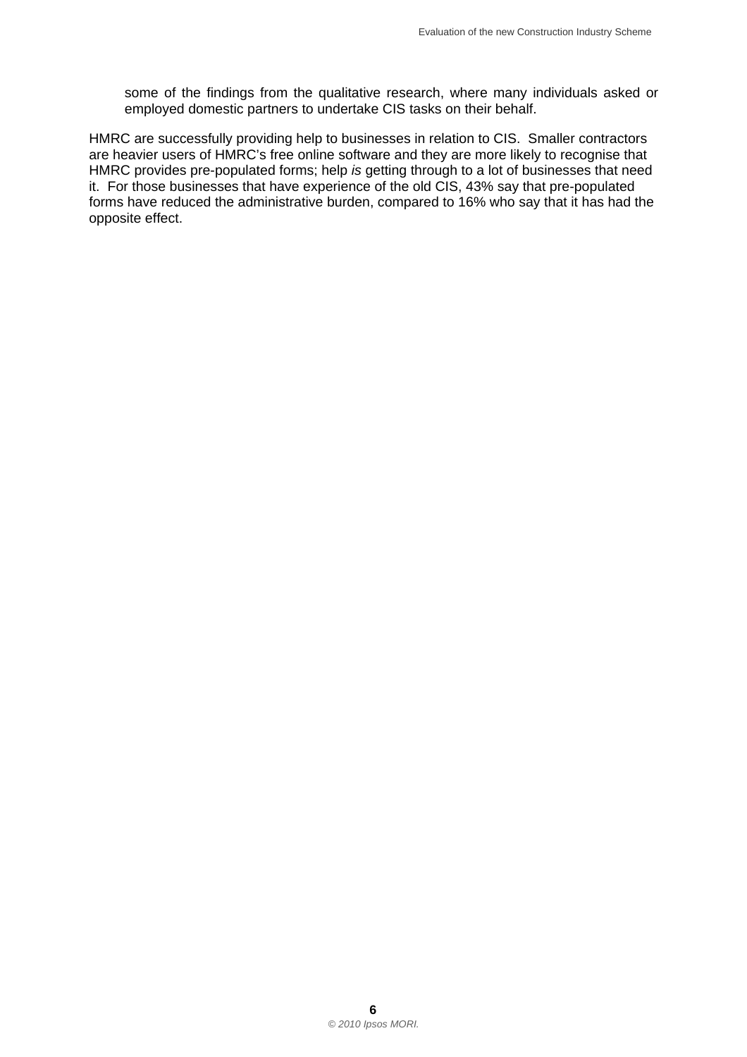some of the findings from the qualitative research, where many individuals asked or employed domestic partners to undertake CIS tasks on their behalf.

HMRC are successfully providing help to businesses in relation to CIS. Smaller contractors are heavier users of HMRC's free online software and they are more likely to recognise that HMRC provides pre-populated forms; help *is* getting through to a lot of businesses that need it. For those businesses that have experience of the old CIS, 43% say that pre-populated forms have reduced the administrative burden, compared to 16% who say that it has had the opposite effect.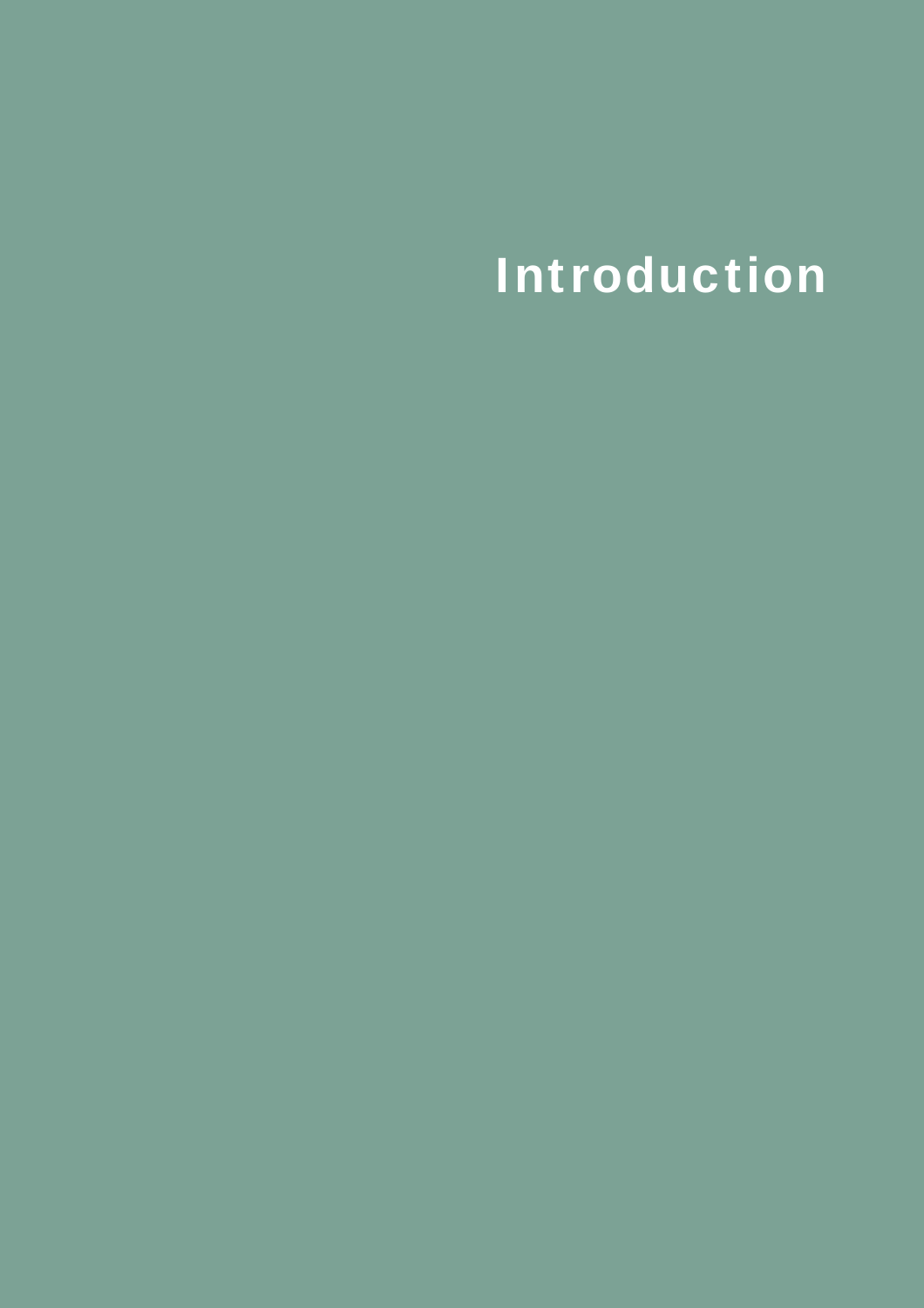# Introduction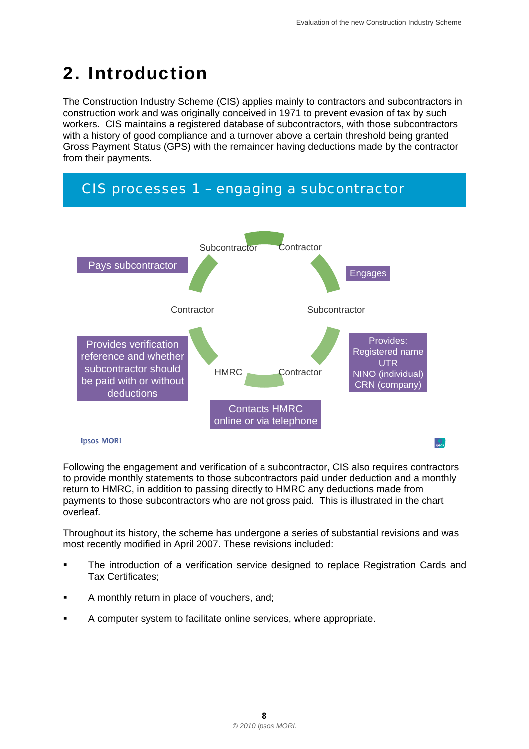# 2. Introduction

The Construction Industry Scheme (CIS) applies mainly to contractors and subcontractors in construction work and was originally conceived in 1971 to prevent evasion of tax by such workers. CIS maintains a registered database of subcontractors, with those subcontractors with a history of good compliance and a turnover above a certain threshold being granted Gross Payment Status (GPS) with the remainder having deductions made by the contractor from their payments.

## CIS processes 1 – engaging a subcontractor

Subcontractor — Contractor

Engages

Subcontractor

Provides:
Registered name
UTR
NINO (individual)
CRN (company)

Contractor — HMRC

Contacts HMRC online or via telephone

Provides verification reference and whether subcontractor should be paid with or without deductions

Contractor

Pays subcontractor

Ipsos MORI

Following the engagement and verification of a subcontractor, CIS also requires contractors to provide monthly statements to those subcontractors paid under deduction and a monthly return to HMRC, in addition to passing directly to HMRC any deductions made from payments to those subcontractors who are not gross paid. This is illustrated in the chart overleaf.

Throughout its history, the scheme has undergone a series of substantial revisions and was most recently modified in April 2007. These revisions included:

- The introduction of a verification service designed to replace Registration Cards and Tax Certificates;
- A monthly return in place of vouchers, and;
- A computer system to facilitate online services, where appropriate.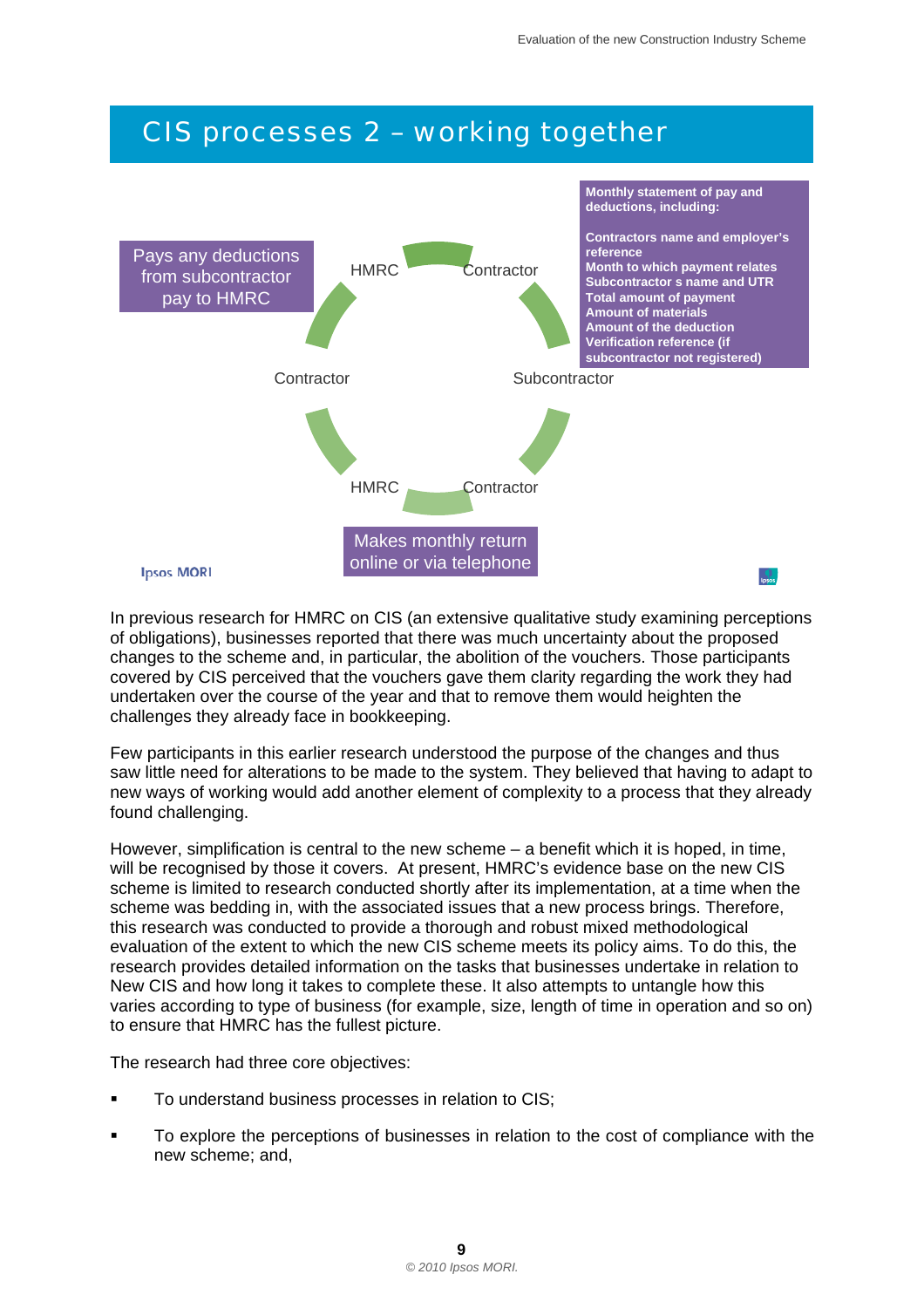## CIS processes 2 – working together

Pays any deductions from subcontractor pay to HMRC

HMRC — Contractor

Contractor — Subcontractor

HMRC — Contractor

**Monthly statement of pay and deductions, including:**

**Contractors name and employer's reference**
**Month to which payment relates**
**Subcontractor s name and UTR**
**Total amount of payment**
**Amount of materials**
**Amount of the deduction**
**Verification reference (if subcontractor not registered)**

Makes monthly return online or via telephone

In previous research for HMRC on CIS (an extensive qualitative study examining perceptions of obligations), businesses reported that there was much uncertainty about the proposed changes to the scheme and, in particular, the abolition of the vouchers. Those participants covered by CIS perceived that the vouchers gave them clarity regarding the work they had undertaken over the course of the year and that to remove them would heighten the challenges they already face in bookkeeping.

Few participants in this earlier research understood the purpose of the changes and thus saw little need for alterations to be made to the system. They believed that having to adapt to new ways of working would add another element of complexity to a process that they already found challenging.

However, simplification is central to the new scheme – a benefit which it is hoped, in time, will be recognised by those it covers. At present, HMRC's evidence base on the new CIS scheme is limited to research conducted shortly after its implementation, at a time when the scheme was bedding in, with the associated issues that a new process brings. Therefore, this research was conducted to provide a thorough and robust mixed methodological evaluation of the extent to which the new CIS scheme meets its policy aims. To do this, the research provides detailed information on the tasks that businesses undertake in relation to New CIS and how long it takes to complete these. It also attempts to untangle how this varies according to type of business (for example, size, length of time in operation and so on) to ensure that HMRC has the fullest picture.

The research had three core objectives:

- To understand business processes in relation to CIS;
- To explore the perceptions of businesses in relation to the cost of compliance with the new scheme; and,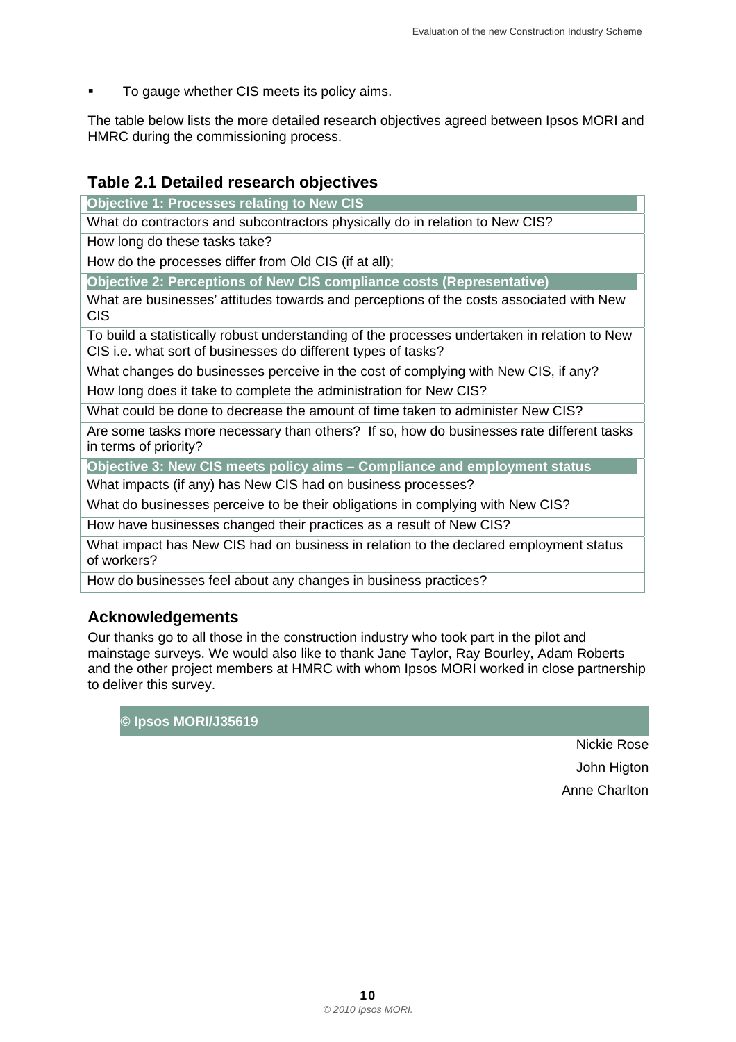- To gauge whether CIS meets its policy aims.

The table below lists the more detailed research objectives agreed between Ipsos MORI and HMRC during the commissioning process.

### Table 2.1 Detailed research objectives

| **Objective 1: Processes relating to New CIS** |
|---|
| What do contractors and subcontractors physically do in relation to New CIS? |
| How long do these tasks take? |
| How do the processes differ from Old CIS (if at all); |
| **Objective 2: Perceptions of New CIS compliance costs (Representative)** |
| What are businesses' attitudes towards and perceptions of the costs associated with New CIS |
| To build a statistically robust understanding of the processes undertaken in relation to New CIS i.e. what sort of businesses do different types of tasks? |
| What changes do businesses perceive in the cost of complying with New CIS, if any? |
| How long does it take to complete the administration for New CIS? |
| What could be done to decrease the amount of time taken to administer New CIS? |
| Are some tasks more necessary than others? If so, how do businesses rate different tasks in terms of priority? |
| **Objective 3: New CIS meets policy aims – Compliance and employment status** |
| What impacts (if any) has New CIS had on business processes? |
| What do businesses perceive to be their obligations in complying with New CIS? |
| How have businesses changed their practices as a result of New CIS? |
| What impact has New CIS had on business in relation to the declared employment status of workers? |
| How do businesses feel about any changes in business practices? |

### Acknowledgements

Our thanks go to all those in the construction industry who took part in the pilot and mainstage surveys. We would also like to thank Jane Taylor, Ray Bourley, Adam Roberts and the other project members at HMRC with whom Ipsos MORI worked in close partnership to deliver this survey.

**© Ipsos MORI/J35619**

Nickie Rose

John Higton

Anne Charlton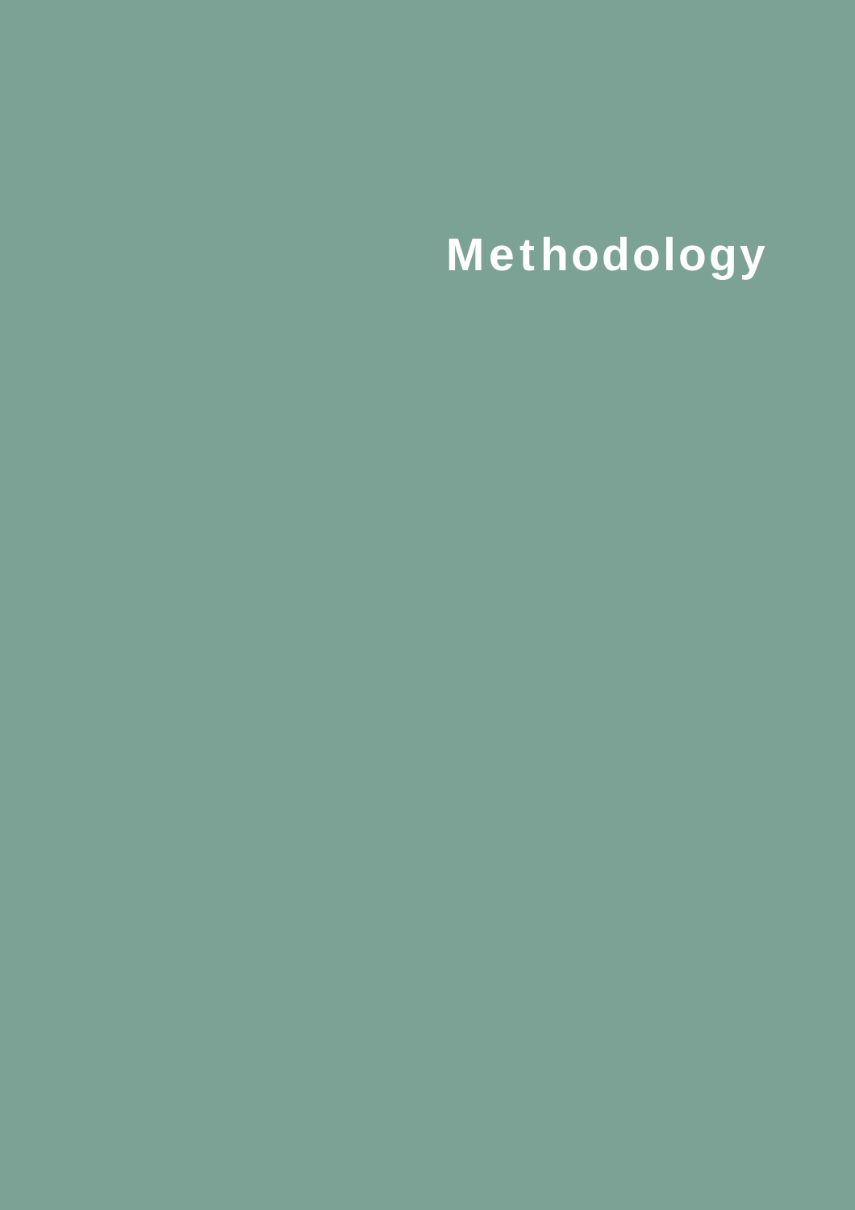# Methodology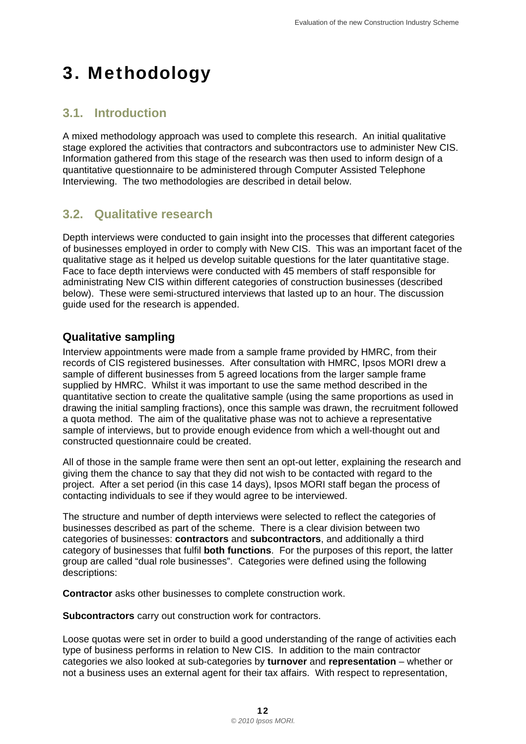# 3. Methodology

## 3.1. Introduction

A mixed methodology approach was used to complete this research. An initial qualitative stage explored the activities that contractors and subcontractors use to administer New CIS. Information gathered from this stage of the research was then used to inform design of a quantitative questionnaire to be administered through Computer Assisted Telephone Interviewing. The two methodologies are described in detail below.

## 3.2. Qualitative research

Depth interviews were conducted to gain insight into the processes that different categories of businesses employed in order to comply with New CIS. This was an important facet of the qualitative stage as it helped us develop suitable questions for the later quantitative stage. Face to face depth interviews were conducted with 45 members of staff responsible for administrating New CIS within different categories of construction businesses (described below). These were semi-structured interviews that lasted up to an hour. The discussion guide used for the research is appended.

### Qualitative sampling

Interview appointments were made from a sample frame provided by HMRC, from their records of CIS registered businesses. After consultation with HMRC, Ipsos MORI drew a sample of different businesses from 5 agreed locations from the larger sample frame supplied by HMRC. Whilst it was important to use the same method described in the quantitative section to create the qualitative sample (using the same proportions as used in drawing the initial sampling fractions), once this sample was drawn, the recruitment followed a quota method. The aim of the qualitative phase was not to achieve a representative sample of interviews, but to provide enough evidence from which a well-thought out and constructed questionnaire could be created.

All of those in the sample frame were then sent an opt-out letter, explaining the research and giving them the chance to say that they did not wish to be contacted with regard to the project. After a set period (in this case 14 days), Ipsos MORI staff began the process of contacting individuals to see if they would agree to be interviewed.

The structure and number of depth interviews were selected to reflect the categories of businesses described as part of the scheme. There is a clear division between two categories of businesses: **contractors** and **subcontractors**, and additionally a third category of businesses that fulfil **both functions**. For the purposes of this report, the latter group are called "dual role businesses". Categories were defined using the following descriptions:

**Contractor** asks other businesses to complete construction work.

**Subcontractors** carry out construction work for contractors.

Loose quotas were set in order to build a good understanding of the range of activities each type of business performs in relation to New CIS. In addition to the main contractor categories we also looked at sub-categories by **turnover** and **representation** – whether or not a business uses an external agent for their tax affairs. With respect to representation,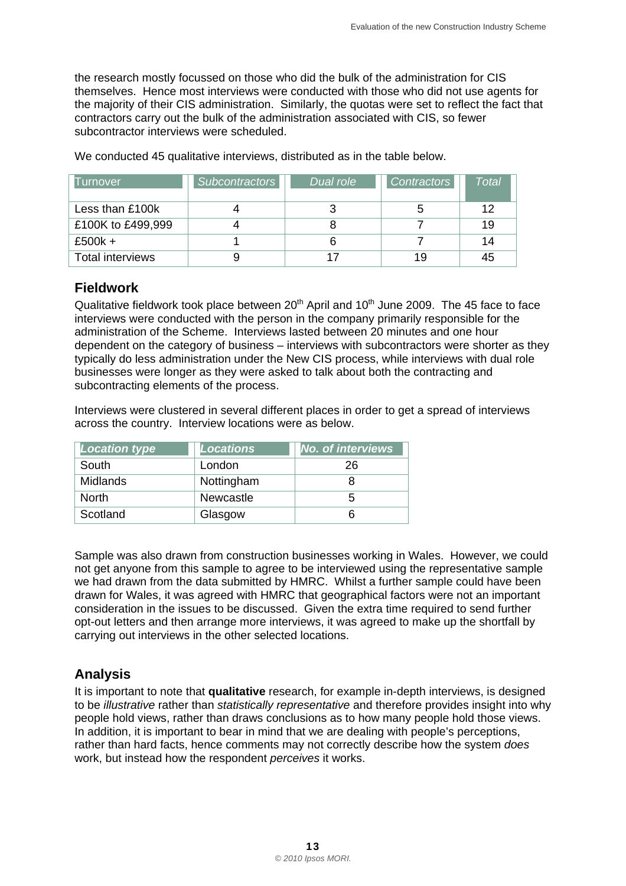the research mostly focussed on those who did the bulk of the administration for CIS themselves. Hence most interviews were conducted with those who did not use agents for the majority of their CIS administration. Similarly, the quotas were set to reflect the fact that contractors carry out the bulk of the administration associated with CIS, so fewer subcontractor interviews were scheduled.

We conducted 45 qualitative interviews, distributed as in the table below.

| Turnover | *Subcontractors* | *Dual role* | *Contractors* | *Total* |
|---|---|---|---|---|
| Less than £100k | 4 | 3 | 5 | 12 |
| £100K to £499,999 | 4 | 8 | 7 | 19 |
| £500k + | 1 | 6 | 7 | 14 |
| Total interviews | 9 | 17 | 19 | 45 |

## Fieldwork

Qualitative fieldwork took place between 20th April and 10th June 2009. The 45 face to face interviews were conducted with the person in the company primarily responsible for the administration of the Scheme. Interviews lasted between 20 minutes and one hour dependent on the category of business – interviews with subcontractors were shorter as they typically do less administration under the New CIS process, while interviews with dual role businesses were longer as they were asked to talk about both the contracting and subcontracting elements of the process.

Interviews were clustered in several different places in order to get a spread of interviews across the country. Interview locations were as below.

| ***Location type*** | ***Locations*** | ***No. of interviews*** |
|---|---|---|
| South | London | 26 |
| Midlands | Nottingham | 8 |
| North | Newcastle | 5 |
| Scotland | Glasgow | 6 |

Sample was also drawn from construction businesses working in Wales. However, we could not get anyone from this sample to agree to be interviewed using the representative sample we had drawn from the data submitted by HMRC. Whilst a further sample could have been drawn for Wales, it was agreed with HMRC that geographical factors were not an important consideration in the issues to be discussed. Given the extra time required to send further opt-out letters and then arrange more interviews, it was agreed to make up the shortfall by carrying out interviews in the other selected locations.

## Analysis

It is important to note that **qualitative** research, for example in-depth interviews, is designed to be *illustrative* rather than *statistically representative* and therefore provides insight into why people hold views, rather than draws conclusions as to how many people hold those views. In addition, it is important to bear in mind that we are dealing with people's perceptions, rather than hard facts, hence comments may not correctly describe how the system *does* work, but instead how the respondent *perceives* it works.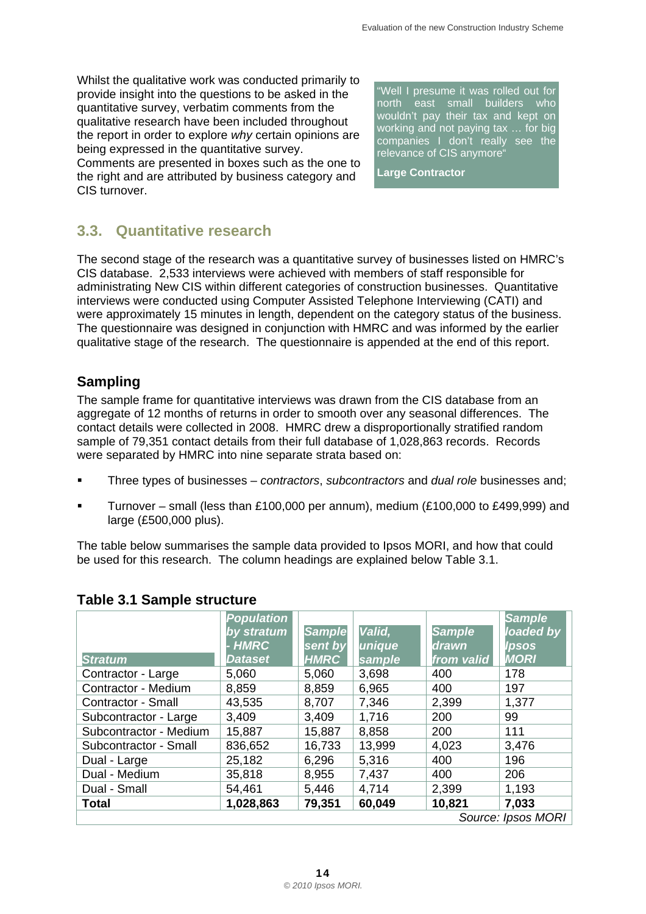Whilst the qualitative work was conducted primarily to provide insight into the questions to be asked in the quantitative survey, verbatim comments from the qualitative research have been included throughout the report in order to explore *why* certain opinions are being expressed in the quantitative survey. Comments are presented in boxes such as the one to the right and are attributed by business category and CIS turnover.

> "Well I presume it was rolled out for north east small builders who wouldn't pay their tax and kept on working and not paying tax … for big companies I don't really see the relevance of CIS anymore"
>
> **Large Contractor**

## 3.3. Quantitative research

The second stage of the research was a quantitative survey of businesses listed on HMRC's CIS database. 2,533 interviews were achieved with members of staff responsible for administrating New CIS within different categories of construction businesses. Quantitative interviews were conducted using Computer Assisted Telephone Interviewing (CATI) and were approximately 15 minutes in length, dependent on the category status of the business. The questionnaire was designed in conjunction with HMRC and was informed by the earlier qualitative stage of the research. The questionnaire is appended at the end of this report.

### Sampling

The sample frame for quantitative interviews was drawn from the CIS database from an aggregate of 12 months of returns in order to smooth over any seasonal differences. The contact details were collected in 2008. HMRC drew a disproportionally stratified random sample of 79,351 contact details from their full database of 1,028,863 records. Records were separated by HMRC into nine separate strata based on:

- Three types of businesses – *contractors*, *subcontractors* and *dual role* businesses and;
- Turnover – small (less than £100,000 per annum), medium (£100,000 to £499,999) and large (£500,000 plus).

The table below summarises the sample data provided to Ipsos MORI, and how that could be used for this research. The column headings are explained below Table 3.1.

**Table 3.1 Sample structure**

| *Stratum* | *Population by stratum - HMRC Dataset* | *Sample sent by HMRC* | *Valid, unique sample* | *Sample drawn from valid* | *Sample loaded by Ipsos MORI* |
|---|---|---|---|---|---|
| Contractor - Large | 5,060 | 5,060 | 3,698 | 400 | 178 |
| Contractor - Medium | 8,859 | 8,859 | 6,965 | 400 | 197 |
| Contractor - Small | 43,535 | 8,707 | 7,346 | 2,399 | 1,377 |
| Subcontractor - Large | 3,409 | 3,409 | 1,716 | 200 | 99 |
| Subcontractor - Medium | 15,887 | 15,887 | 8,858 | 200 | 111 |
| Subcontractor - Small | 836,652 | 16,733 | 13,999 | 4,023 | 3,476 |
| Dual - Large | 25,182 | 6,296 | 5,316 | 400 | 196 |
| Dual - Medium | 35,818 | 8,955 | 7,437 | 400 | 206 |
| Dual - Small | 54,461 | 5,446 | 4,714 | 2,399 | 1,193 |
| **Total** | **1,028,863** | **79,351** | **60,049** | **10,821** | **7,033** |

*Source: Ipsos MORI*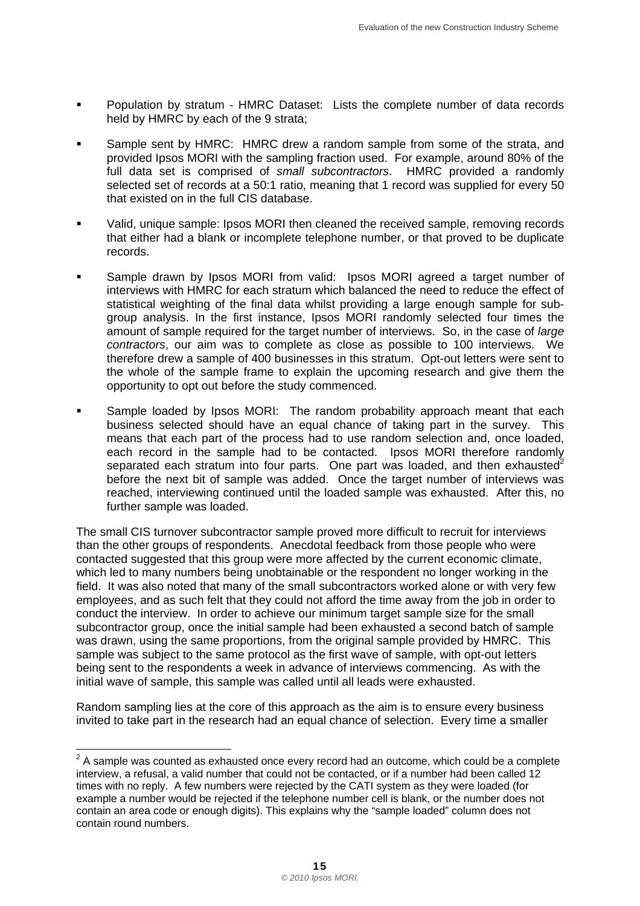- Population by stratum - HMRC Dataset: Lists the complete number of data records held by HMRC by each of the 9 strata;

- Sample sent by HMRC: HMRC drew a random sample from some of the strata, and provided Ipsos MORI with the sampling fraction used. For example, around 80% of the full data set is comprised of *small subcontractors*. HMRC provided a randomly selected set of records at a 50:1 ratio, meaning that 1 record was supplied for every 50 that existed on in the full CIS database.

- Valid, unique sample: Ipsos MORI then cleaned the received sample, removing records that either had a blank or incomplete telephone number, or that proved to be duplicate records.

- Sample drawn by Ipsos MORI from valid: Ipsos MORI agreed a target number of interviews with HMRC for each stratum which balanced the need to reduce the effect of statistical weighting of the final data whilst providing a large enough sample for sub-group analysis. In the first instance, Ipsos MORI randomly selected four times the amount of sample required for the target number of interviews. So, in the case of *large contractors*, our aim was to complete as close as possible to 100 interviews. We therefore drew a sample of 400 businesses in this stratum. Opt-out letters were sent to the whole of the sample frame to explain the upcoming research and give them the opportunity to opt out before the study commenced.

- Sample loaded by Ipsos MORI: The random probability approach meant that each business selected should have an equal chance of taking part in the survey. This means that each part of the process had to use random selection and, once loaded, each record in the sample had to be contacted. Ipsos MORI therefore randomly separated each stratum into four parts. One part was loaded, and then exhausted[2] before the next bit of sample was added. Once the target number of interviews was reached, interviewing continued until the loaded sample was exhausted. After this, no further sample was loaded.

The small CIS turnover subcontractor sample proved more difficult to recruit for interviews than the other groups of respondents. Anecdotal feedback from those people who were contacted suggested that this group were more affected by the current economic climate, which led to many numbers being unobtainable or the respondent no longer working in the field. It was also noted that many of the small subcontractors worked alone or with very few employees, and as such felt that they could not afford the time away from the job in order to conduct the interview. In order to achieve our minimum target sample size for the small subcontractor group, once the initial sample had been exhausted a second batch of sample was drawn, using the same proportions, from the original sample provided by HMRC. This sample was subject to the same protocol as the first wave of sample, with opt-out letters being sent to the respondents a week in advance of interviews commencing. As with the initial wave of sample, this sample was called until all leads were exhausted.

Random sampling lies at the core of this approach as the aim is to ensure every business invited to take part in the research had an equal chance of selection. Every time a smaller

---

[2] A sample was counted as exhausted once every record had an outcome, which could be a complete interview, a refusal, a valid number that could not be contacted, or if a number had been called 12 times with no reply. A few numbers were rejected by the CATI system as they were loaded (for example a number would be rejected if the telephone number cell is blank, or the number does not contain an area code or enough digits). This explains why the "sample loaded" column does not contain round numbers.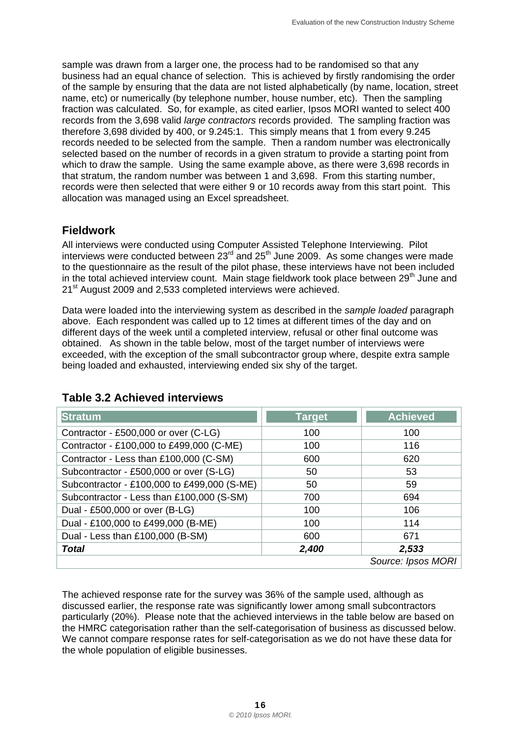sample was drawn from a larger one, the process had to be randomised so that any business had an equal chance of selection. This is achieved by firstly randomising the order of the sample by ensuring that the data are not listed alphabetically (by name, location, street name, etc) or numerically (by telephone number, house number, etc). Then the sampling fraction was calculated. So, for example, as cited earlier, Ipsos MORI wanted to select 400 records from the 3,698 valid *large contractors* records provided. The sampling fraction was therefore 3,698 divided by 400, or 9.245:1. This simply means that 1 from every 9.245 records needed to be selected from the sample. Then a random number was electronically selected based on the number of records in a given stratum to provide a starting point from which to draw the sample. Using the same example above, as there were 3,698 records in that stratum, the random number was between 1 and 3,698. From this starting number, records were then selected that were either 9 or 10 records away from this start point. This allocation was managed using an Excel spreadsheet.

## Fieldwork

All interviews were conducted using Computer Assisted Telephone Interviewing. Pilot interviews were conducted between 23rd and 25th June 2009. As some changes were made to the questionnaire as the result of the pilot phase, these interviews have not been included in the total achieved interview count. Main stage fieldwork took place between 29th June and 21st August 2009 and 2,533 completed interviews were achieved.

Data were loaded into the interviewing system as described in the *sample loaded* paragraph above. Each respondent was called up to 12 times at different times of the day and on different days of the week until a completed interview, refusal or other final outcome was obtained. As shown in the table below, most of the target number of interviews were exceeded, with the exception of the small subcontractor group where, despite extra sample being loaded and exhausted, interviewing ended six shy of the target.

## Table 3.2 Achieved interviews

| Stratum | Target | Achieved |
|---|---|---|
| Contractor - £500,000 or over (C-LG) | 100 | 100 |
| Contractor - £100,000 to £499,000 (C-ME) | 100 | 116 |
| Contractor - Less than £100,000 (C-SM) | 600 | 620 |
| Subcontractor - £500,000 or over (S-LG) | 50 | 53 |
| Subcontractor - £100,000 to £499,000 (S-ME) | 50 | 59 |
| Subcontractor - Less than £100,000 (S-SM) | 700 | 694 |
| Dual - £500,000 or over (B-LG) | 100 | 106 |
| Dual - £100,000 to £499,000 (B-ME) | 100 | 114 |
| Dual - Less than £100,000 (B-SM) | 600 | 671 |
| ***Total*** | ***2,400*** | ***2,533*** |

*Source: Ipsos MORI*

The achieved response rate for the survey was 36% of the sample used, although as discussed earlier, the response rate was significantly lower among small subcontractors particularly (20%). Please note that the achieved interviews in the table below are based on the HMRC categorisation rather than the self-categorisation of business as discussed below. We cannot compare response rates for self-categorisation as we do not have these data for the whole population of eligible businesses.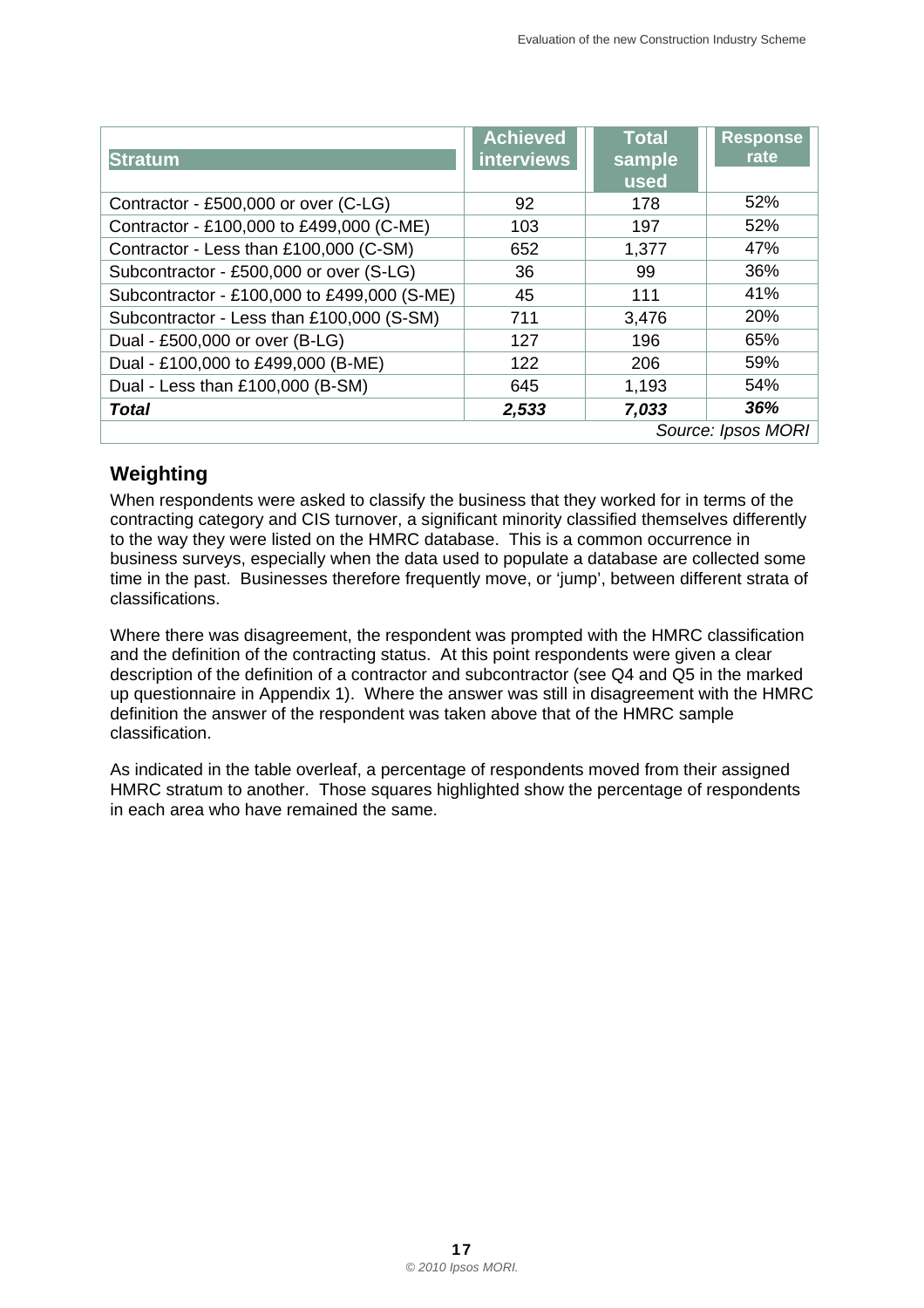| Stratum | Achieved interviews | Total sample used | Response rate |
|---|---|---|---|
| Contractor - £500,000 or over (C-LG) | 92 | 178 | 52% |
| Contractor - £100,000 to £499,000 (C-ME) | 103 | 197 | 52% |
| Contractor - Less than £100,000 (C-SM) | 652 | 1,377 | 47% |
| Subcontractor - £500,000 or over (S-LG) | 36 | 99 | 36% |
| Subcontractor - £100,000 to £499,000 (S-ME) | 45 | 111 | 41% |
| Subcontractor - Less than £100,000 (S-SM) | 711 | 3,476 | 20% |
| Dual - £500,000 or over (B-LG) | 127 | 196 | 65% |
| Dual - £100,000 to £499,000 (B-ME) | 122 | 206 | 59% |
| Dual - Less than £100,000 (B-SM) | 645 | 1,193 | 54% |
| ***Total*** | ***2,533*** | ***7,033*** | ***36%*** |

*Source: Ipsos MORI*

## Weighting

When respondents were asked to classify the business that they worked for in terms of the contracting category and CIS turnover, a significant minority classified themselves differently to the way they were listed on the HMRC database. This is a common occurrence in business surveys, especially when the data used to populate a database are collected some time in the past. Businesses therefore frequently move, or 'jump', between different strata of classifications.

Where there was disagreement, the respondent was prompted with the HMRC classification and the definition of the contracting status. At this point respondents were given a clear description of the definition of a contractor and subcontractor (see Q4 and Q5 in the marked up questionnaire in Appendix 1). Where the answer was still in disagreement with the HMRC definition the answer of the respondent was taken above that of the HMRC sample classification.

As indicated in the table overleaf, a percentage of respondents moved from their assigned HMRC stratum to another. Those squares highlighted show the percentage of respondents in each area who have remained the same.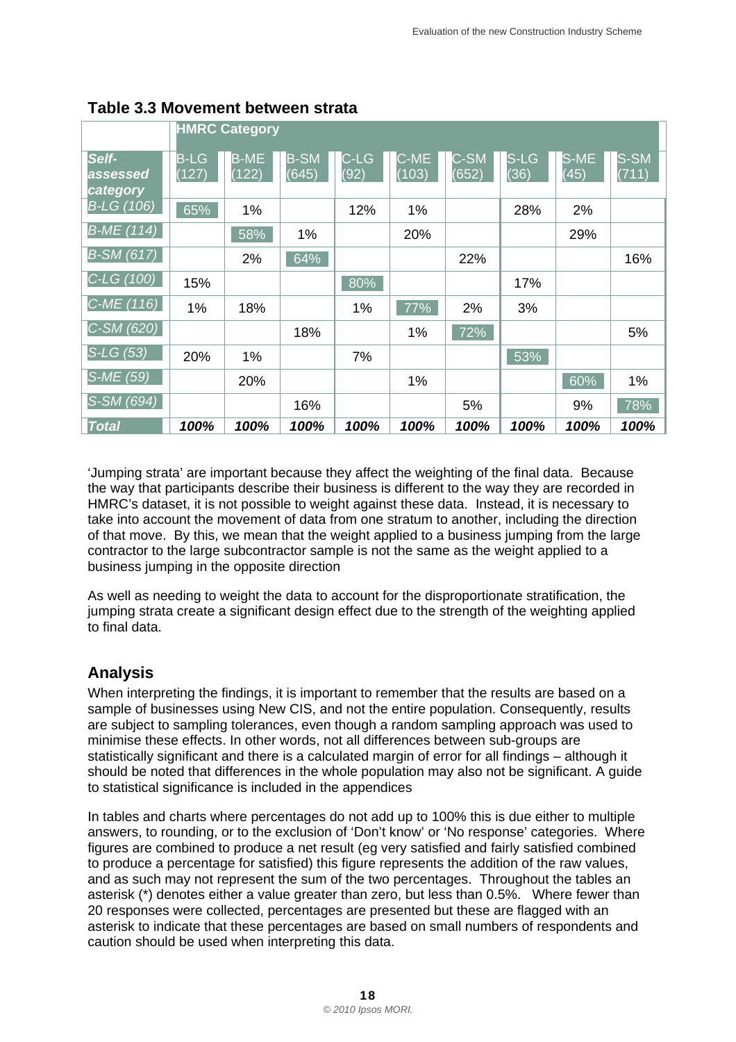## Table 3.3 Movement between strata

| | HMRC Category | | | | | | | | |
|---|---|---|---|---|---|---|---|---|---|
| ***Self-assessed category*** | B-LG (127) | B-ME (122) | B-SM (645) | C-LG (92) | C-ME (103) | C-SM (652) | S-LG (36) | S-ME (45) | S-SM (711) |
| *B-LG (106)* | 65% | 1% | | 12% | 1% | | 28% | 2% | |
| *B-ME (114)* | | 58% | 1% | | 20% | | | 29% | |
| *B-SM (617)* | | 2% | 64% | | | 22% | | | 16% |
| *C-LG (100)* | 15% | | | 80% | | | 17% | | |
| *C-ME (116)* | 1% | 18% | | 1% | 77% | 2% | 3% | | |
| *C-SM (620)* | | | 18% | | 1% | 72% | | | 5% |
| *S-LG (53)* | 20% | 1% | | 7% | | | 53% | | |
| *S-ME (59)* | | 20% | | | 1% | | | 60% | 1% |
| *S-SM (694)* | | | 16% | | | 5% | | 9% | 78% |
| ***Total*** | ***100%*** | ***100%*** | ***100%*** | ***100%*** | ***100%*** | ***100%*** | ***100%*** | ***100%*** | ***100%*** |

'Jumping strata' are important because they affect the weighting of the final data. Because the way that participants describe their business is different to the way they are recorded in HMRC's dataset, it is not possible to weight against these data. Instead, it is necessary to take into account the movement of data from one stratum to another, including the direction of that move. By this, we mean that the weight applied to a business jumping from the large contractor to the large subcontractor sample is not the same as the weight applied to a business jumping in the opposite direction

As well as needing to weight the data to account for the disproportionate stratification, the jumping strata create a significant design effect due to the strength of the weighting applied to final data.

## Analysis

When interpreting the findings, it is important to remember that the results are based on a sample of businesses using New CIS, and not the entire population. Consequently, results are subject to sampling tolerances, even though a random sampling approach was used to minimise these effects. In other words, not all differences between sub-groups are statistically significant and there is a calculated margin of error for all findings – although it should be noted that differences in the whole population may also not be significant. A guide to statistical significance is included in the appendices

In tables and charts where percentages do not add up to 100% this is due either to multiple answers, to rounding, or to the exclusion of 'Don't know' or 'No response' categories. Where figures are combined to produce a net result (eg very satisfied and fairly satisfied combined to produce a percentage for satisfied) this figure represents the addition of the raw values, and as such may not represent the sum of the two percentages. Throughout the tables an asterisk (*) denotes either a value greater than zero, but less than 0.5%. Where fewer than 20 responses were collected, percentages are presented but these are flagged with an asterisk to indicate that these percentages are based on small numbers of respondents and caution should be used when interpreting this data.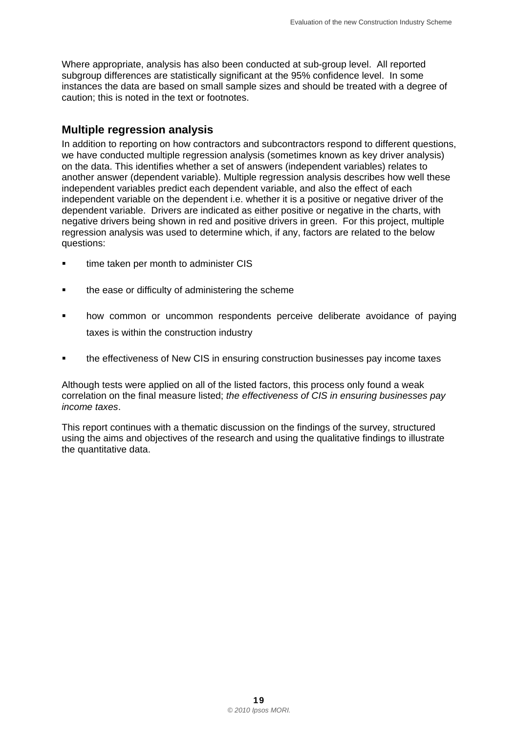Where appropriate, analysis has also been conducted at sub-group level. All reported subgroup differences are statistically significant at the 95% confidence level. In some instances the data are based on small sample sizes and should be treated with a degree of caution; this is noted in the text or footnotes.

## Multiple regression analysis

In addition to reporting on how contractors and subcontractors respond to different questions, we have conducted multiple regression analysis (sometimes known as key driver analysis) on the data. This identifies whether a set of answers (independent variables) relates to another answer (dependent variable). Multiple regression analysis describes how well these independent variables predict each dependent variable, and also the effect of each independent variable on the dependent i.e. whether it is a positive or negative driver of the dependent variable. Drivers are indicated as either positive or negative in the charts, with negative drivers being shown in red and positive drivers in green. For this project, multiple regression analysis was used to determine which, if any, factors are related to the below questions:

- time taken per month to administer CIS
- the ease or difficulty of administering the scheme
- how common or uncommon respondents perceive deliberate avoidance of paying taxes is within the construction industry
- the effectiveness of New CIS in ensuring construction businesses pay income taxes

Although tests were applied on all of the listed factors, this process only found a weak correlation on the final measure listed; *the effectiveness of CIS in ensuring businesses pay income taxes*.

This report continues with a thematic discussion on the findings of the survey, structured using the aims and objectives of the research and using the qualitative findings to illustrate the quantitative data.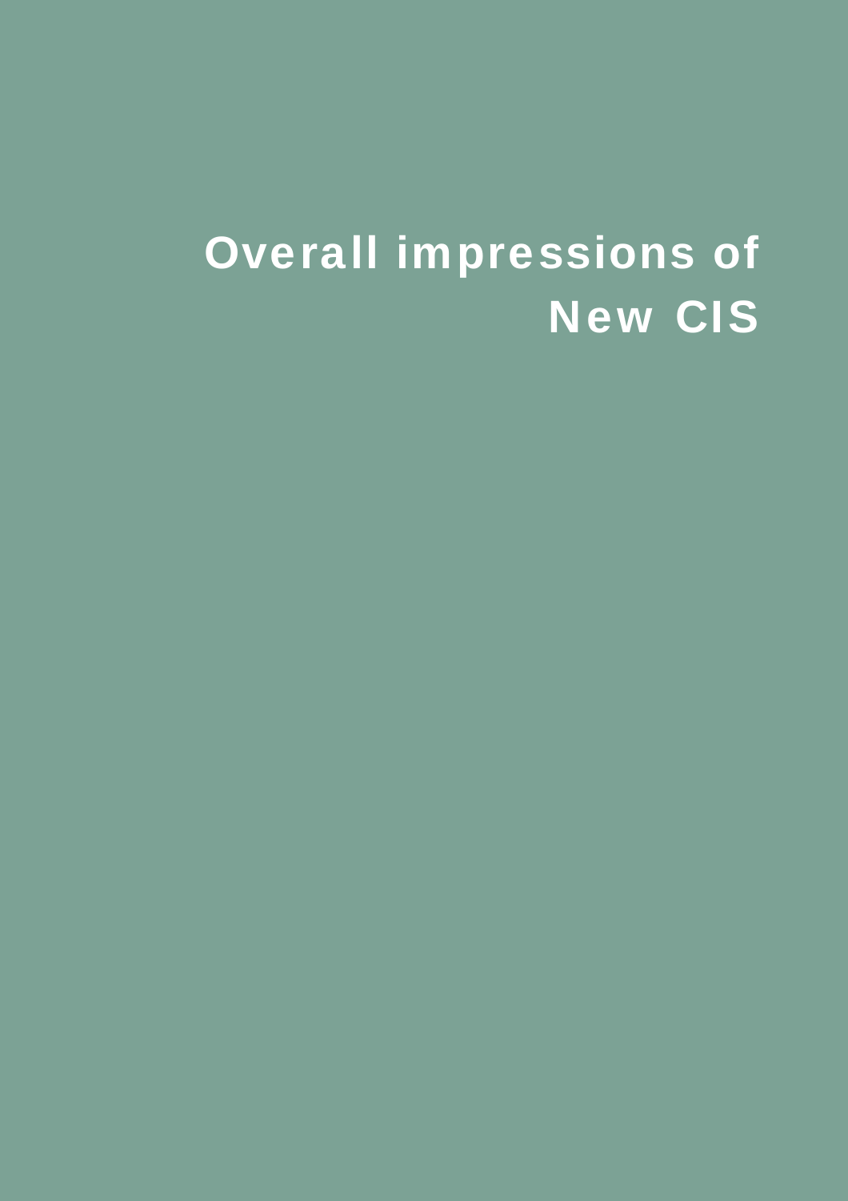# Overall impressions of New CIS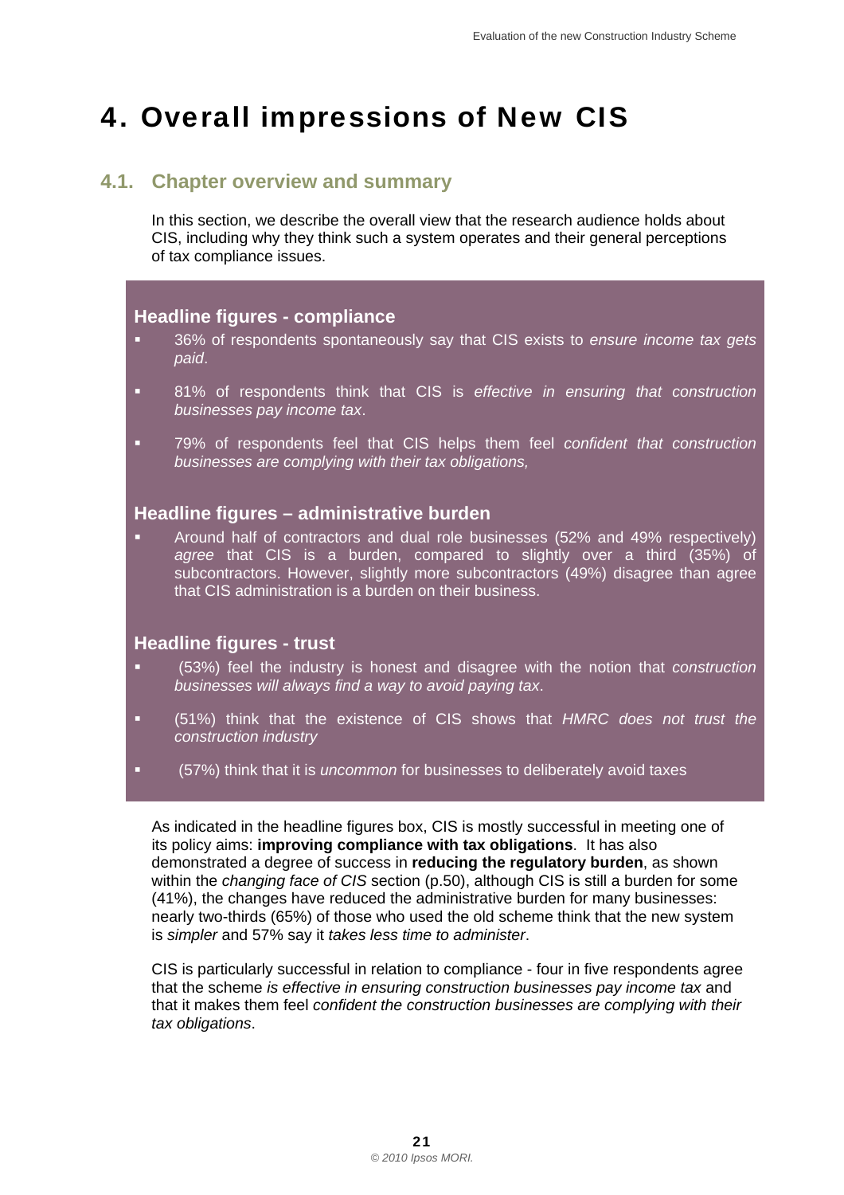# 4. Overall impressions of New CIS

## 4.1. Chapter overview and summary

In this section, we describe the overall view that the research audience holds about CIS, including why they think such a system operates and their general perceptions of tax compliance issues.

### Headline figures - compliance

- 36% of respondents spontaneously say that CIS exists to *ensure income tax gets paid*.
- 81% of respondents think that CIS is *effective in ensuring that construction businesses pay income tax*.
- 79% of respondents feel that CIS helps them feel *confident that construction businesses are complying with their tax obligations,*

### Headline figures – administrative burden

- Around half of contractors and dual role businesses (52% and 49% respectively) *agree* that CIS is a burden, compared to slightly over a third (35%) of subcontractors. However, slightly more subcontractors (49%) disagree than agree that CIS administration is a burden on their business.

### Headline figures - trust

- (53%) feel the industry is honest and disagree with the notion that *construction businesses will always find a way to avoid paying tax*.
- (51%) think that the existence of CIS shows that *HMRC does not trust the construction industry*
- (57%) think that it is *uncommon* for businesses to deliberately avoid taxes

As indicated in the headline figures box, CIS is mostly successful in meeting one of its policy aims: **improving compliance with tax obligations**. It has also demonstrated a degree of success in **reducing the regulatory burden**, as shown within the *changing face of CIS* section (p.50), although CIS is still a burden for some (41%), the changes have reduced the administrative burden for many businesses: nearly two-thirds (65%) of those who used the old scheme think that the new system is *simpler* and 57% say it *takes less time to administer*.

CIS is particularly successful in relation to compliance - four in five respondents agree that the scheme *is effective in ensuring construction businesses pay income tax* and that it makes them feel *confident the construction businesses are complying with their tax obligations*.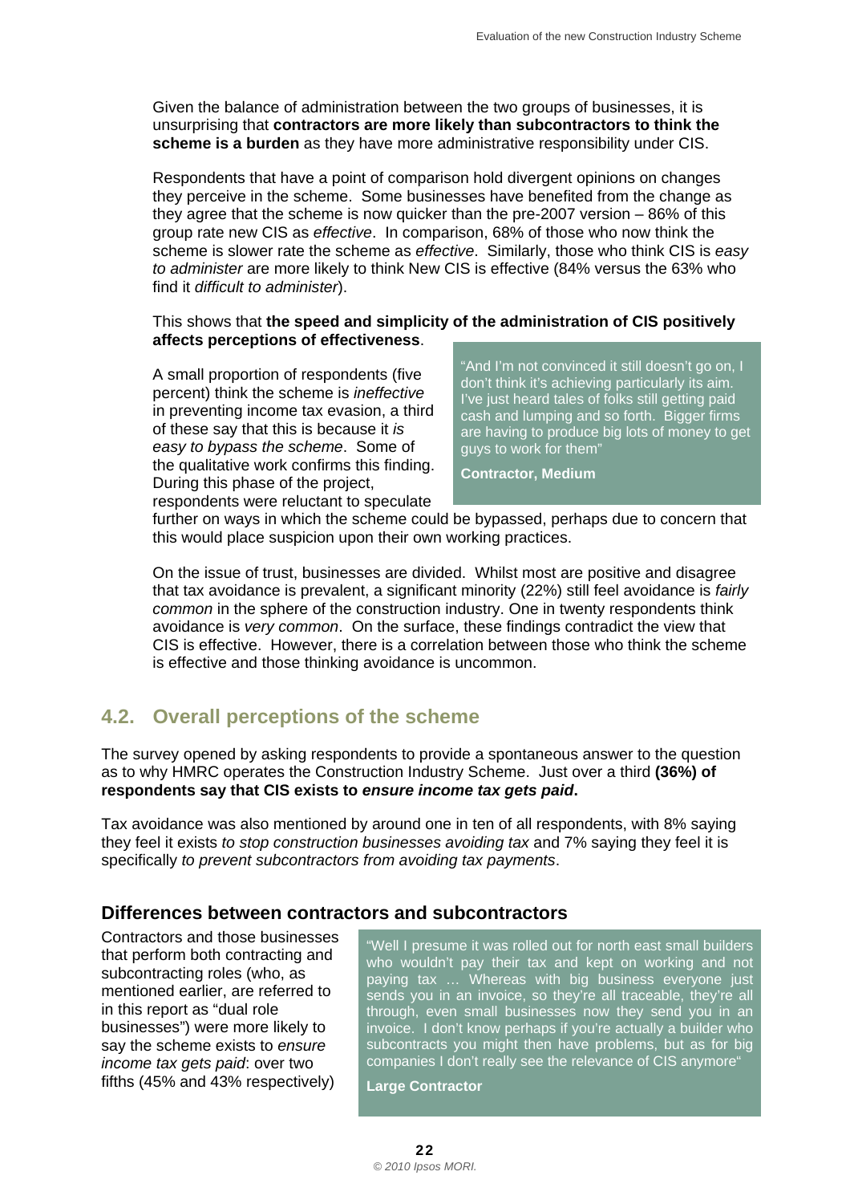Given the balance of administration between the two groups of businesses, it is unsurprising that **contractors are more likely than subcontractors to think the scheme is a burden** as they have more administrative responsibility under CIS.

Respondents that have a point of comparison hold divergent opinions on changes they perceive in the scheme. Some businesses have benefited from the change as they agree that the scheme is now quicker than the pre-2007 version – 86% of this group rate new CIS as *effective*. In comparison, 68% of those who now think the scheme is slower rate the scheme as *effective*. Similarly, those who think CIS is *easy to administer* are more likely to think New CIS is effective (84% versus the 63% who find it *difficult to administer*).

This shows that **the speed and simplicity of the administration of CIS positively affects perceptions of effectiveness**.

A small proportion of respondents (five percent) think the scheme is *ineffective* in preventing income tax evasion, a third of these say that this is because it *is easy to bypass the scheme*. Some of the qualitative work confirms this finding. During this phase of the project, respondents were reluctant to speculate further on ways in which the scheme could be bypassed, perhaps due to concern that this would place suspicion upon their own working practices.

> "And I'm not convinced it still doesn't go on, I don't think it's achieving particularly its aim. I've just heard tales of folks still getting paid cash and lumping and so forth. Bigger firms are having to produce big lots of money to get guys to work for them"
>
> **Contractor, Medium**

On the issue of trust, businesses are divided. Whilst most are positive and disagree that tax avoidance is prevalent, a significant minority (22%) still feel avoidance is *fairly common* in the sphere of the construction industry. One in twenty respondents think avoidance is *very common*. On the surface, these findings contradict the view that CIS is effective. However, there is a correlation between those who think the scheme is effective and those thinking avoidance is uncommon.

## 4.2. Overall perceptions of the scheme

The survey opened by asking respondents to provide a spontaneous answer to the question as to why HMRC operates the Construction Industry Scheme. Just over a third **(36%) of respondents say that CIS exists to *ensure income tax gets paid*.**

Tax avoidance was also mentioned by around one in ten of all respondents, with 8% saying they feel it exists *to stop construction businesses avoiding tax* and 7% saying they feel it is specifically *to prevent subcontractors from avoiding tax payments*.

### Differences between contractors and subcontractors

Contractors and those businesses that perform both contracting and subcontracting roles (who, as mentioned earlier, are referred to in this report as "dual role businesses") were more likely to say the scheme exists to *ensure income tax gets paid*: over two fifths (45% and 43% respectively)

> "Well I presume it was rolled out for north east small builders who wouldn't pay their tax and kept on working and not paying tax … Whereas with big business everyone just sends you in an invoice, so they're all traceable, they're all through, even small businesses now they send you in an invoice. I don't know perhaps if you're actually a builder who subcontracts you might then have problems, but as for big companies I don't really see the relevance of CIS anymore"
>
> **Large Contractor**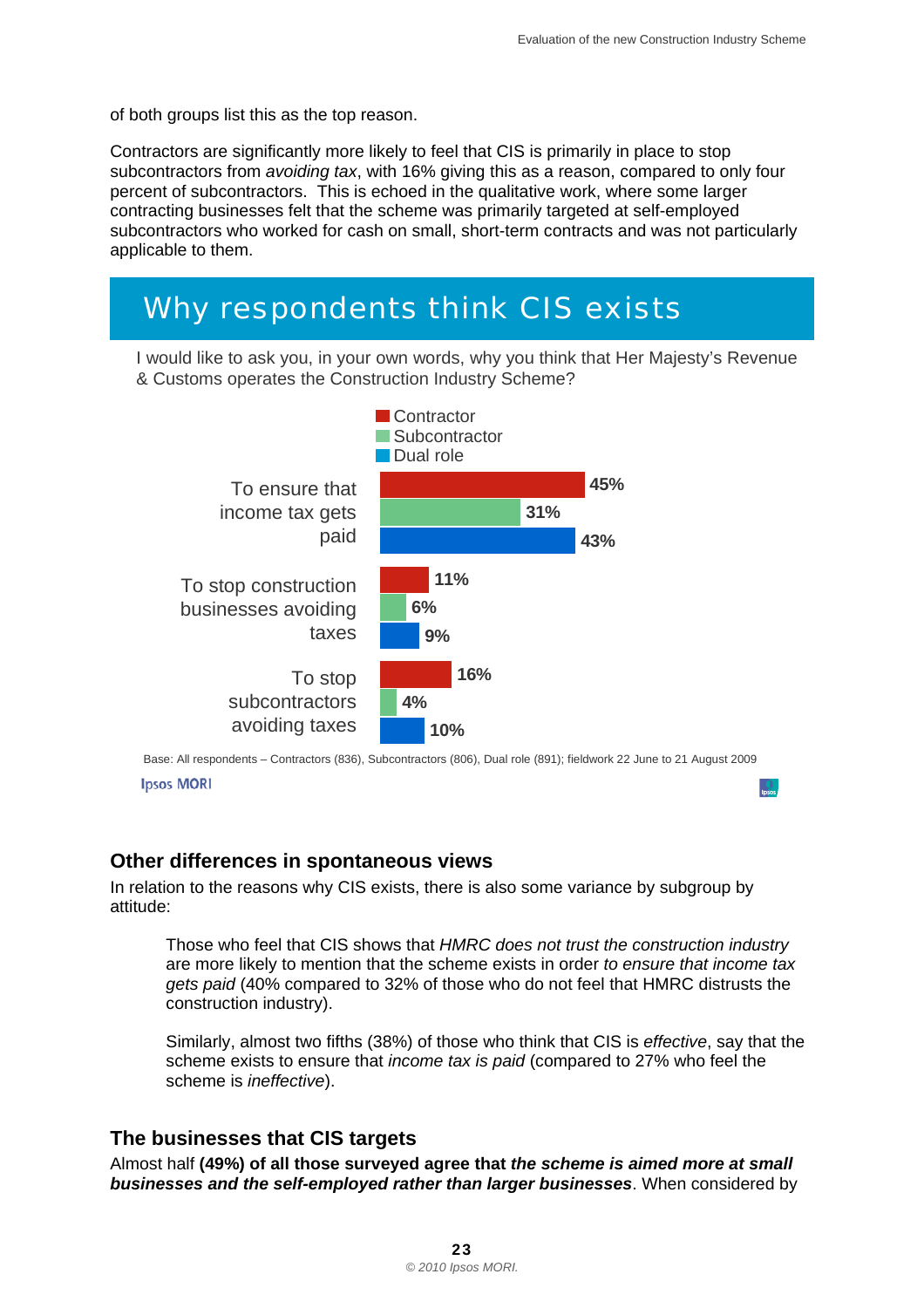of both groups list this as the top reason.

Contractors are significantly more likely to feel that CIS is primarily in place to stop subcontractors from *avoiding tax*, with 16% giving this as a reason, compared to only four percent of subcontractors. This is echoed in the qualitative work, where some larger contracting businesses felt that the scheme was primarily targeted at self-employed subcontractors who worked for cash on small, short-term contracts and was not particularly applicable to them.

## Why respondents think CIS exists

I would like to ask you, in your own words, why you think that Her Majesty's Revenue & Customs operates the Construction Industry Scheme?

| | Contractor | Subcontractor | Dual role |
|---|---|---|---|
| To ensure that income tax gets paid | 45% | 31% | 43% |
| To stop construction businesses avoiding taxes | 11% | 6% | 9% |
| To stop subcontractors avoiding taxes | 16% | 4% | 10% |

Base: All respondents – Contractors (836), Subcontractors (806), Dual role (891); fieldwork 22 June to 21 August 2009

Ipsos MORI

### Other differences in spontaneous views

In relation to the reasons why CIS exists, there is also some variance by subgroup by attitude:

> Those who feel that CIS shows that *HMRC does not trust the construction industry* are more likely to mention that the scheme exists in order *to ensure that income tax gets paid* (40% compared to 32% of those who do not feel that HMRC distrusts the construction industry).
>
> Similarly, almost two fifths (38%) of those who think that CIS is *effective*, say that the scheme exists to ensure that *income tax is paid* (compared to 27% who feel the scheme is *ineffective*).

### The businesses that CIS targets

Almost half **(49%) of all those surveyed agree that *the scheme is aimed more at small businesses and the self-employed rather than larger businesses***. When considered by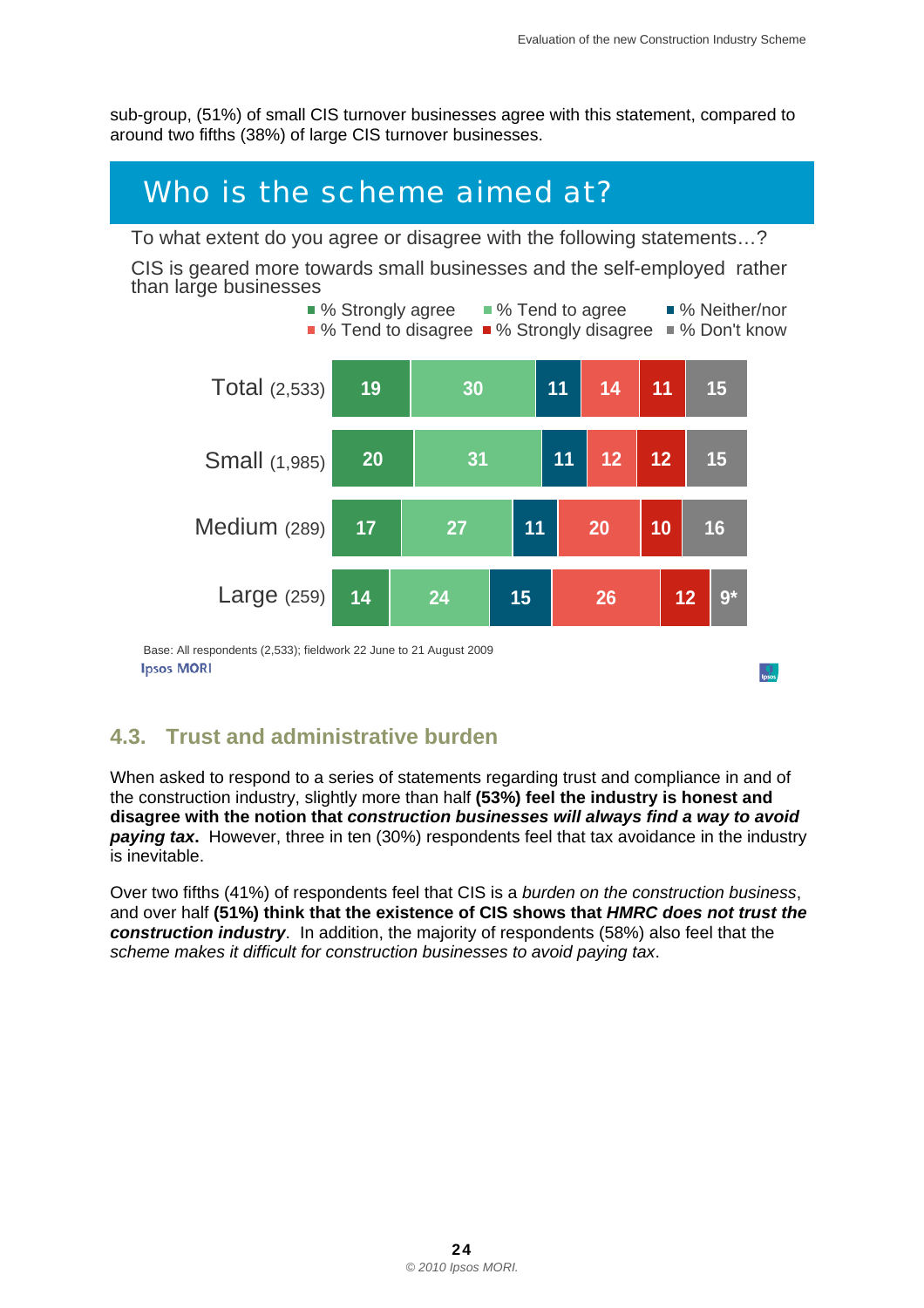sub-group, (51%) of small CIS turnover businesses agree with this statement, compared to around two fifths (38%) of large CIS turnover businesses.

## Who is the scheme aimed at?

To what extent do you agree or disagree with the following statements…?

CIS is geared more towards small businesses and the self-employed rather than large businesses

| | % Strongly agree | % Tend to agree | % Neither/nor | % Tend to disagree | % Strongly disagree | % Don't know |
|---|---|---|---|---|---|---|
| Total (2,533) | 19 | 30 | 11 | 14 | 11 | 15 |
| Small (1,985) | 20 | 31 | 11 | 12 | 12 | 15 |
| Medium (289) | 17 | 27 | 11 | 20 | 10 | 16 |
| Large (259) | 14 | 24 | 15 | 26 | 12 | 9* |

Base: All respondents (2,533); fieldwork 22 June to 21 August 2009

Ipsos MORI

### 4.3. Trust and administrative burden

When asked to respond to a series of statements regarding trust and compliance in and of the construction industry, slightly more than half **(53%) feel the industry is honest and disagree with the notion that *construction businesses will always find a way to avoid paying tax*.** However, three in ten (30%) respondents feel that tax avoidance in the industry is inevitable.

Over two fifths (41%) of respondents feel that CIS is a *burden on the construction business*, and over half **(51%) think that the existence of CIS shows that *HMRC does not trust the construction industry***. In addition, the majority of respondents (58%) also feel that the *scheme makes it difficult for construction businesses to avoid paying tax*.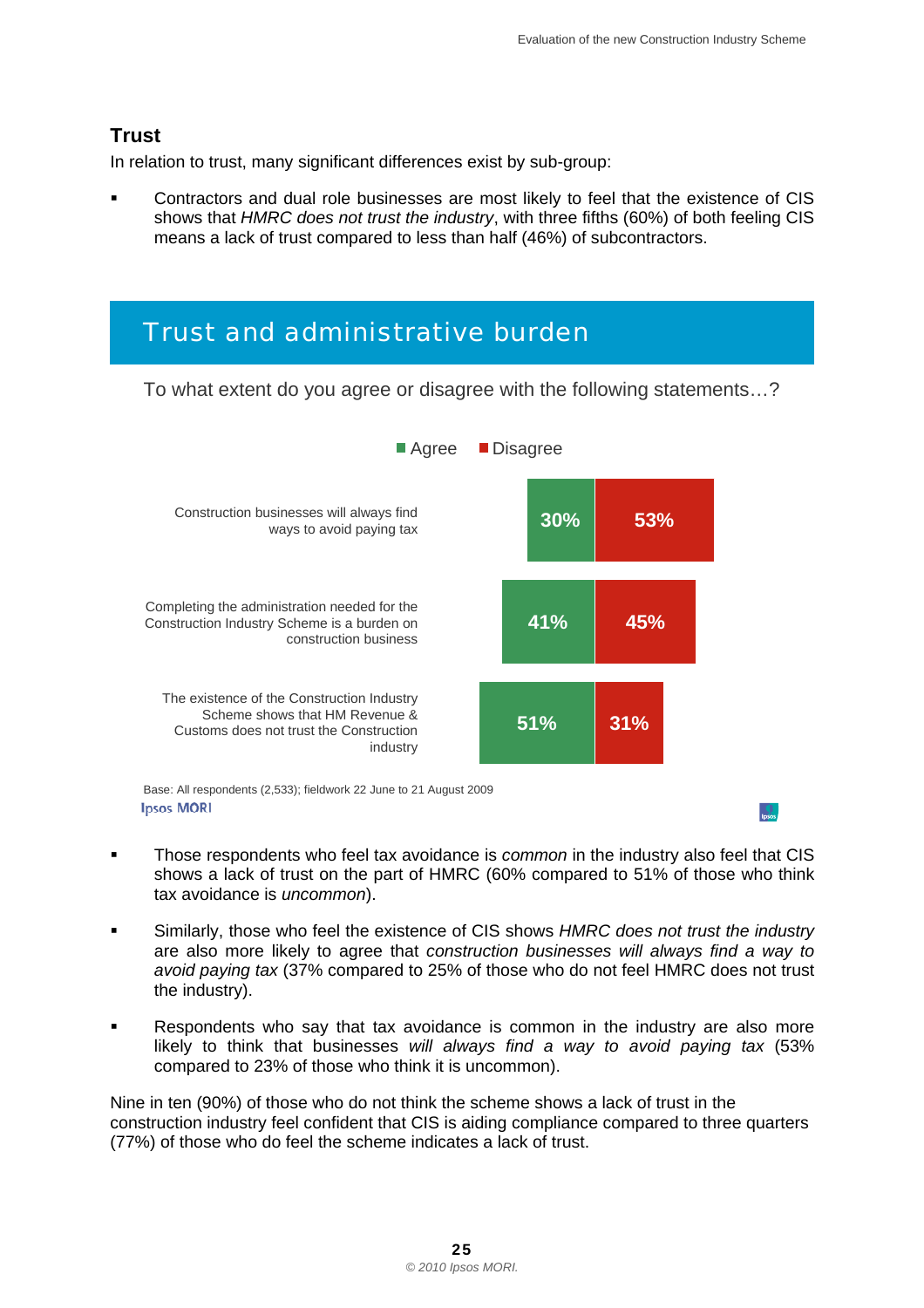### Trust

In relation to trust, many significant differences exist by sub-group:

- Contractors and dual role businesses are most likely to feel that the existence of CIS shows that *HMRC does not trust the industry*, with three fifths (60%) of both feeling CIS means a lack of trust compared to less than half (46%) of subcontractors.

## Trust and administrative burden

To what extent do you agree or disagree with the following statements…?

| Statement | Agree | Disagree |
| --- | --- | --- |
| Construction businesses will always find ways to avoid paying tax | 30% | 53% |
| Completing the administration needed for the Construction Industry Scheme is a burden on construction business | 41% | 45% |
| The existence of the Construction Industry Scheme shows that HM Revenue & Customs does not trust the Construction industry | 51% | 31% |

Base: All respondents (2,533); fieldwork 22 June to 21 August 2009

Ipsos MORI

- Those respondents who feel tax avoidance is *common* in the industry also feel that CIS shows a lack of trust on the part of HMRC (60% compared to 51% of those who think tax avoidance is *uncommon*).
- Similarly, those who feel the existence of CIS shows *HMRC does not trust the industry* are also more likely to agree that *construction businesses will always find a way to avoid paying tax* (37% compared to 25% of those who do not feel HMRC does not trust the industry).
- Respondents who say that tax avoidance is common in the industry are also more likely to think that businesses *will always find a way to avoid paying tax* (53% compared to 23% of those who think it is uncommon).

Nine in ten (90%) of those who do not think the scheme shows a lack of trust in the construction industry feel confident that CIS is aiding compliance compared to three quarters (77%) of those who do feel the scheme indicates a lack of trust.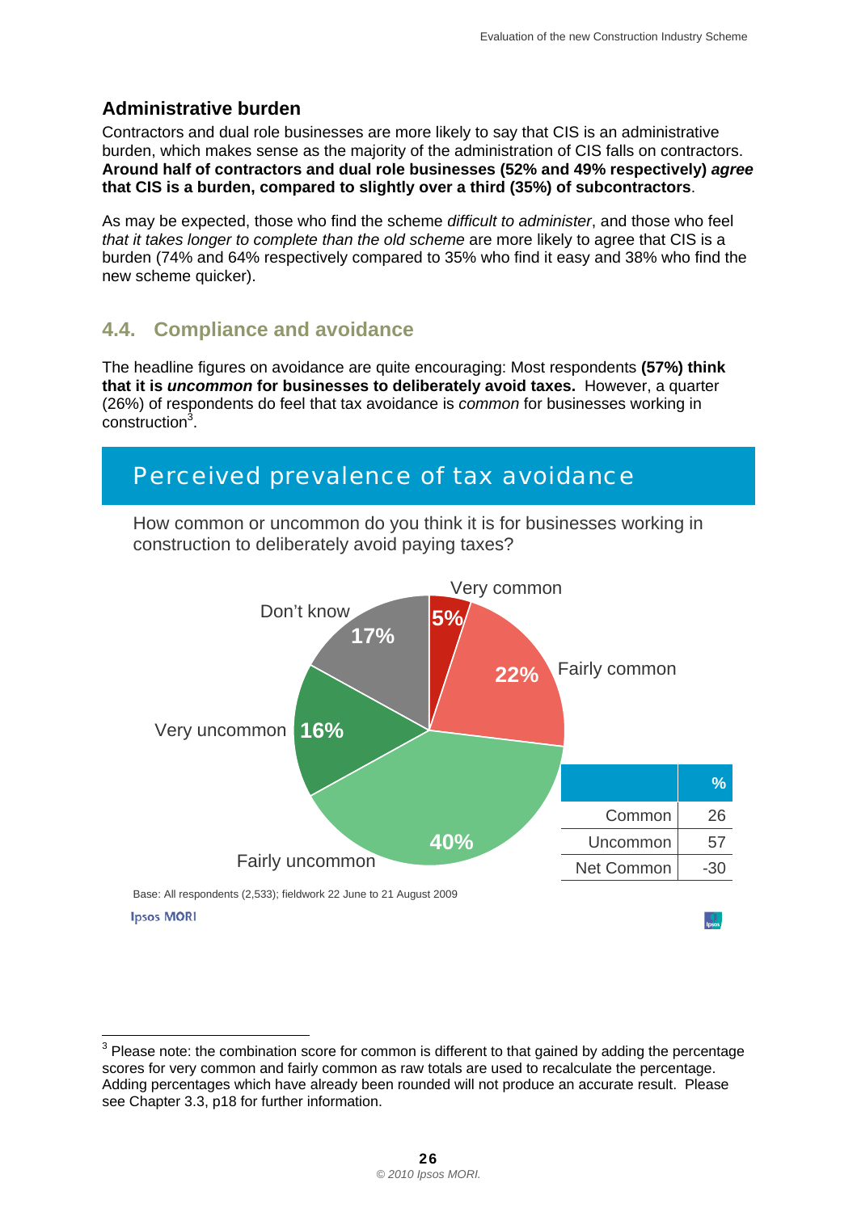## Administrative burden

Contractors and dual role businesses are more likely to say that CIS is an administrative burden, which makes sense as the majority of the administration of CIS falls on contractors. **Around half of contractors and dual role businesses (52% and 49% respectively) *agree* that CIS is a burden, compared to slightly over a third (35%) of subcontractors**.

As may be expected, those who find the scheme *difficult to administer*, and those who feel *that it takes longer to complete than the old scheme* are more likely to agree that CIS is a burden (74% and 64% respectively compared to 35% who find it easy and 38% who find the new scheme quicker).

## 4.4. Compliance and avoidance

The headline figures on avoidance are quite encouraging: Most respondents **(57%) think that it is *uncommon* for businesses to deliberately avoid taxes.** However, a quarter (26%) of respondents do feel that tax avoidance is *common* for businesses working in construction[3].

### Perceived prevalence of tax avoidance

How common or uncommon do you think it is for businesses working in construction to deliberately avoid paying taxes?

- Very common: 5%
- Fairly common: 22%
- Fairly uncommon: 40%
- Very uncommon: 16%
- Don't know: 17%

| | % |
|---|---|
| Common | 26 |
| Uncommon | 57 |
| Net Common | -30 |

Base: All respondents (2,533); fieldwork 22 June to 21 August 2009

Ipsos MORI

[3] Please note: the combination score for common is different to that gained by adding the percentage scores for very common and fairly common as raw totals are used to recalculate the percentage. Adding percentages which have already been rounded will not produce an accurate result. Please see Chapter 3.3, p18 for further information.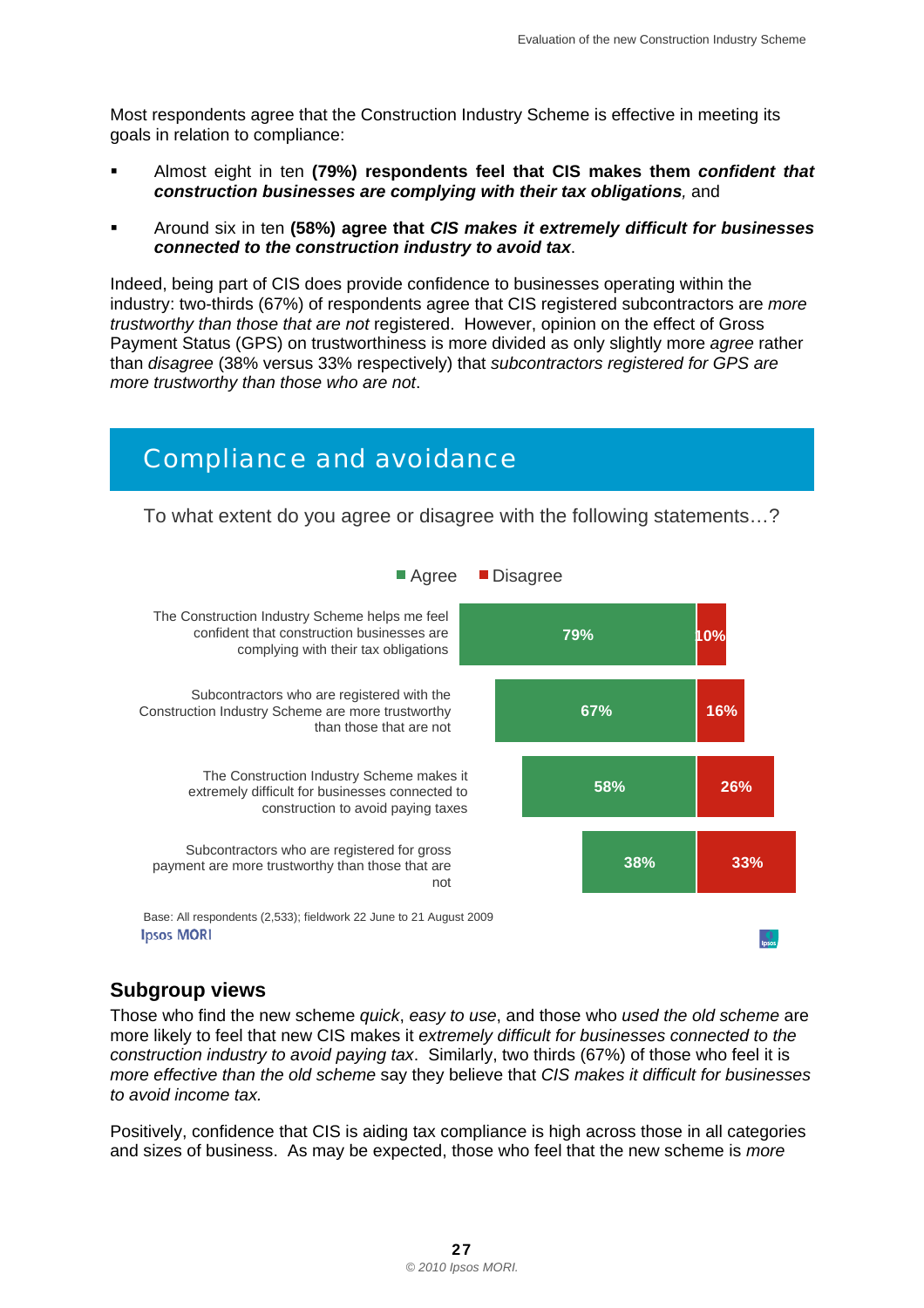Most respondents agree that the Construction Industry Scheme is effective in meeting its goals in relation to compliance:

- Almost eight in ten **(79%) respondents feel that CIS makes them** ***confident that construction businesses are complying with their tax obligations****,* and
- Around six in ten **(58%) agree that** ***CIS makes it extremely difficult for businesses connected to the construction industry to avoid tax***.

Indeed, being part of CIS does provide confidence to businesses operating within the industry: two-thirds (67%) of respondents agree that CIS registered subcontractors are *more trustworthy than those that are not* registered. However, opinion on the effect of Gross Payment Status (GPS) on trustworthiness is more divided as only slightly more *agree* rather than *disagree* (38% versus 33% respectively) that *subcontractors registered for GPS are more trustworthy than those who are not*.

## Compliance and avoidance

To what extent do you agree or disagree with the following statements…?

| Statement | Agree | Disagree |
|---|---|---|
| The Construction Industry Scheme helps me feel confident that construction businesses are complying with their tax obligations | 79% | 10% |
| Subcontractors who are registered with the Construction Industry Scheme are more trustworthy than those that are not | 67% | 16% |
| The Construction Industry Scheme makes it extremely difficult for businesses connected to construction to avoid paying taxes | 58% | 26% |
| Subcontractors who are registered for gross payment are more trustworthy than those that are not | 38% | 33% |

Base: All respondents (2,533); fieldwork 22 June to 21 August 2009

Ipsos MORI

## Subgroup views

Those who find the new scheme *quick*, *easy to use*, and those who *used the old scheme* are more likely to feel that new CIS makes it *extremely difficult for businesses connected to the construction industry to avoid paying tax*. Similarly, two thirds (67%) of those who feel it is *more effective than the old scheme* say they believe that *CIS makes it difficult for businesses to avoid income tax.*

Positively, confidence that CIS is aiding tax compliance is high across those in all categories and sizes of business. As may be expected, those who feel that the new scheme is *more*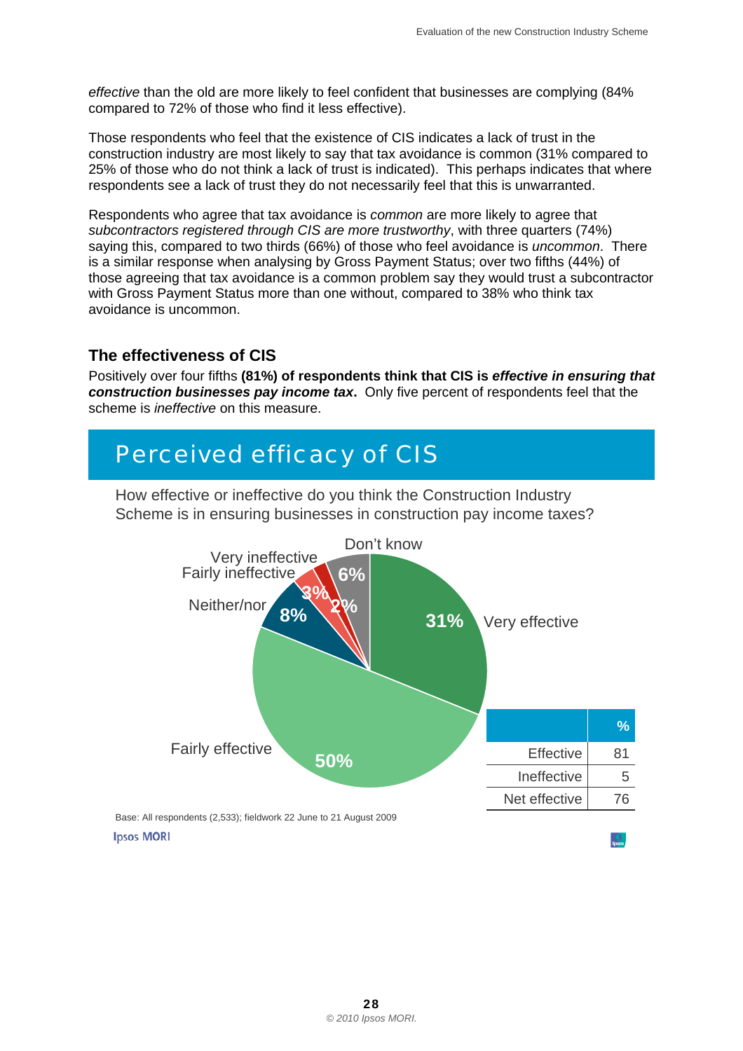*effective* than the old are more likely to feel confident that businesses are complying (84% compared to 72% of those who find it less effective).

Those respondents who feel that the existence of CIS indicates a lack of trust in the construction industry are most likely to say that tax avoidance is common (31% compared to 25% of those who do not think a lack of trust is indicated). This perhaps indicates that where respondents see a lack of trust they do not necessarily feel that this is unwarranted.

Respondents who agree that tax avoidance is *common* are more likely to agree that *subcontractors registered through CIS are more trustworthy*, with three quarters (74%) saying this, compared to two thirds (66%) of those who feel avoidance is *uncommon*. There is a similar response when analysing by Gross Payment Status; over two fifths (44%) of those agreeing that tax avoidance is a common problem say they would trust a subcontractor with Gross Payment Status more than one without, compared to 38% who think tax avoidance is uncommon.

## The effectiveness of CIS

Positively over four fifths **(81%) of respondents think that CIS is *effective in ensuring that construction businesses pay income tax*.** Only five percent of respondents feel that the scheme is *ineffective* on this measure.

## Perceived efficacy of CIS

How effective or ineffective do you think the Construction Industry Scheme is in ensuring businesses in construction pay income taxes?

| Response | % |
|---|---|
| Very effective | 31% |
| Fairly effective | 50% |
| Neither/nor | 8% |
| Fairly ineffective | 3% |
| Very ineffective | 2% |
| Don't know | 6% |

| | % |
|---|---|
| Effective | 81 |
| Ineffective | 5 |
| Net effective | 76 |

Base: All respondents (2,533); fieldwork 22 June to 21 August 2009

Ipsos MORI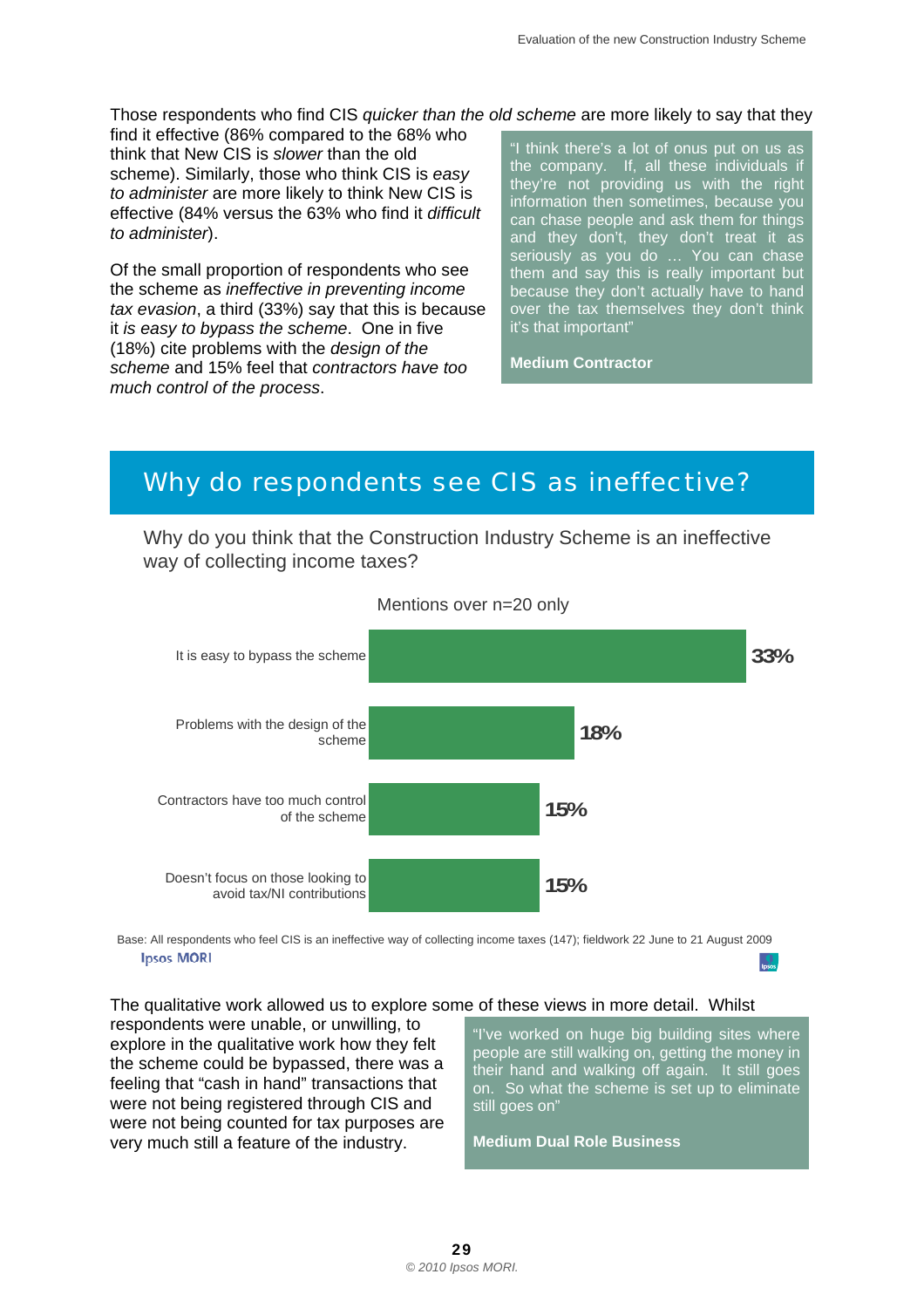Those respondents who find CIS *quicker than the old scheme* are more likely to say that they find it effective (86% compared to the 68% who think that New CIS is *slower* than the old scheme). Similarly, those who think CIS is *easy to administer* are more likely to think New CIS is effective (84% versus the 63% who find it *difficult to administer*).

Of the small proportion of respondents who see the scheme as *ineffective in preventing income tax evasion*, a third (33%) say that this is because it *is easy to bypass the scheme*. One in five (18%) cite problems with the *design of the scheme* and 15% feel that *contractors have too much control of the process*.

> "I think there's a lot of onus put on us as the company. If, all these individuals if they're not providing us with the right information then sometimes, because you can chase people and ask them for things and they don't, they don't treat it as seriously as you do … You can chase them and say this is really important but because they don't actually have to hand over the tax themselves they don't think it's that important"
>
> **Medium Contractor**

## Why do respondents see CIS as ineffective?

Why do you think that the Construction Industry Scheme is an ineffective way of collecting income taxes?

Mentions over n=20 only

| Reason | % |
|---|---|
| It is easy to bypass the scheme | 33% |
| Problems with the design of the scheme | 18% |
| Contractors have too much control of the scheme | 15% |
| Doesn't focus on those looking to avoid tax/NI contributions | 15% |

Base: All respondents who feel CIS is an ineffective way of collecting income taxes (147); fieldwork 22 June to 21 August 2009

Ipsos MORI

The qualitative work allowed us to explore some of these views in more detail. Whilst respondents were unable, or unwilling, to explore in the qualitative work how they felt the scheme could be bypassed, there was a feeling that "cash in hand" transactions that were not being registered through CIS and were not being counted for tax purposes are very much still a feature of the industry.

> "I've worked on huge big building sites where people are still walking on, getting the money in their hand and walking off again. It still goes on. So what the scheme is set up to eliminate still goes on"
>
> **Medium Dual Role Business**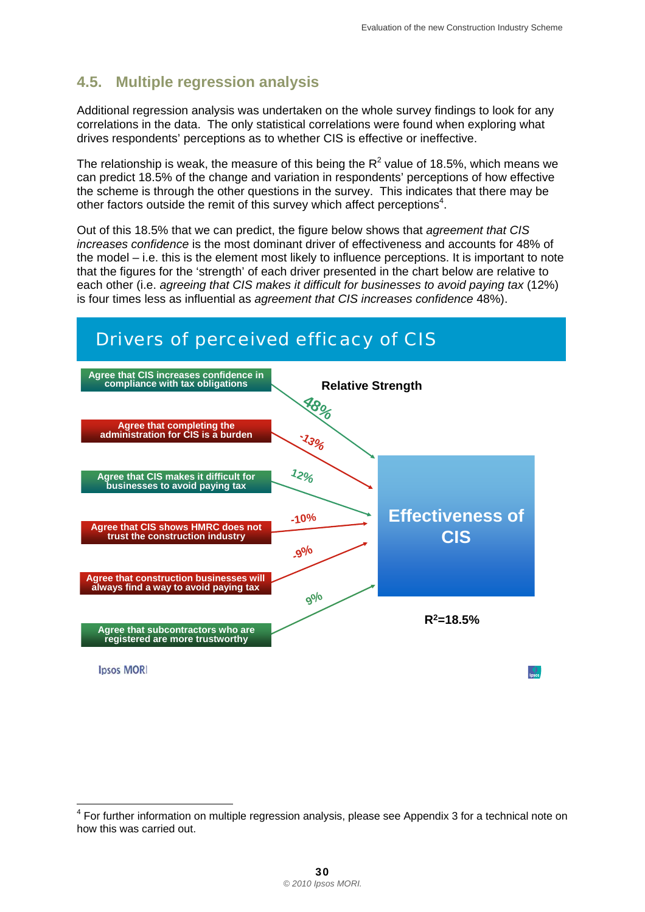## 4.5. Multiple regression analysis

Additional regression analysis was undertaken on the whole survey findings to look for any correlations in the data. The only statistical correlations were found when exploring what drives respondents' perceptions as to whether CIS is effective or ineffective.

The relationship is weak, the measure of this being the $R^2$ value of 18.5%, which means we can predict 18.5% of the change and variation in respondents' perceptions of how effective the scheme is through the other questions in the survey. This indicates that there may be other factors outside the remit of this survey which affect perceptions[4].

Out of this 18.5% that we can predict, the figure below shows that *agreement that CIS increases confidence* is the most dominant driver of effectiveness and accounts for 48% of the model – i.e. this is the element most likely to influence perceptions. It is important to note that the figures for the 'strength' of each driver presented in the chart below are relative to each other (i.e. *agreeing that CIS makes it difficult for businesses to avoid paying tax* (12%) is four times less as influential as *agreement that CIS increases confidence* 48%).

**Drivers of perceived efficacy of CIS**

Relative Strength

| Driver | Relative Strength |
|---|---|
| Agree that CIS increases confidence in compliance with tax obligations | 48% |
| Agree that completing the administration for CIS is a burden | -13% |
| Agree that CIS makes it difficult for businesses to avoid paying tax | 12% |
| Agree that CIS shows HMRC does not trust the construction industry | -10% |
| Agree that construction businesses will always find a way to avoid paying tax | -9% |
| Agree that subcontractors who are registered are more trustworthy | 9% |

Effectiveness of CIS

$R^2$=18.5%

Ipsos MORI

[4] For further information on multiple regression analysis, please see Appendix 3 for a technical note on how this was carried out.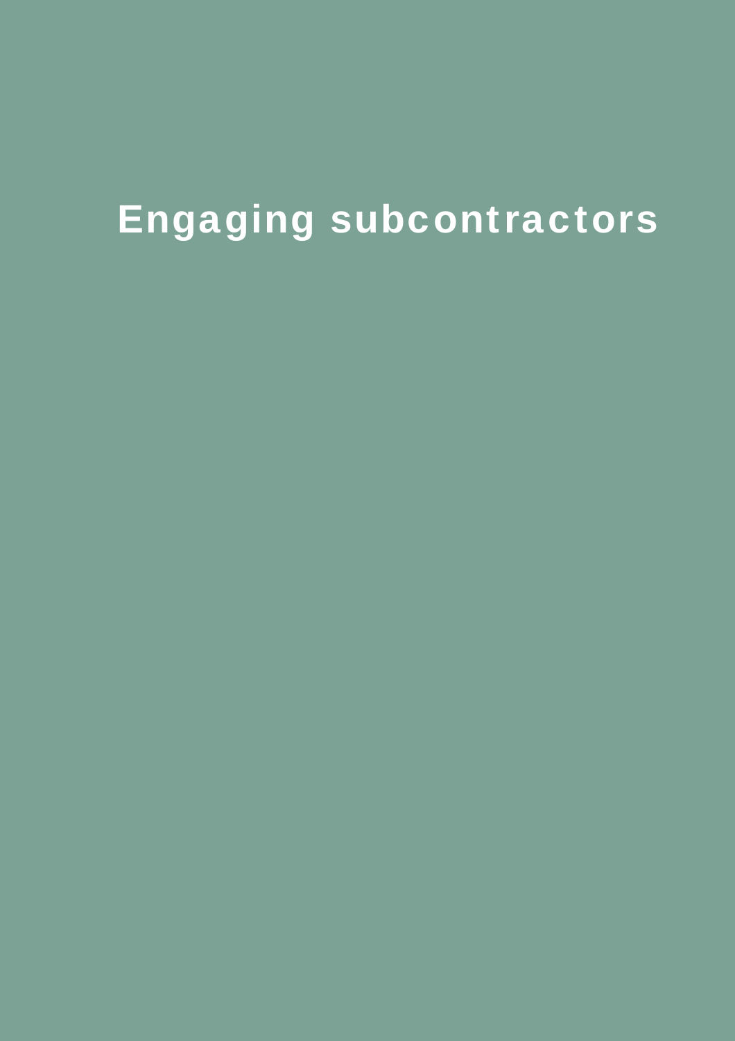# Engaging subcontractors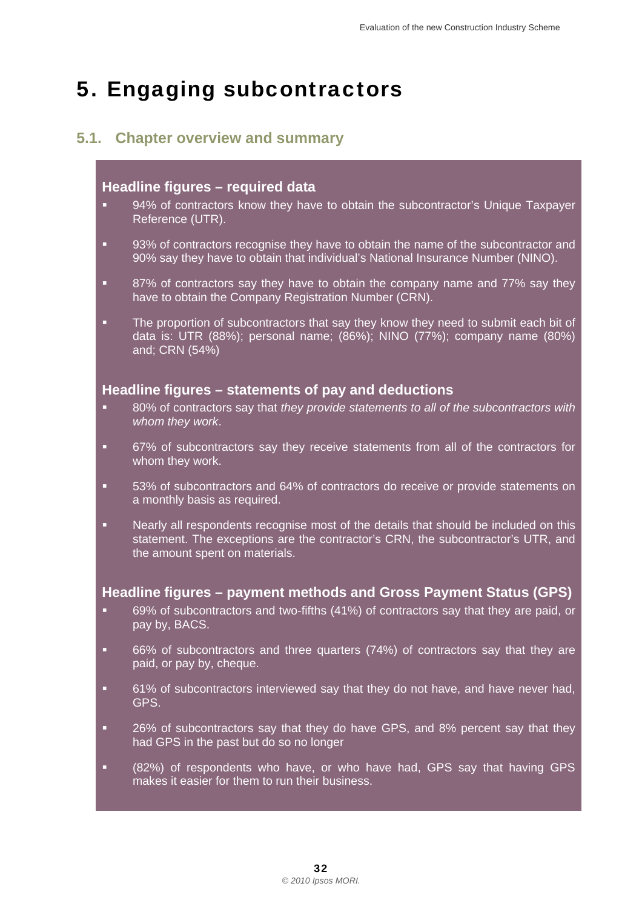# 5. Engaging subcontractors

## 5.1. Chapter overview and summary

### Headline figures – required data

- 94% of contractors know they have to obtain the subcontractor's Unique Taxpayer Reference (UTR).
- 93% of contractors recognise they have to obtain the name of the subcontractor and 90% say they have to obtain that individual's National Insurance Number (NINO).
- 87% of contractors say they have to obtain the company name and 77% say they have to obtain the Company Registration Number (CRN).
- The proportion of subcontractors that say they know they need to submit each bit of data is: UTR (88%); personal name; (86%); NINO (77%); company name (80%) and; CRN (54%)

### Headline figures – statements of pay and deductions

- 80% of contractors say that *they provide statements to all of the subcontractors with whom they work*.
- 67% of subcontractors say they receive statements from all of the contractors for whom they work.
- 53% of subcontractors and 64% of contractors do receive or provide statements on a monthly basis as required.
- Nearly all respondents recognise most of the details that should be included on this statement. The exceptions are the contractor's CRN, the subcontractor's UTR, and the amount spent on materials.

### Headline figures – payment methods and Gross Payment Status (GPS)

- 69% of subcontractors and two-fifths (41%) of contractors say that they are paid, or pay by, BACS.
- 66% of subcontractors and three quarters (74%) of contractors say that they are paid, or pay by, cheque.
- 61% of subcontractors interviewed say that they do not have, and have never had, GPS.
- 26% of subcontractors say that they do have GPS, and 8% percent say that they had GPS in the past but do so no longer
- (82%) of respondents who have, or who have had, GPS say that having GPS makes it easier for them to run their business.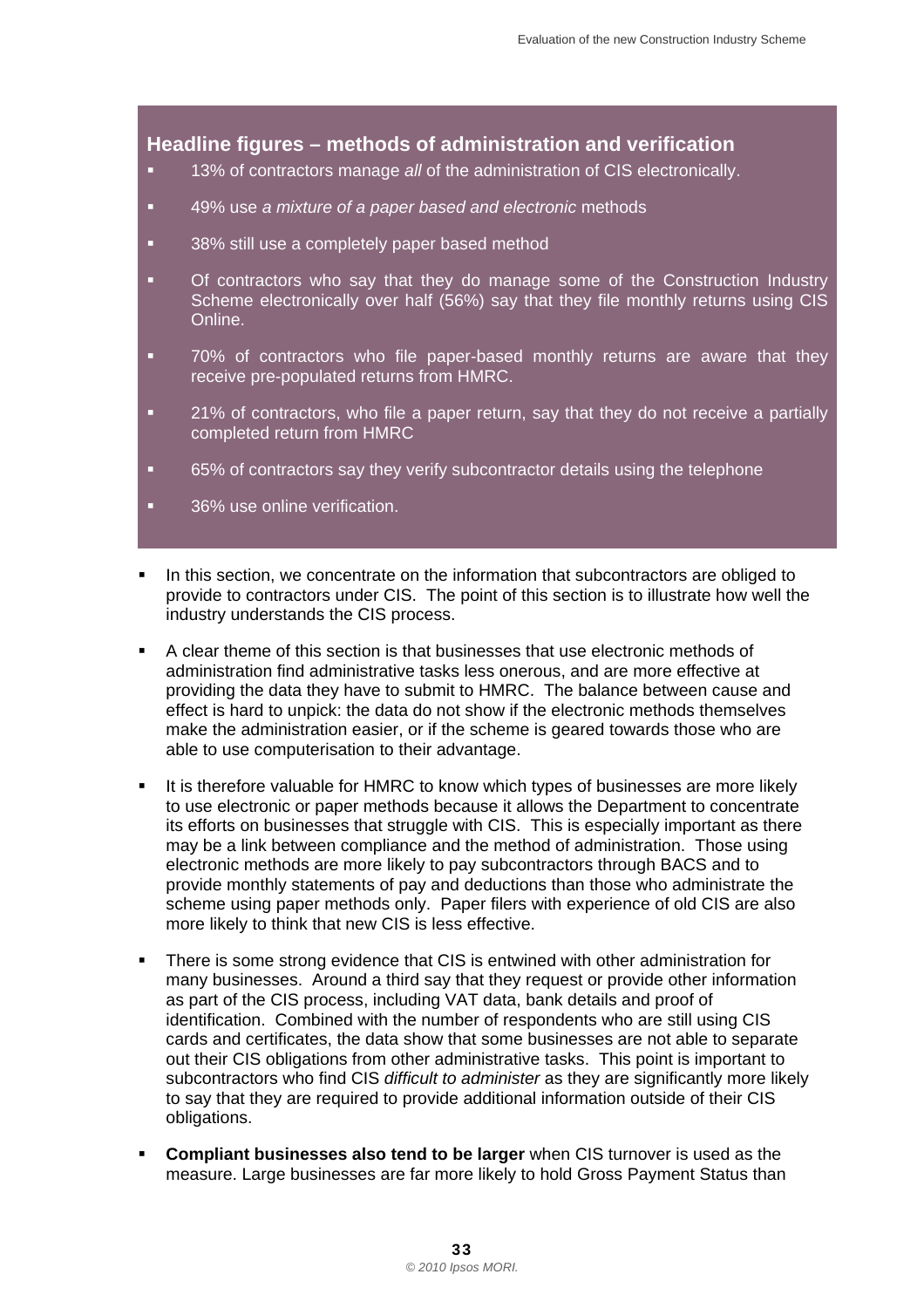### Headline figures – methods of administration and verification

- 13% of contractors manage *all* of the administration of CIS electronically.
- 49% use *a mixture of a paper based and electronic* methods
- 38% still use a completely paper based method
- Of contractors who say that they do manage some of the Construction Industry Scheme electronically over half (56%) say that they file monthly returns using CIS Online.
- 70% of contractors who file paper-based monthly returns are aware that they receive pre-populated returns from HMRC.
- 21% of contractors, who file a paper return, say that they do not receive a partially completed return from HMRC
- 65% of contractors say they verify subcontractor details using the telephone
- 36% use online verification.

- In this section, we concentrate on the information that subcontractors are obliged to provide to contractors under CIS. The point of this section is to illustrate how well the industry understands the CIS process.
- A clear theme of this section is that businesses that use electronic methods of administration find administrative tasks less onerous, and are more effective at providing the data they have to submit to HMRC. The balance between cause and effect is hard to unpick: the data do not show if the electronic methods themselves make the administration easier, or if the scheme is geared towards those who are able to use computerisation to their advantage.
- It is therefore valuable for HMRC to know which types of businesses are more likely to use electronic or paper methods because it allows the Department to concentrate its efforts on businesses that struggle with CIS. This is especially important as there may be a link between compliance and the method of administration. Those using electronic methods are more likely to pay subcontractors through BACS and to provide monthly statements of pay and deductions than those who administrate the scheme using paper methods only. Paper filers with experience of old CIS are also more likely to think that new CIS is less effective.
- There is some strong evidence that CIS is entwined with other administration for many businesses. Around a third say that they request or provide other information as part of the CIS process, including VAT data, bank details and proof of identification. Combined with the number of respondents who are still using CIS cards and certificates, the data show that some businesses are not able to separate out their CIS obligations from other administrative tasks. This point is important to subcontractors who find CIS *difficult to administer* as they are significantly more likely to say that they are required to provide additional information outside of their CIS obligations.
- **Compliant businesses also tend to be larger** when CIS turnover is used as the measure. Large businesses are far more likely to hold Gross Payment Status than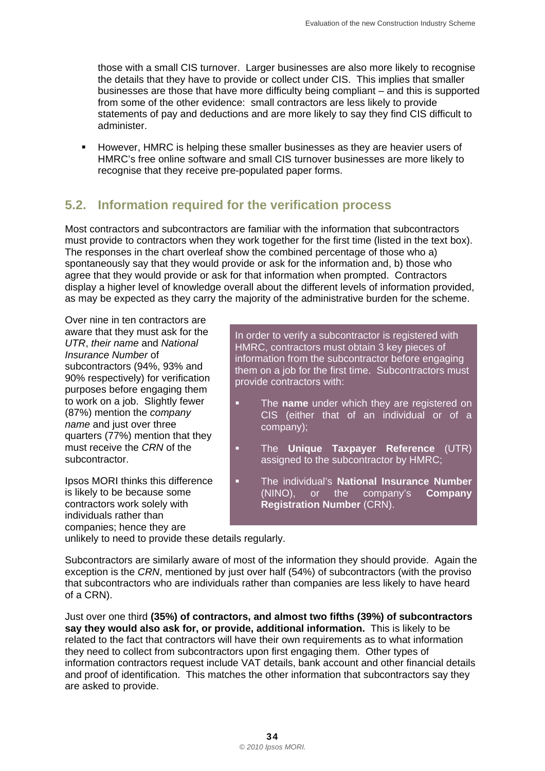those with a small CIS turnover. Larger businesses are also more likely to recognise the details that they have to provide or collect under CIS. This implies that smaller businesses are those that have more difficulty being compliant – and this is supported from some of the other evidence: small contractors are less likely to provide statements of pay and deductions and are more likely to say they find CIS difficult to administer.

- However, HMRC is helping these smaller businesses as they are heavier users of HMRC's free online software and small CIS turnover businesses are more likely to recognise that they receive pre-populated paper forms.

## 5.2. Information required for the verification process

Most contractors and subcontractors are familiar with the information that subcontractors must provide to contractors when they work together for the first time (listed in the text box). The responses in the chart overleaf show the combined percentage of those who a) spontaneously say that they would provide or ask for the information and, b) those who agree that they would provide or ask for that information when prompted. Contractors display a higher level of knowledge overall about the different levels of information provided, as may be expected as they carry the majority of the administrative burden for the scheme.

> In order to verify a subcontractor is registered with HMRC, contractors must obtain 3 key pieces of information from the subcontractor before engaging them on a job for the first time. Subcontractors must provide contractors with:
>
> - The **name** under which they are registered on CIS (either that of an individual or of a company);
> - The **Unique Taxpayer Reference** (UTR) assigned to the subcontractor by HMRC;
> - The individual's **National Insurance Number** (NINO), or the company's **Company Registration Number** (CRN).

Over nine in ten contractors are aware that they must ask for the *UTR*, *their name* and *National Insurance Number* of subcontractors (94%, 93% and 90% respectively) for verification purposes before engaging them to work on a job. Slightly fewer (87%) mention the *company name* and just over three quarters (77%) mention that they must receive the *CRN* of the subcontractor.

Ipsos MORI thinks this difference is likely to be because some contractors work solely with individuals rather than companies; hence they are unlikely to need to provide these details regularly.

Subcontractors are similarly aware of most of the information they should provide. Again the exception is the *CRN*, mentioned by just over half (54%) of subcontractors (with the proviso that subcontractors who are individuals rather than companies are less likely to have heard of a CRN).

Just over one third **(35%) of contractors, and almost two fifths (39%) of subcontractors say they would also ask for, or provide, additional information.** This is likely to be related to the fact that contractors will have their own requirements as to what information they need to collect from subcontractors upon first engaging them. Other types of information contractors request include VAT details, bank account and other financial details and proof of identification. This matches the other information that subcontractors say they are asked to provide.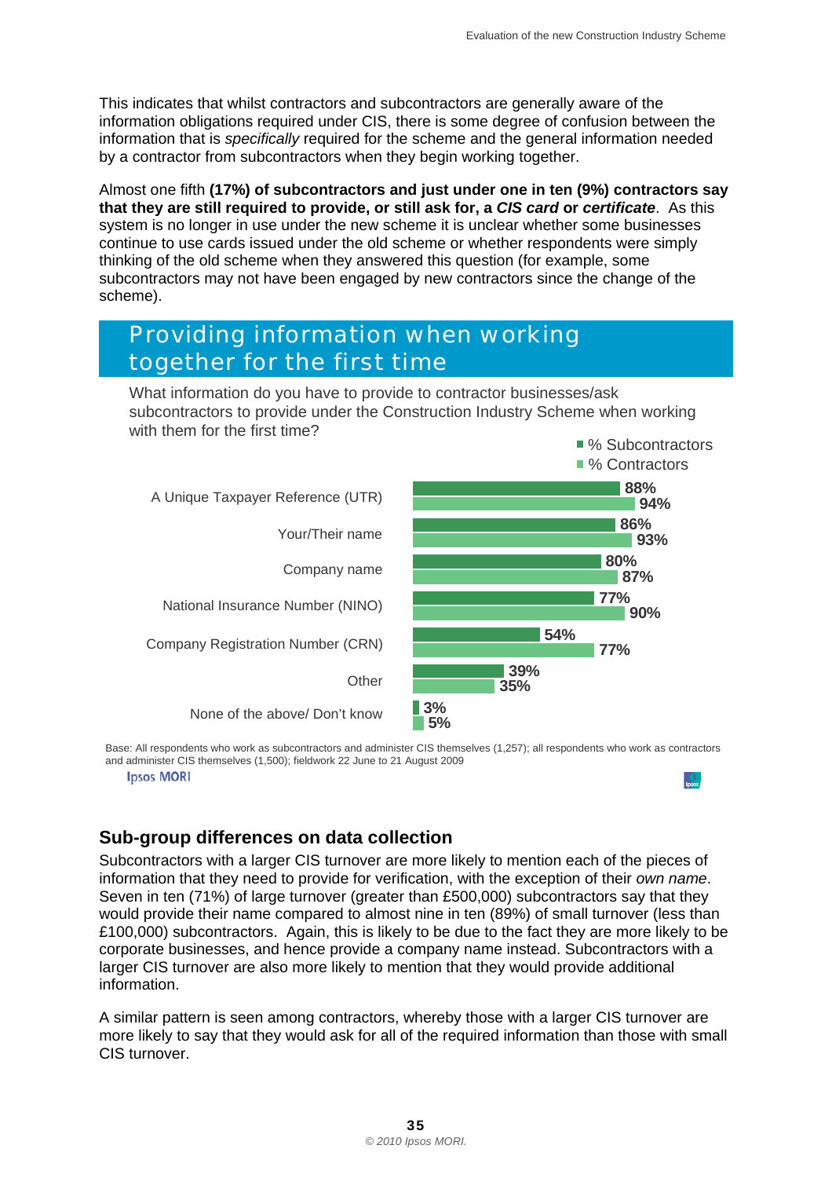This indicates that whilst contractors and subcontractors are generally aware of the information obligations required under CIS, there is some degree of confusion between the information that is *specifically* required for the scheme and the general information needed by a contractor from subcontractors when they begin working together.

Almost one fifth **(17%) of subcontractors and just under one in ten (9%) contractors say that they are still required to provide, or still ask for, a *CIS card* or *certificate***. As this system is no longer in use under the new scheme it is unclear whether some businesses continue to use cards issued under the old scheme or whether respondents were simply thinking of the old scheme when they answered this question (for example, some subcontractors may not have been engaged by new contractors since the change of the scheme).

## Providing information when working together for the first time

What information do you have to provide to contractor businesses/ask subcontractors to provide under the Construction Industry Scheme when working with them for the first time?

| | % Subcontractors | % Contractors |
|---|---|---|
| A Unique Taxpayer Reference (UTR) | 88% | 94% |
| Your/Their name | 86% | 93% |
| Company name | 80% | 87% |
| National Insurance Number (NINO) | 77% | 90% |
| Company Registration Number (CRN) | 54% | 77% |
| Other | 39% | 35% |
| None of the above/ Don't know | 3% | 5% |

Base: All respondents who work as subcontractors and administer CIS themselves (1,257); all respondents who work as contractors and administer CIS themselves (1,500); fieldwork 22 June to 21 August 2009

Ipsos MORI

### Sub-group differences on data collection

Subcontractors with a larger CIS turnover are more likely to mention each of the pieces of information that they need to provide for verification, with the exception of their *own name*. Seven in ten (71%) of large turnover (greater than £500,000) subcontractors say that they would provide their name compared to almost nine in ten (89%) of small turnover (less than £100,000) subcontractors. Again, this is likely to be due to the fact they are more likely to be corporate businesses, and hence provide a company name instead. Subcontractors with a larger CIS turnover are also more likely to mention that they would provide additional information.

A similar pattern is seen among contractors, whereby those with a larger CIS turnover are more likely to say that they would ask for all of the required information than those with small CIS turnover.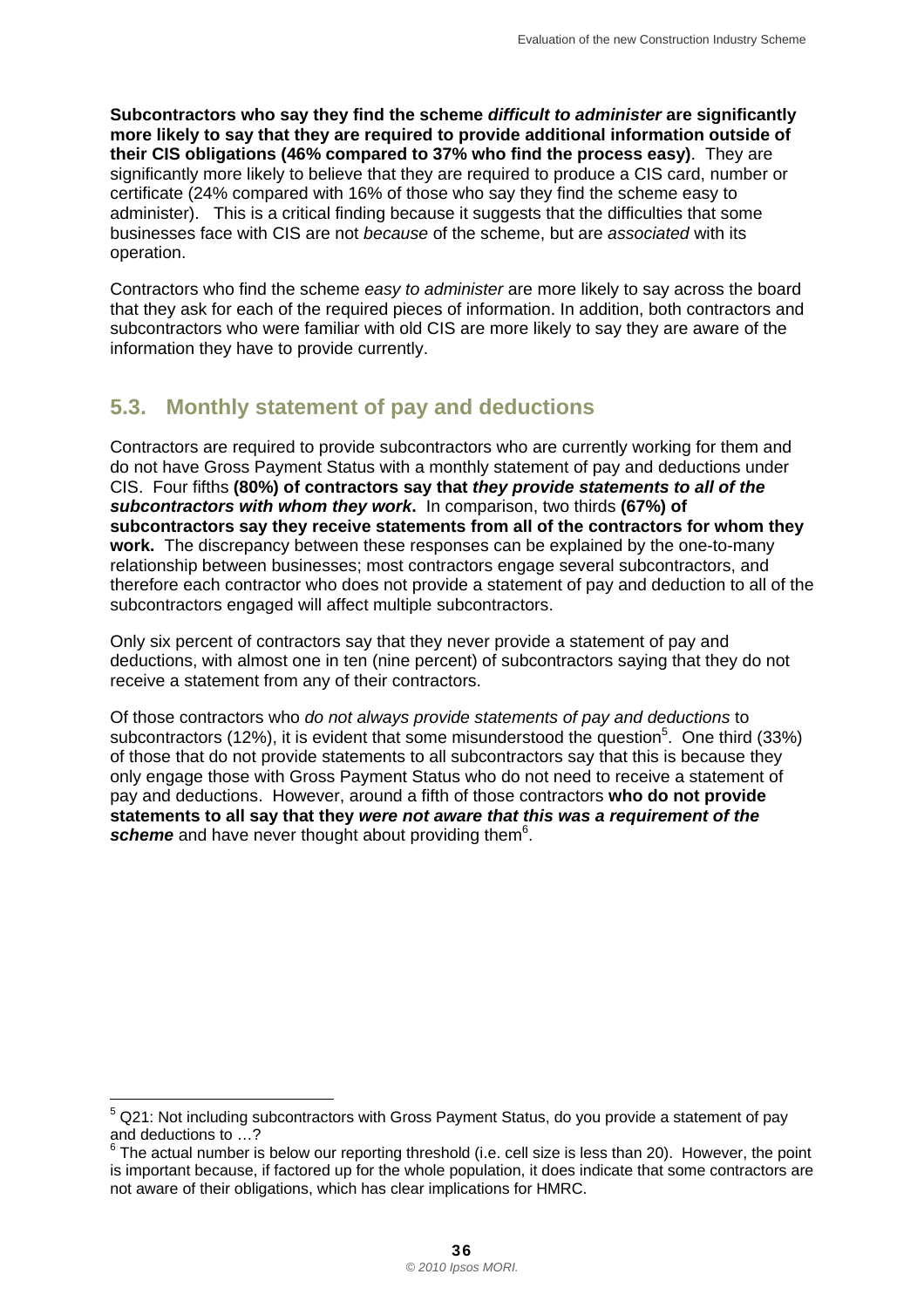**Subcontractors who say they find the scheme *difficult to administer* are significantly more likely to say that they are required to provide additional information outside of their CIS obligations (46% compared to 37% who find the process easy)**. They are significantly more likely to believe that they are required to produce a CIS card, number or certificate (24% compared with 16% of those who say they find the scheme easy to administer). This is a critical finding because it suggests that the difficulties that some businesses face with CIS are not *because* of the scheme, but are *associated* with its operation.

Contractors who find the scheme *easy to administer* are more likely to say across the board that they ask for each of the required pieces of information. In addition, both contractors and subcontractors who were familiar with old CIS are more likely to say they are aware of the information they have to provide currently.

## 5.3. Monthly statement of pay and deductions

Contractors are required to provide subcontractors who are currently working for them and do not have Gross Payment Status with a monthly statement of pay and deductions under CIS. Four fifths **(80%) of contractors say that *they provide statements to all of the subcontractors with whom they work*.** In comparison, two thirds **(67%) of subcontractors say they receive statements from all of the contractors for whom they work.** The discrepancy between these responses can be explained by the one-to-many relationship between businesses; most contractors engage several subcontractors, and therefore each contractor who does not provide a statement of pay and deduction to all of the subcontractors engaged will affect multiple subcontractors.

Only six percent of contractors say that they never provide a statement of pay and deductions, with almost one in ten (nine percent) of subcontractors saying that they do not receive a statement from any of their contractors.

Of those contractors who *do not always provide statements of pay and deductions* to subcontractors (12%), it is evident that some misunderstood the question[5]. One third (33%) of those that do not provide statements to all subcontractors say that this is because they only engage those with Gross Payment Status who do not need to receive a statement of pay and deductions. However, around a fifth of those contractors **who do not provide statements to all say that they *were not aware that this was a requirement of the scheme*** and have never thought about providing them[6].

---

[5] Q21: Not including subcontractors with Gross Payment Status, do you provide a statement of pay and deductions to …?

[6] The actual number is below our reporting threshold (i.e. cell size is less than 20). However, the point is important because, if factored up for the whole population, it does indicate that some contractors are not aware of their obligations, which has clear implications for HMRC.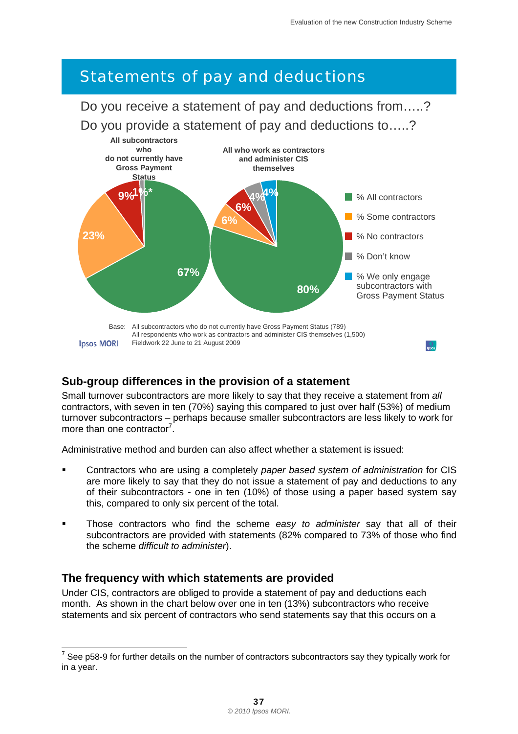## Statements of pay and deductions

Do you receive a statement of pay and deductions from…..?

Do you provide a statement of pay and deductions to…..?

**All subcontractors who do not currently have Gross Payment Status**

| Response | % |
|---|---|
| % All contractors | 67% |
| % Some contractors | 23% |
| % No contractors | 9% |
| % Don't know | 1% |
| % We only engage subcontractors with Gross Payment Status | * |

**All who work as contractors and administer CIS themselves**

| Response | % |
|---|---|
| % All contractors | 80% |
| % Some contractors | 6% |
| % No contractors | 6% |
| % Don't know | 4% |
| % We only engage subcontractors with Gross Payment Status | 4% |

Base: All subcontractors who do not currently have Gross Payment Status (789)
All respondents who work as contractors and administer CIS themselves (1,500)
Fieldwork 22 June to 21 August 2009

Ipsos MORI

### Sub-group differences in the provision of a statement

Small turnover subcontractors are more likely to say that they receive a statement from *all* contractors, with seven in ten (70%) saying this compared to just over half (53%) of medium turnover subcontractors – perhaps because smaller subcontractors are less likely to work for more than one contractor[7].

Administrative method and burden can also affect whether a statement is issued:

- Contractors who are using a completely *paper based system of administration* for CIS are more likely to say that they do not issue a statement of pay and deductions to any of their subcontractors - one in ten (10%) of those using a paper based system say this, compared to only six percent of the total.
- Those contractors who find the scheme *easy to administer* say that all of their subcontractors are provided with statements (82% compared to 73% of those who find the scheme *difficult to administer*).

### The frequency with which statements are provided

Under CIS, contractors are obliged to provide a statement of pay and deductions each month. As shown in the chart below over one in ten (13%) subcontractors who receive statements and six percent of contractors who send statements say that this occurs on a

[7] See p58-9 for further details on the number of contractors subcontractors say they typically work for in a year.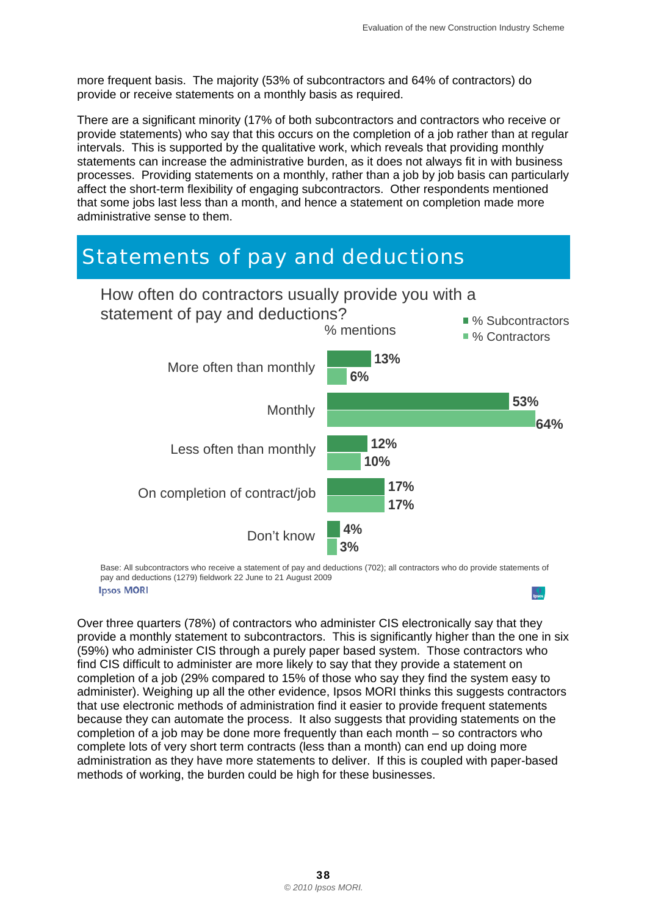more frequent basis. The majority (53% of subcontractors and 64% of contractors) do provide or receive statements on a monthly basis as required.

There are a significant minority (17% of both subcontractors and contractors who receive or provide statements) who say that this occurs on the completion of a job rather than at regular intervals. This is supported by the qualitative work, which reveals that providing monthly statements can increase the administrative burden, as it does not always fit in with business processes. Providing statements on a monthly, rather than a job by job basis can particularly affect the short-term flexibility of engaging subcontractors. Other respondents mentioned that some jobs last less than a month, and hence a statement on completion made more administrative sense to them.

## Statements of pay and deductions

How often do contractors usually provide you with a statement of pay and deductions?

% mentions

| | % Subcontractors | % Contractors |
|---|---|---|
| More often than monthly | 13% | 6% |
| Monthly | 53% | 64% |
| Less often than monthly | 12% | 10% |
| On completion of contract/job | 17% | 17% |
| Don't know | 4% | 3% |

Base: All subcontractors who receive a statement of pay and deductions (702); all contractors who do provide statements of pay and deductions (1279) fieldwork 22 June to 21 August 2009

Ipsos MORI

Over three quarters (78%) of contractors who administer CIS electronically say that they provide a monthly statement to subcontractors. This is significantly higher than the one in six (59%) who administer CIS through a purely paper based system. Those contractors who find CIS difficult to administer are more likely to say that they provide a statement on completion of a job (29% compared to 15% of those who say they find the system easy to administer). Weighing up all the other evidence, Ipsos MORI thinks this suggests contractors that use electronic methods of administration find it easier to provide frequent statements because they can automate the process. It also suggests that providing statements on the completion of a job may be done more frequently than each month – so contractors who complete lots of very short term contracts (less than a month) can end up doing more administration as they have more statements to deliver. If this is coupled with paper-based methods of working, the burden could be high for these businesses.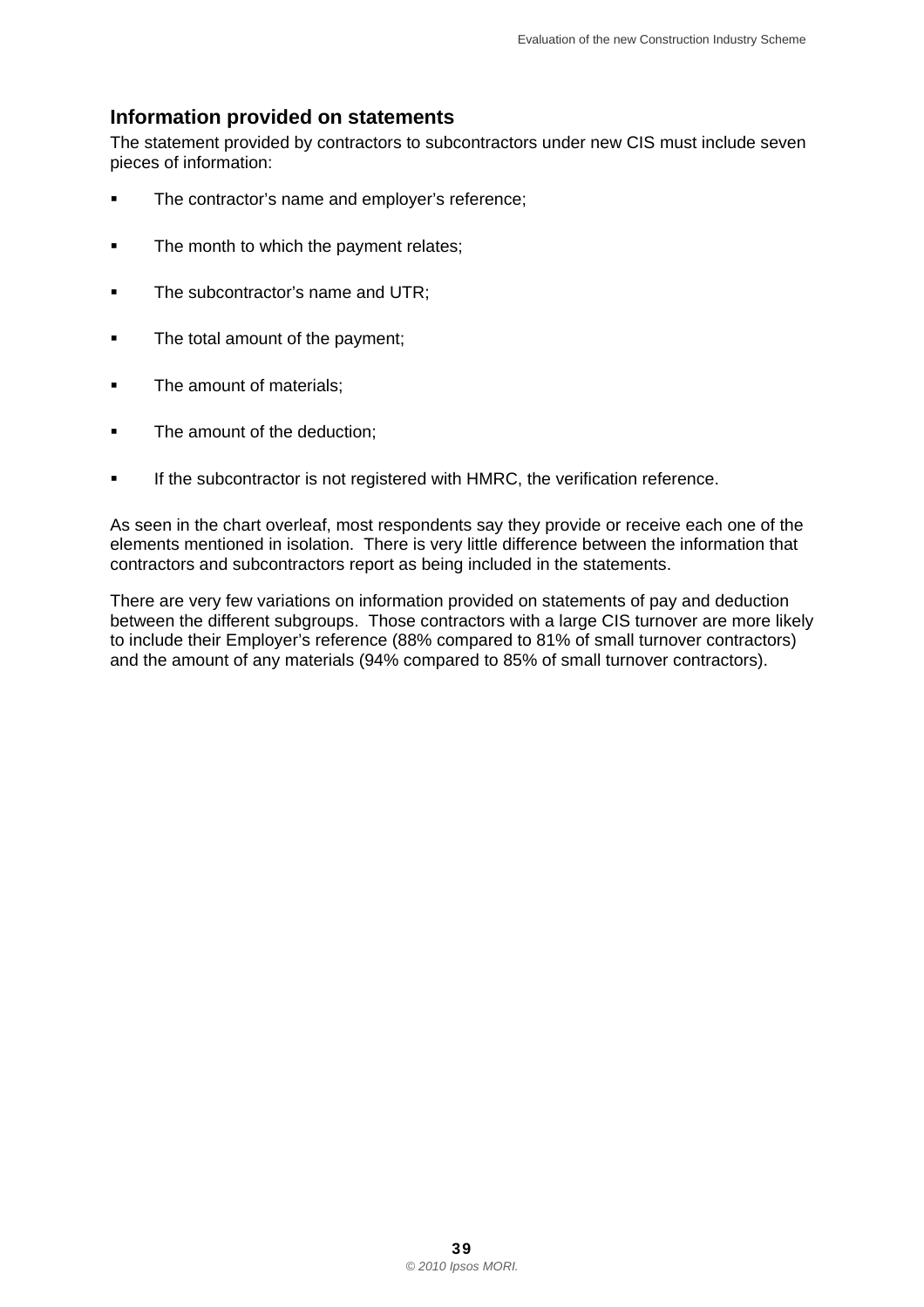## Information provided on statements

The statement provided by contractors to subcontractors under new CIS must include seven pieces of information:

- The contractor's name and employer's reference;
- The month to which the payment relates;
- The subcontractor's name and UTR;
- The total amount of the payment;
- The amount of materials;
- The amount of the deduction;
- If the subcontractor is not registered with HMRC, the verification reference.

As seen in the chart overleaf, most respondents say they provide or receive each one of the elements mentioned in isolation. There is very little difference between the information that contractors and subcontractors report as being included in the statements.

There are very few variations on information provided on statements of pay and deduction between the different subgroups. Those contractors with a large CIS turnover are more likely to include their Employer's reference (88% compared to 81% of small turnover contractors) and the amount of any materials (94% compared to 85% of small turnover contractors).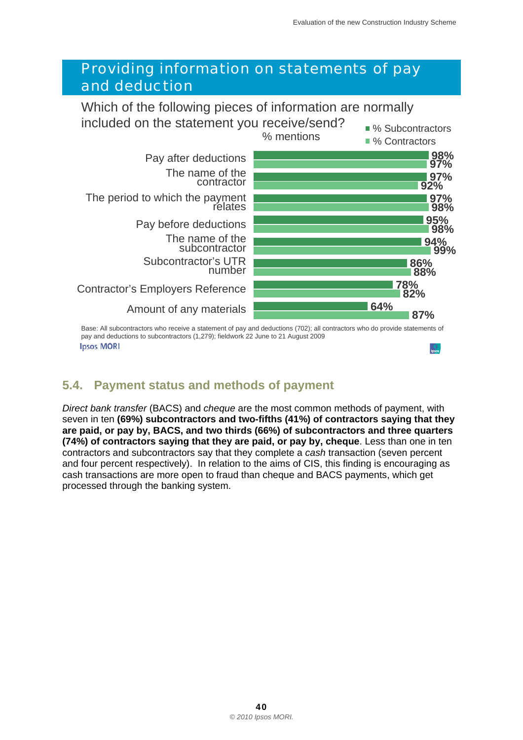## Providing information on statements of pay and deduction

Which of the following pieces of information are normally included on the statement you receive/send?

% mentions

| | % Subcontractors | % Contractors |
|---|---|---|
| Pay after deductions | 98% | 97% |
| The name of the contractor | 97% | 92% |
| The period to which the payment relates | 97% | 98% |
| Pay before deductions | 95% | 98% |
| The name of the subcontractor | 94% | 99% |
| Subcontractor's UTR number | 86% | 88% |
| Contractor's Employers Reference | 78% | 82% |
| Amount of any materials | 64% | 87% |

Base: All subcontractors who receive a statement of pay and deductions (702); all contractors who do provide statements of pay and deductions to subcontractors (1,279); fieldwork 22 June to 21 August 2009

Ipsos MORI

## 5.4. Payment status and methods of payment

*Direct bank transfer* (BACS) and *cheque* are the most common methods of payment, with seven in ten **(69%) subcontractors and two-fifths (41%) of contractors saying that they are paid, or pay by, BACS, and two thirds (66%) of subcontractors and three quarters (74%) of contractors saying that they are paid, or pay by, cheque**. Less than one in ten contractors and subcontractors say that they complete a *cash* transaction (seven percent and four percent respectively). In relation to the aims of CIS, this finding is encouraging as cash transactions are more open to fraud than cheque and BACS payments, which get processed through the banking system.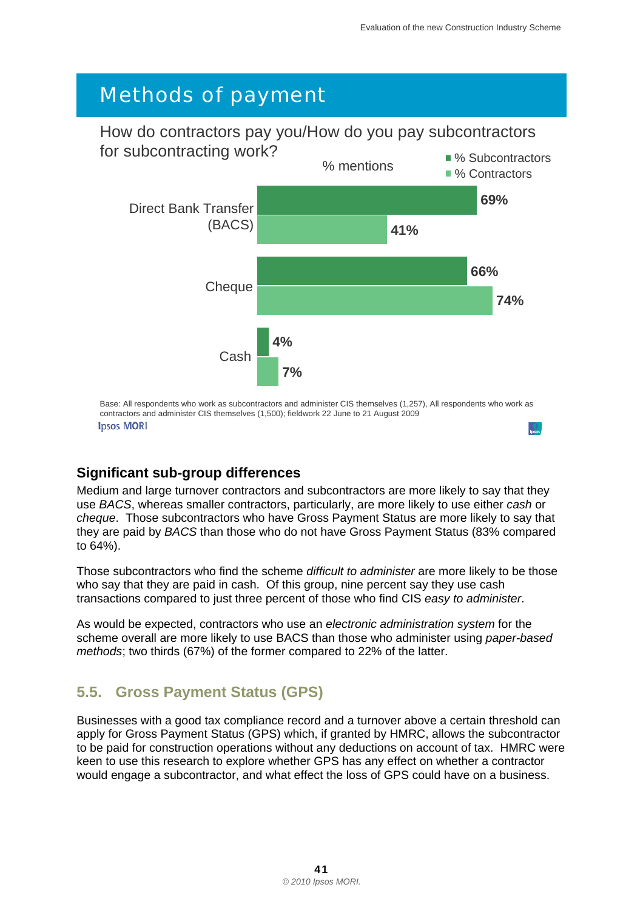## Methods of payment

How do contractors pay you/How do you pay subcontractors for subcontracting work?

% mentions

| | % Subcontractors | % Contractors |
|---|---|---|
| Direct Bank Transfer (BACS) | 69% | 41% |
| Cheque | 66% | 74% |
| Cash | 4% | 7% |

Base: All respondents who work as subcontractors and administer CIS themselves (1,257), All respondents who work as contractors and administer CIS themselves (1,500); fieldwork 22 June to 21 August 2009

### Significant sub-group differences

Medium and large turnover contractors and subcontractors are more likely to say that they use *BACS*, whereas smaller contractors, particularly, are more likely to use either *cash* or *cheque*. Those subcontractors who have Gross Payment Status are more likely to say that they are paid by *BACS* than those who do not have Gross Payment Status (83% compared to 64%).

Those subcontractors who find the scheme *difficult to administer* are more likely to be those who say that they are paid in cash. Of this group, nine percent say they use cash transactions compared to just three percent of those who find CIS *easy to administer*.

As would be expected, contractors who use an *electronic administration system* for the scheme overall are more likely to use BACS than those who administer using *paper-based methods*; two thirds (67%) of the former compared to 22% of the latter.

## 5.5. Gross Payment Status (GPS)

Businesses with a good tax compliance record and a turnover above a certain threshold can apply for Gross Payment Status (GPS) which, if granted by HMRC, allows the subcontractor to be paid for construction operations without any deductions on account of tax. HMRC were keen to use this research to explore whether GPS has any effect on whether a contractor would engage a subcontractor, and what effect the loss of GPS could have on a business.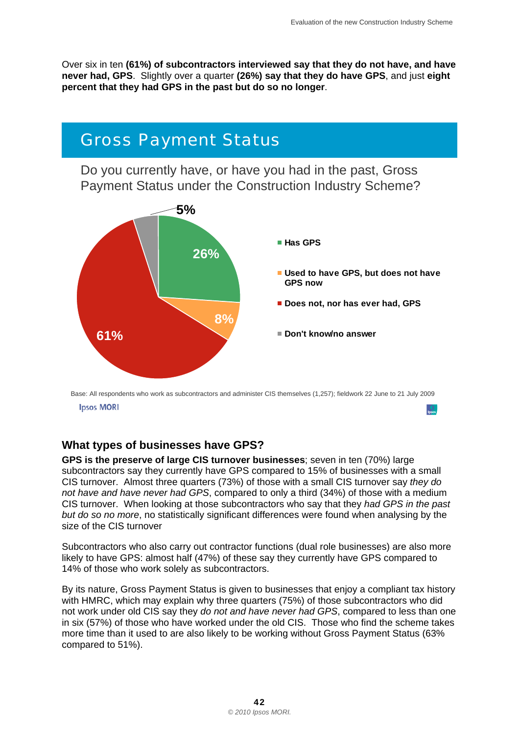Over six in ten **(61%) of subcontractors interviewed say that they do not have, and have never had, GPS**. Slightly over a quarter **(26%) say that they do have GPS**, and just **eight percent that they had GPS in the past but do so no longer**.

## Gross Payment Status

Do you currently have, or have you had in the past, Gross Payment Status under the Construction Industry Scheme?

| Response | % |
|---|---|
| Has GPS | 26% |
| Used to have GPS, but does not have GPS now | 8% |
| Does not, nor has ever had, GPS | 61% |
| Don't know/no answer | 5% |

Base: All respondents who work as subcontractors and administer CIS themselves (1,257); fieldwork 22 June to 21 July 2009

Ipsos MORI

### What types of businesses have GPS?

**GPS is the preserve of large CIS turnover businesses**; seven in ten (70%) large subcontractors say they currently have GPS compared to 15% of businesses with a small CIS turnover. Almost three quarters (73%) of those with a small CIS turnover say *they do not have and have never had GPS*, compared to only a third (34%) of those with a medium CIS turnover. When looking at those subcontractors who say that they *had GPS in the past but do so no more*, no statistically significant differences were found when analysing by the size of the CIS turnover

Subcontractors who also carry out contractor functions (dual role businesses) are also more likely to have GPS: almost half (47%) of these say they currently have GPS compared to 14% of those who work solely as subcontractors.

By its nature, Gross Payment Status is given to businesses that enjoy a compliant tax history with HMRC, which may explain why three quarters (75%) of those subcontractors who did not work under old CIS say they *do not and have never had GPS*, compared to less than one in six (57%) of those who have worked under the old CIS. Those who find the scheme takes more time than it used to are also likely to be working without Gross Payment Status (63% compared to 51%).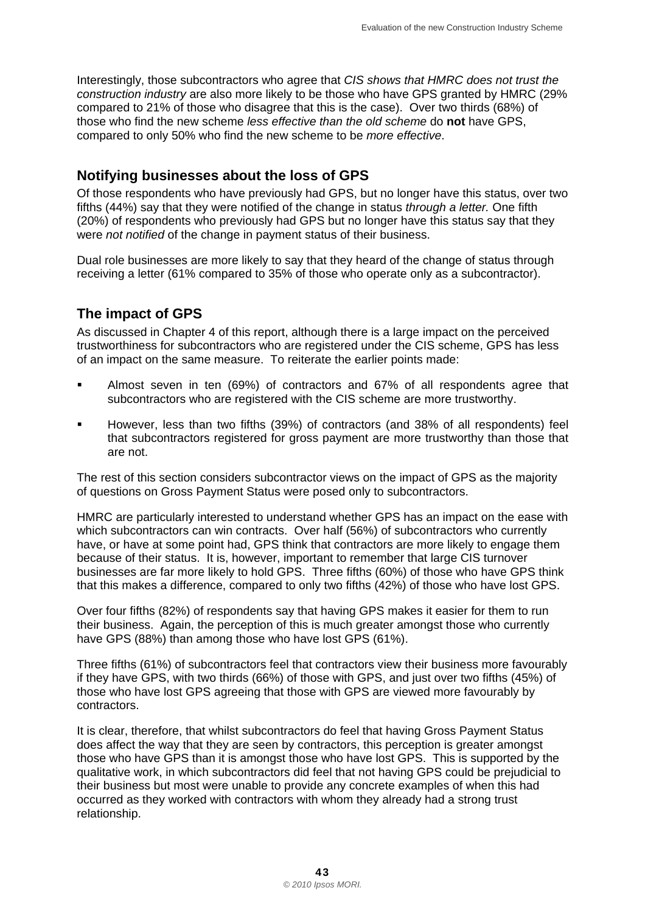Interestingly, those subcontractors who agree that *CIS shows that HMRC does not trust the construction industry* are also more likely to be those who have GPS granted by HMRC (29% compared to 21% of those who disagree that this is the case). Over two thirds (68%) of those who find the new scheme *less effective than the old scheme* do **not** have GPS, compared to only 50% who find the new scheme to be *more effective*.

## Notifying businesses about the loss of GPS

Of those respondents who have previously had GPS, but no longer have this status, over two fifths (44%) say that they were notified of the change in status *through a letter.* One fifth (20%) of respondents who previously had GPS but no longer have this status say that they were *not notified* of the change in payment status of their business.

Dual role businesses are more likely to say that they heard of the change of status through receiving a letter (61% compared to 35% of those who operate only as a subcontractor).

## The impact of GPS

As discussed in Chapter 4 of this report, although there is a large impact on the perceived trustworthiness for subcontractors who are registered under the CIS scheme, GPS has less of an impact on the same measure. To reiterate the earlier points made:

- Almost seven in ten (69%) of contractors and 67% of all respondents agree that subcontractors who are registered with the CIS scheme are more trustworthy.
- However, less than two fifths (39%) of contractors (and 38% of all respondents) feel that subcontractors registered for gross payment are more trustworthy than those that are not.

The rest of this section considers subcontractor views on the impact of GPS as the majority of questions on Gross Payment Status were posed only to subcontractors.

HMRC are particularly interested to understand whether GPS has an impact on the ease with which subcontractors can win contracts. Over half (56%) of subcontractors who currently have, or have at some point had, GPS think that contractors are more likely to engage them because of their status. It is, however, important to remember that large CIS turnover businesses are far more likely to hold GPS. Three fifths (60%) of those who have GPS think that this makes a difference, compared to only two fifths (42%) of those who have lost GPS.

Over four fifths (82%) of respondents say that having GPS makes it easier for them to run their business. Again, the perception of this is much greater amongst those who currently have GPS (88%) than among those who have lost GPS (61%).

Three fifths (61%) of subcontractors feel that contractors view their business more favourably if they have GPS, with two thirds (66%) of those with GPS, and just over two fifths (45%) of those who have lost GPS agreeing that those with GPS are viewed more favourably by contractors.

It is clear, therefore, that whilst subcontractors do feel that having Gross Payment Status does affect the way that they are seen by contractors, this perception is greater amongst those who have GPS than it is amongst those who have lost GPS. This is supported by the qualitative work, in which subcontractors did feel that not having GPS could be prejudicial to their business but most were unable to provide any concrete examples of when this had occurred as they worked with contractors with whom they already had a strong trust relationship.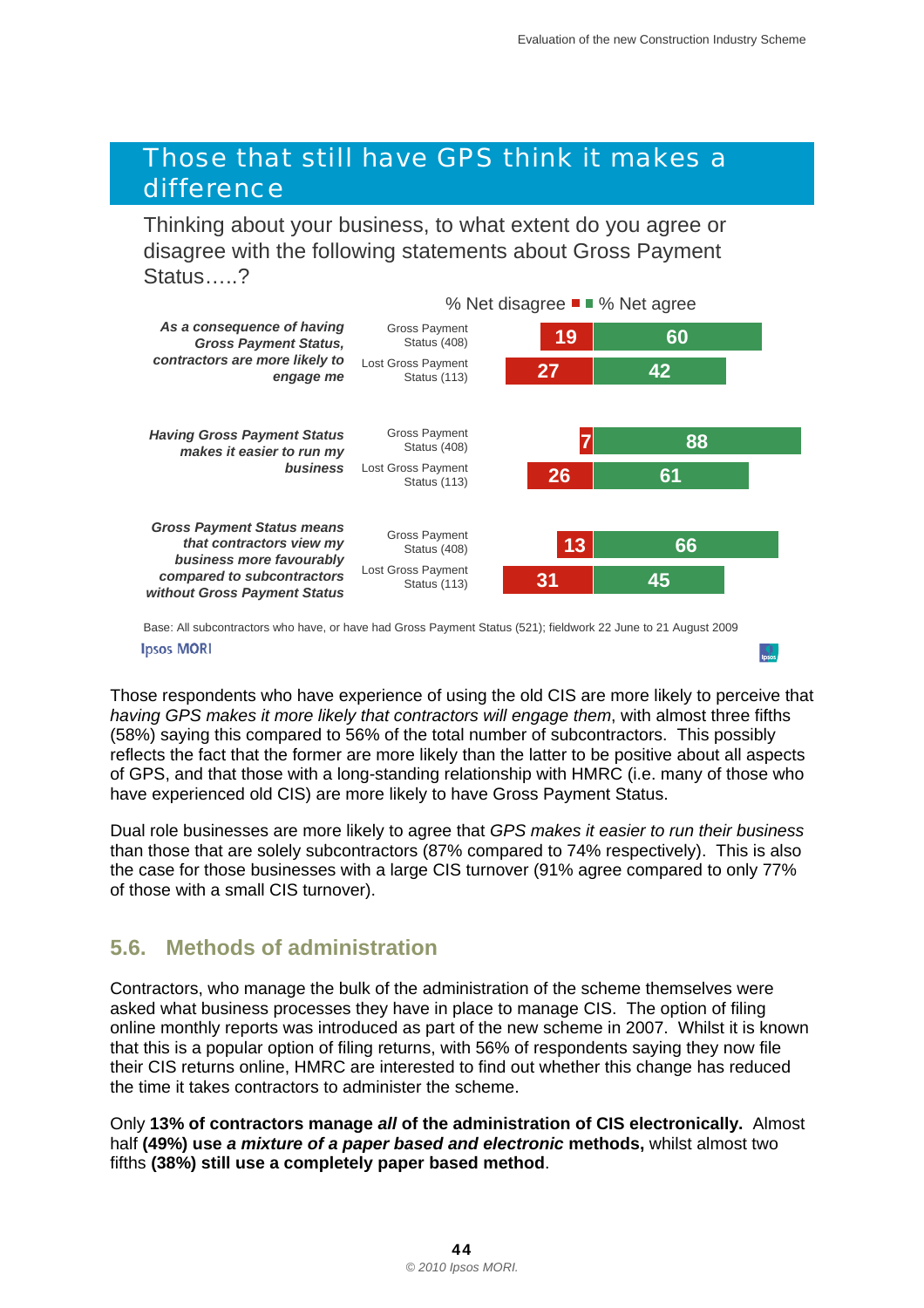## Those that still have GPS think it makes a difference

Thinking about your business, to what extent do you agree or disagree with the following statements about Gross Payment Status…..?

| Statement | Group | % Net disagree | % Net agree |
|---|---|---|---|
| *As a consequence of having Gross Payment Status, contractors are more likely to engage me* | Gross Payment Status (408) | 19 | 60 |
| | Lost Gross Payment Status (113) | 27 | 42 |
| *Having Gross Payment Status makes it easier to run my business* | Gross Payment Status (408) | 7 | 88 |
| | Lost Gross Payment Status (113) | 26 | 61 |
| *Gross Payment Status means that contractors view my business more favourably compared to subcontractors without Gross Payment Status* | Gross Payment Status (408) | 13 | 66 |
| | Lost Gross Payment Status (113) | 31 | 45 |

Base: All subcontractors who have, or have had Gross Payment Status (521); fieldwork 22 June to 21 August 2009

Ipsos MORI

Those respondents who have experience of using the old CIS are more likely to perceive that *having GPS makes it more likely that contractors will engage them*, with almost three fifths (58%) saying this compared to 56% of the total number of subcontractors. This possibly reflects the fact that the former are more likely than the latter to be positive about all aspects of GPS, and that those with a long-standing relationship with HMRC (i.e. many of those who have experienced old CIS) are more likely to have Gross Payment Status.

Dual role businesses are more likely to agree that *GPS makes it easier to run their business* than those that are solely subcontractors (87% compared to 74% respectively). This is also the case for those businesses with a large CIS turnover (91% agree compared to only 77% of those with a small CIS turnover).

## 5.6. Methods of administration

Contractors, who manage the bulk of the administration of the scheme themselves were asked what business processes they have in place to manage CIS. The option of filing online monthly reports was introduced as part of the new scheme in 2007. Whilst it is known that this is a popular option of filing returns, with 56% of respondents saying they now file their CIS returns online, HMRC are interested to find out whether this change has reduced the time it takes contractors to administer the scheme.

Only **13% of contractors manage *all* of the administration of CIS electronically.** Almost half **(49%) use *a mixture of a paper based and electronic* methods,** whilst almost two fifths **(38%) still use a completely paper based method**.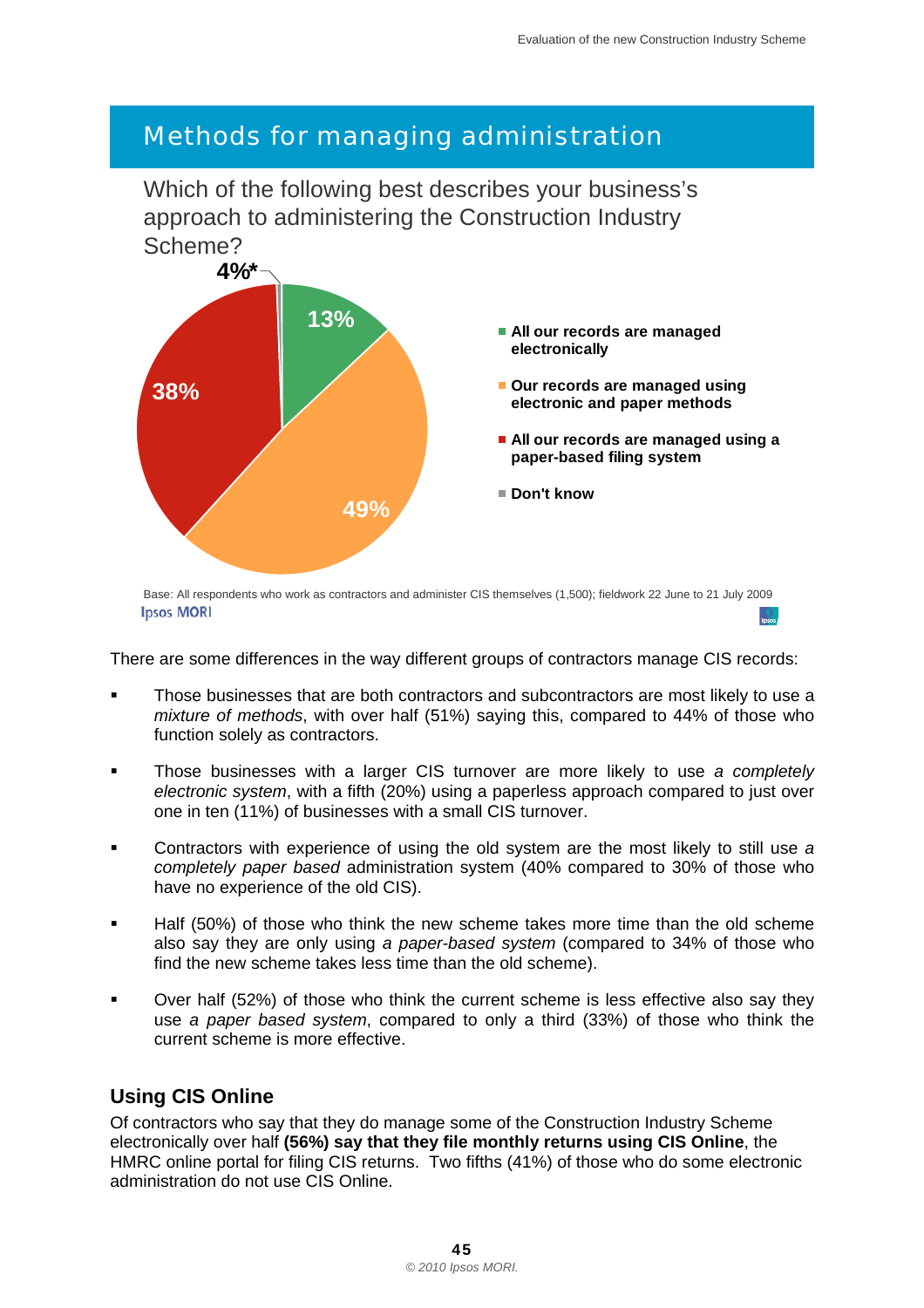## Methods for managing administration

Which of the following best describes your business's approach to administering the Construction Industry Scheme?

- All our records are managed electronically: 13%
- Our records are managed using electronic and paper methods: 49%
- All our records are managed using a paper-based filing system: 38%
- Don't know: 4%*

Base: All respondents who work as contractors and administer CIS themselves (1,500); fieldwork 22 June to 21 July 2009

There are some differences in the way different groups of contractors manage CIS records:

- Those businesses that are both contractors and subcontractors are most likely to use a *mixture of methods*, with over half (51%) saying this, compared to 44% of those who function solely as contractors.
- Those businesses with a larger CIS turnover are more likely to use *a completely electronic system*, with a fifth (20%) using a paperless approach compared to just over one in ten (11%) of businesses with a small CIS turnover.
- Contractors with experience of using the old system are the most likely to still use *a completely paper based* administration system (40% compared to 30% of those who have no experience of the old CIS).
- Half (50%) of those who think the new scheme takes more time than the old scheme also say they are only using *a paper-based system* (compared to 34% of those who find the new scheme takes less time than the old scheme).
- Over half (52%) of those who think the current scheme is less effective also say they use *a paper based system*, compared to only a third (33%) of those who think the current scheme is more effective.

### Using CIS Online

Of contractors who say that they do manage some of the Construction Industry Scheme electronically over half **(56%) say that they file monthly returns using CIS Online**, the HMRC online portal for filing CIS returns. Two fifths (41%) of those who do some electronic administration do not use CIS Online.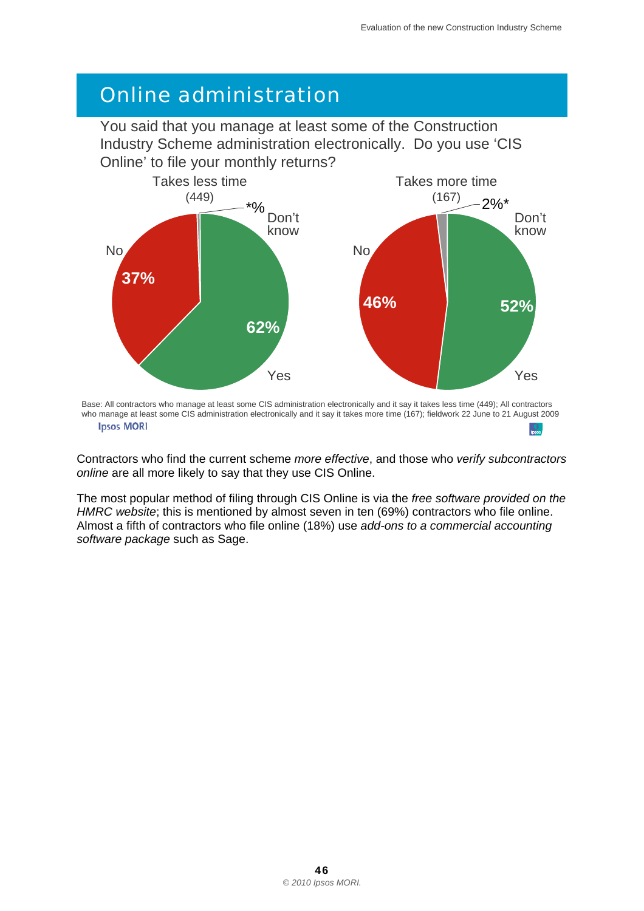# Online administration

You said that you manage at least some of the Construction Industry Scheme administration electronically. Do you use 'CIS Online' to file your monthly returns?

| | Takes less time (449) | Takes more time (167) |
|---|---|---|
| Yes | 62% | 52% |
| No | 37% | 46% |
| Don't know | *% | 2%* |

Base: All contractors who manage at least some CIS administration electronically and it say it takes less time (449); All contractors who manage at least some CIS administration electronically and it say it takes more time (167); fieldwork 22 June to 21 August 2009

Contractors who find the current scheme *more effective*, and those who *verify subcontractors online* are all more likely to say that they use CIS Online.

The most popular method of filing through CIS Online is via the *free software provided on the HMRC website*; this is mentioned by almost seven in ten (69%) contractors who file online. Almost a fifth of contractors who file online (18%) use *add-ons to a commercial accounting software package* such as Sage.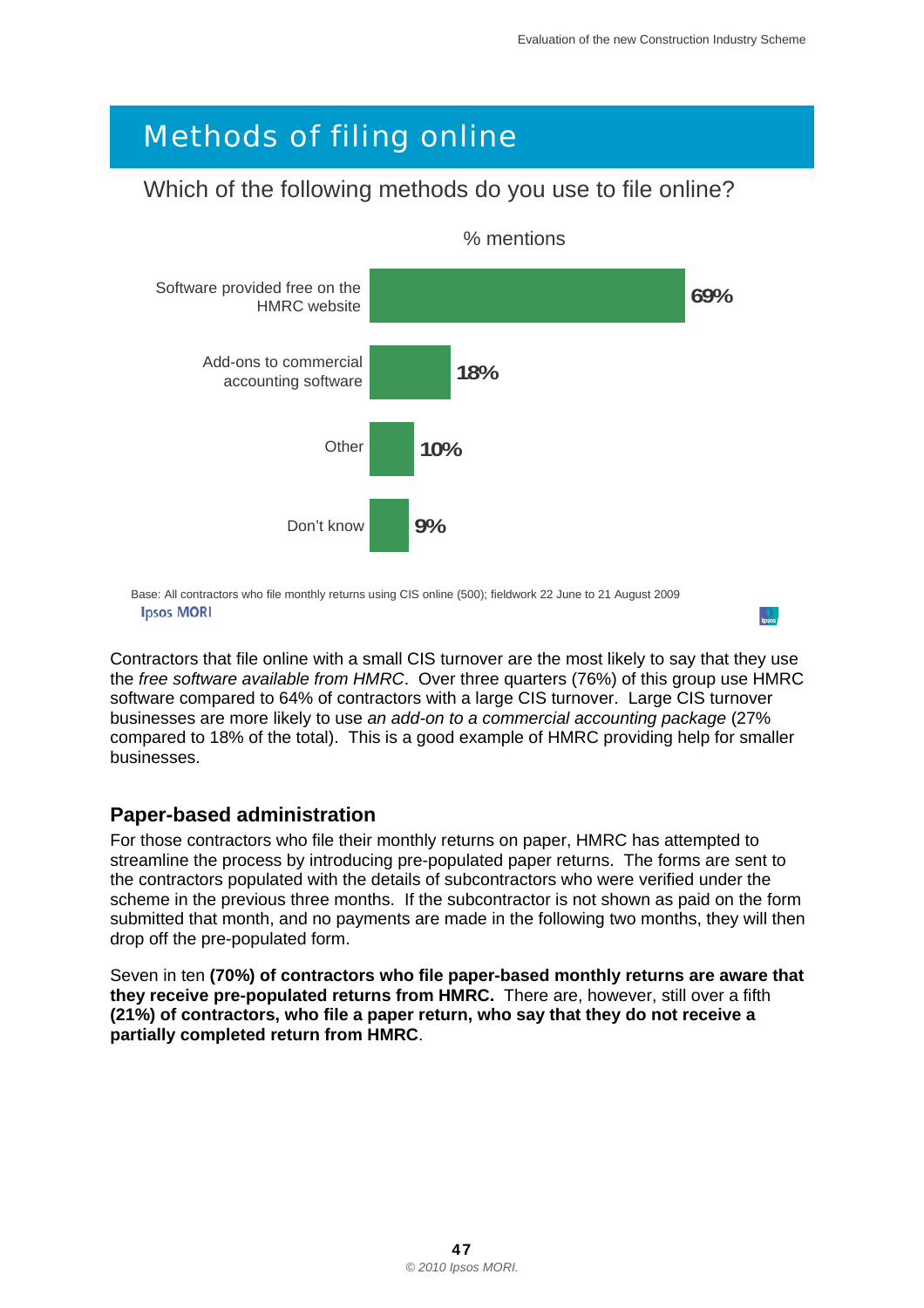## Methods of filing online

Which of the following methods do you use to file online?

% mentions

| Method | % mentions |
|---|---|
| Software provided free on the HMRC website | 69% |
| Add-ons to commercial accounting software | 18% |
| Other | 10% |
| Don't know | 9% |

Base: All contractors who file monthly returns using CIS online (500); fieldwork 22 June to 21 August 2009

Ipsos MORI

Contractors that file online with a small CIS turnover are the most likely to say that they use the *free software available from HMRC*. Over three quarters (76%) of this group use HMRC software compared to 64% of contractors with a large CIS turnover. Large CIS turnover businesses are more likely to use *an add-on to a commercial accounting package* (27% compared to 18% of the total). This is a good example of HMRC providing help for smaller businesses.

### Paper-based administration

For those contractors who file their monthly returns on paper, HMRC has attempted to streamline the process by introducing pre-populated paper returns. The forms are sent to the contractors populated with the details of subcontractors who were verified under the scheme in the previous three months. If the subcontractor is not shown as paid on the form submitted that month, and no payments are made in the following two months, they will then drop off the pre-populated form.

Seven in ten **(70%) of contractors who file paper-based monthly returns are aware that they receive pre-populated returns from HMRC.** There are, however, still over a fifth **(21%) of contractors, who file a paper return, who say that they do not receive a partially completed return from HMRC**.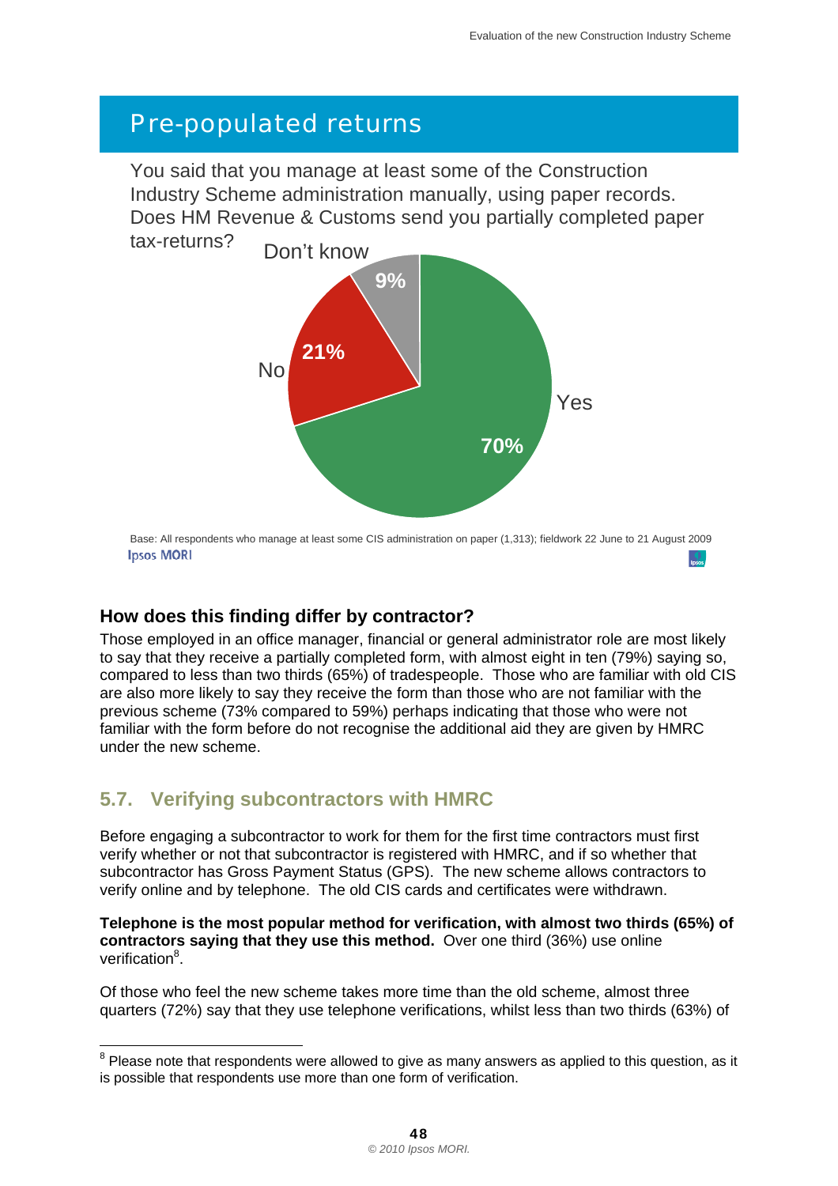## Pre-populated returns

You said that you manage at least some of the Construction Industry Scheme administration manually, using paper records. Does HM Revenue & Customs send you partially completed paper tax-returns?

Yes: 70%
No: 21%
Don't know: 9%

Base: All respondents who manage at least some CIS administration on paper (1,313); fieldwork 22 June to 21 August 2009

Ipsos MORI

### How does this finding differ by contractor?

Those employed in an office manager, financial or general administrator role are most likely to say that they receive a partially completed form, with almost eight in ten (79%) saying so, compared to less than two thirds (65%) of tradespeople. Those who are familiar with old CIS are also more likely to say they receive the form than those who are not familiar with the previous scheme (73% compared to 59%) perhaps indicating that those who were not familiar with the form before do not recognise the additional aid they are given by HMRC under the new scheme.

## 5.7. Verifying subcontractors with HMRC

Before engaging a subcontractor to work for them for the first time contractors must first verify whether or not that subcontractor is registered with HMRC, and if so whether that subcontractor has Gross Payment Status (GPS). The new scheme allows contractors to verify online and by telephone. The old CIS cards and certificates were withdrawn.

**Telephone is the most popular method for verification, with almost two thirds (65%) of contractors saying that they use this method.** Over one third (36%) use online verification[8].

Of those who feel the new scheme takes more time than the old scheme, almost three quarters (72%) say that they use telephone verifications, whilst less than two thirds (63%) of

[8] Please note that respondents were allowed to give as many answers as applied to this question, as it is possible that respondents use more than one form of verification.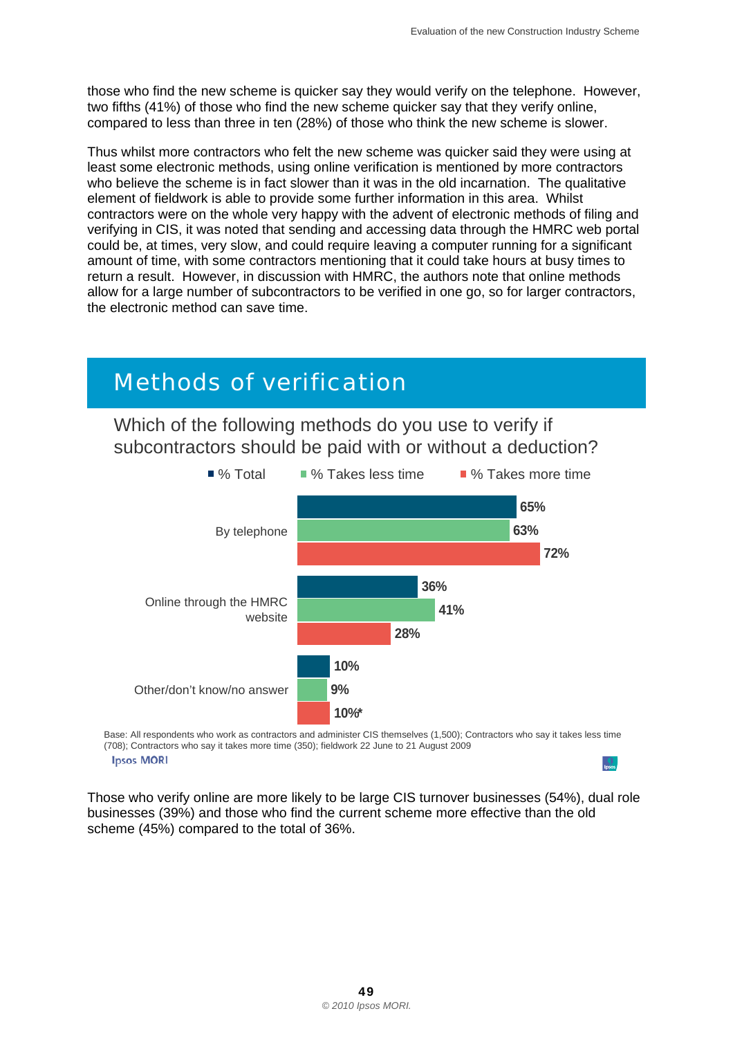those who find the new scheme is quicker say they would verify on the telephone. However, two fifths (41%) of those who find the new scheme quicker say that they verify online, compared to less than three in ten (28%) of those who think the new scheme is slower.

Thus whilst more contractors who felt the new scheme was quicker said they were using at least some electronic methods, using online verification is mentioned by more contractors who believe the scheme is in fact slower than it was in the old incarnation. The qualitative element of fieldwork is able to provide some further information in this area. Whilst contractors were on the whole very happy with the advent of electronic methods of filing and verifying in CIS, it was noted that sending and accessing data through the HMRC web portal could be, at times, very slow, and could require leaving a computer running for a significant amount of time, with some contractors mentioning that it could take hours at busy times to return a result. However, in discussion with HMRC, the authors note that online methods allow for a large number of subcontractors to be verified in one go, so for larger contractors, the electronic method can save time.

## Methods of verification

Which of the following methods do you use to verify if subcontractors should be paid with or without a deduction?

| | % Total | % Takes less time | % Takes more time |
|---|---|---|---|
| By telephone | 65% | 63% | 72% |
| Online through the HMRC website | 36% | 41% | 28% |
| Other/don't know/no answer | 10% | 9% | 10%* |

Base: All respondents who work as contractors and administer CIS themselves (1,500); Contractors who say it takes less time (708); Contractors who say it takes more time (350); fieldwork 22 June to 21 August 2009

Ipsos MORI

Those who verify online are more likely to be large CIS turnover businesses (54%), dual role businesses (39%) and those who find the current scheme more effective than the old scheme (45%) compared to the total of 36%.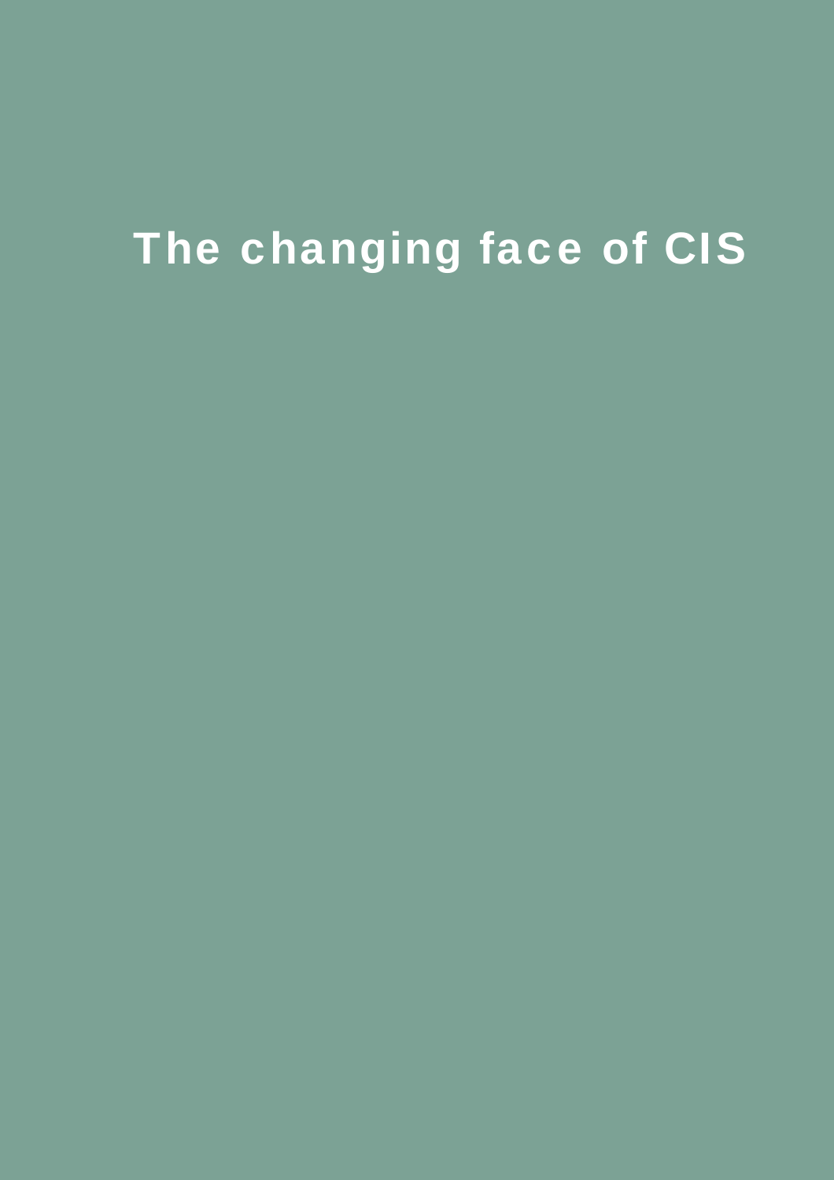# The changing face of CIS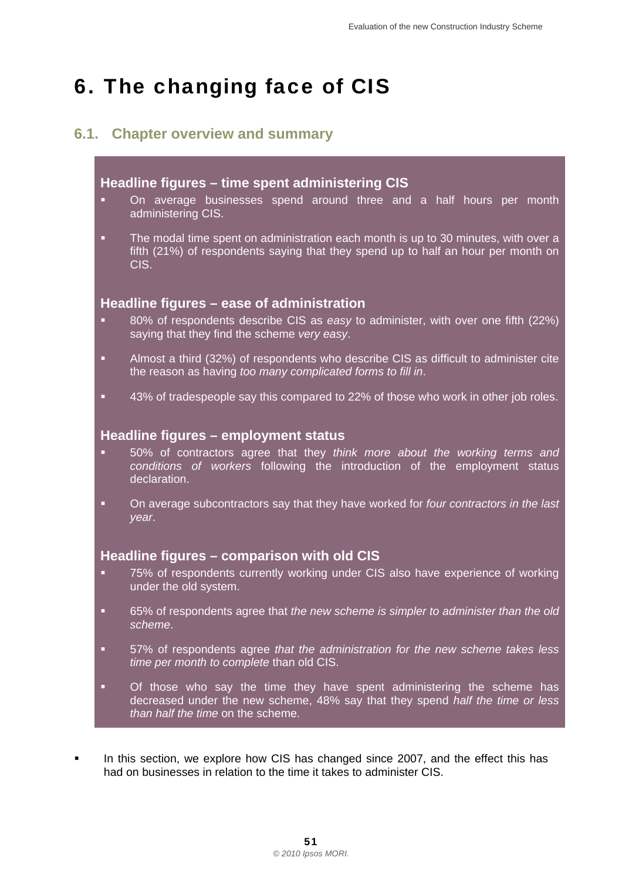# 6. The changing face of CIS

## 6.1. Chapter overview and summary

### Headline figures – time spent administering CIS

- On average businesses spend around three and a half hours per month administering CIS.
- The modal time spent on administration each month is up to 30 minutes, with over a fifth (21%) of respondents saying that they spend up to half an hour per month on CIS.

### Headline figures – ease of administration

- 80% of respondents describe CIS as *easy* to administer, with over one fifth (22%) saying that they find the scheme *very easy*.
- Almost a third (32%) of respondents who describe CIS as difficult to administer cite the reason as having *too many complicated forms to fill in*.
- 43% of tradespeople say this compared to 22% of those who work in other job roles.

### Headline figures – employment status

- 50% of contractors agree that they *think more about the working terms and conditions of workers* following the introduction of the employment status declaration.
- On average subcontractors say that they have worked for *four contractors in the last year*.

### Headline figures – comparison with old CIS

- 75% of respondents currently working under CIS also have experience of working under the old system.
- 65% of respondents agree that *the new scheme is simpler to administer than the old scheme*.
- 57% of respondents agree *that the administration for the new scheme takes less time per month to complete* than old CIS.
- Of those who say the time they have spent administering the scheme has decreased under the new scheme, 48% say that they spend *half the time or less than half the time* on the scheme.

- In this section, we explore how CIS has changed since 2007, and the effect this has had on businesses in relation to the time it takes to administer CIS.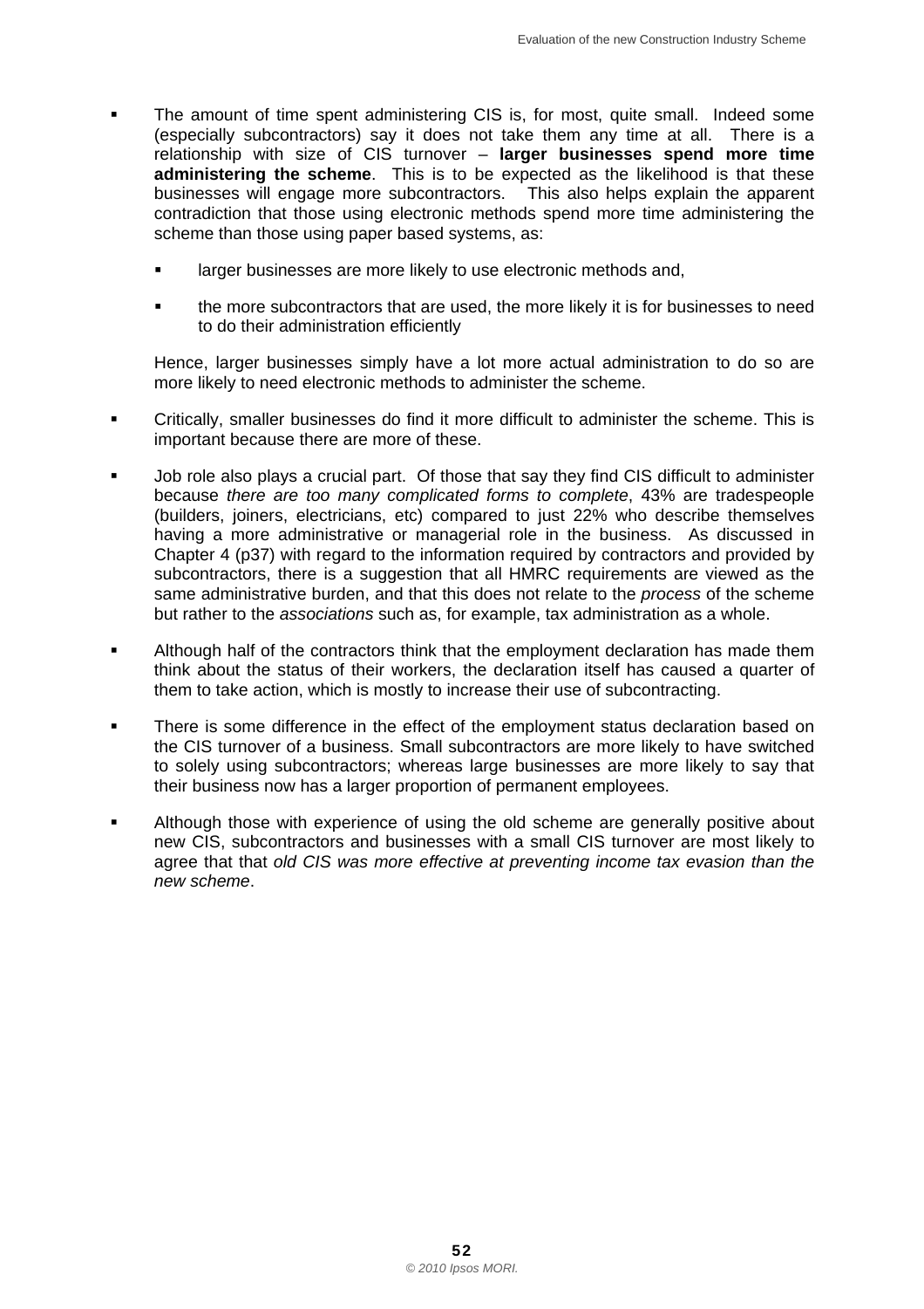- The amount of time spent administering CIS is, for most, quite small. Indeed some (especially subcontractors) say it does not take them any time at all. There is a relationship with size of CIS turnover – **larger businesses spend more time administering the scheme**. This is to be expected as the likelihood is that these businesses will engage more subcontractors. This also helps explain the apparent contradiction that those using electronic methods spend more time administering the scheme than those using paper based systems, as:

  - larger businesses are more likely to use electronic methods and,
  - the more subcontractors that are used, the more likely it is for businesses to need to do their administration efficiently

  Hence, larger businesses simply have a lot more actual administration to do so are more likely to need electronic methods to administer the scheme.

- Critically, smaller businesses do find it more difficult to administer the scheme. This is important because there are more of these.

- Job role also plays a crucial part. Of those that say they find CIS difficult to administer because *there are too many complicated forms to complete*, 43% are tradespeople (builders, joiners, electricians, etc) compared to just 22% who describe themselves having a more administrative or managerial role in the business. As discussed in Chapter 4 (p37) with regard to the information required by contractors and provided by subcontractors, there is a suggestion that all HMRC requirements are viewed as the same administrative burden, and that this does not relate to the *process* of the scheme but rather to the *associations* such as, for example, tax administration as a whole.

- Although half of the contractors think that the employment declaration has made them think about the status of their workers, the declaration itself has caused a quarter of them to take action, which is mostly to increase their use of subcontracting.

- There is some difference in the effect of the employment status declaration based on the CIS turnover of a business. Small subcontractors are more likely to have switched to solely using subcontractors; whereas large businesses are more likely to say that their business now has a larger proportion of permanent employees.

- Although those with experience of using the old scheme are generally positive about new CIS, subcontractors and businesses with a small CIS turnover are most likely to agree that that *old CIS was more effective at preventing income tax evasion than the new scheme*.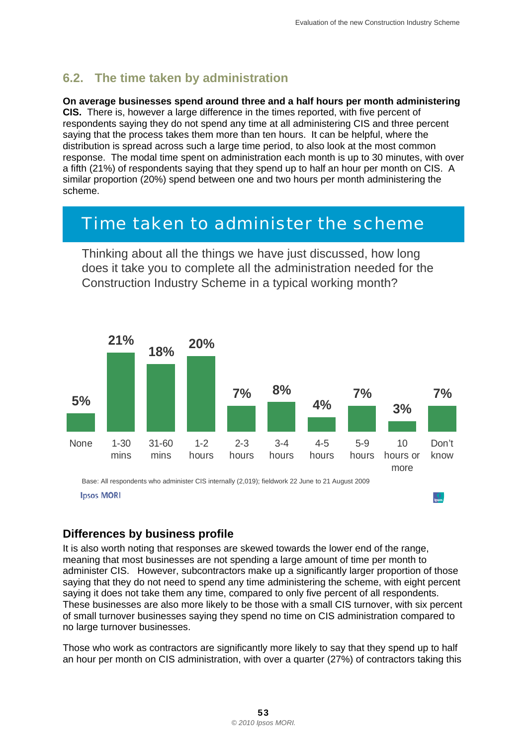## 6.2. The time taken by administration

**On average businesses spend around three and a half hours per month administering CIS.** There is, however a large difference in the times reported, with five percent of respondents saying they do not spend any time at all administering CIS and three percent saying that the process takes them more than ten hours. It can be helpful, where the distribution is spread across such a large time period, to also look at the most common response. The modal time spent on administration each month is up to 30 minutes, with over a fifth (21%) of respondents saying that they spend up to half an hour per month on CIS. A similar proportion (20%) spend between one and two hours per month administering the scheme.

### Time taken to administer the scheme

Thinking about all the things we have just discussed, how long does it take you to complete all the administration needed for the Construction Industry Scheme in a typical working month?

| None | 1-30 mins | 31-60 mins | 1-2 hours | 2-3 hours | 3-4 hours | 4-5 hours | 5-9 hours | 10 hours or more | Don't know |
|---|---|---|---|---|---|---|---|---|---|
| 5% | 21% | 18% | 20% | 7% | 8% | 4% | 7% | 3% | 7% |

Base: All respondents who administer CIS internally (2,019); fieldwork 22 June to 21 August 2009

Ipsos MORI

### Differences by business profile

It is also worth noting that responses are skewed towards the lower end of the range, meaning that most businesses are not spending a large amount of time per month to administer CIS. However, subcontractors make up a significantly larger proportion of those saying that they do not need to spend any time administering the scheme, with eight percent saying it does not take them any time, compared to only five percent of all respondents. These businesses are also more likely to be those with a small CIS turnover, with six percent of small turnover businesses saying they spend no time on CIS administration compared to no large turnover businesses.

Those who work as contractors are significantly more likely to say that they spend up to half an hour per month on CIS administration, with over a quarter (27%) of contractors taking this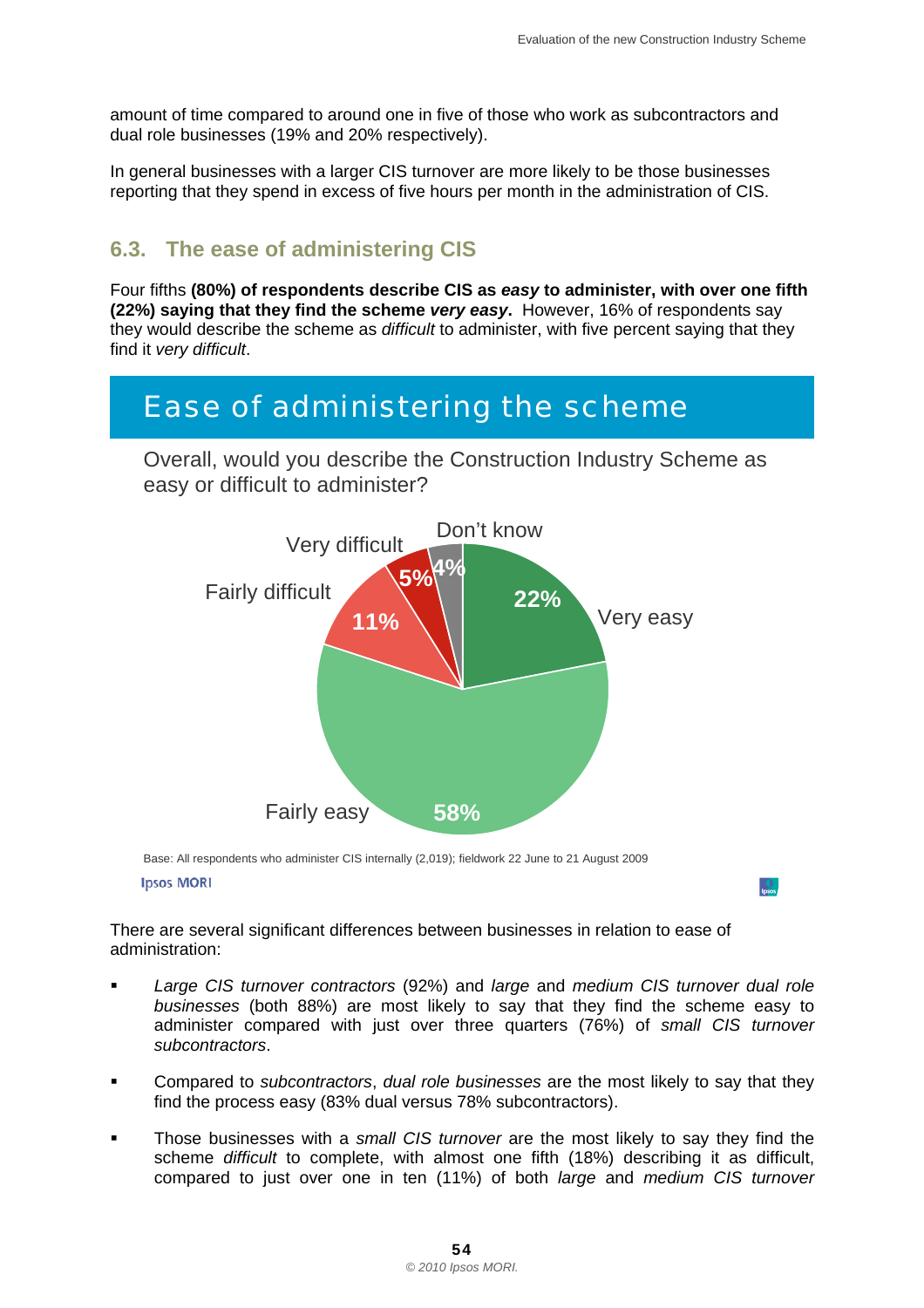amount of time compared to around one in five of those who work as subcontractors and dual role businesses (19% and 20% respectively).

In general businesses with a larger CIS turnover are more likely to be those businesses reporting that they spend in excess of five hours per month in the administration of CIS.

## 6.3. The ease of administering CIS

Four fifths **(80%) of respondents describe CIS as *easy* to administer, with over one fifth (22%) saying that they find the scheme *very easy*.** However, 16% of respondents say they would describe the scheme as *difficult* to administer, with five percent saying that they find it *very difficult*.

### Ease of administering the scheme

Overall, would you describe the Construction Industry Scheme as easy or difficult to administer?

| Response | % |
|---|---|
| Very easy | 22% |
| Fairly easy | 58% |
| Fairly difficult | 11% |
| Very difficult | 5% |
| Don't know | 4% |

Base: All respondents who administer CIS internally (2,019); fieldwork 22 June to 21 August 2009

Ipsos MORI

There are several significant differences between businesses in relation to ease of administration:

- *Large CIS turnover contractors* (92%) and *large* and *medium CIS turnover dual role businesses* (both 88%) are most likely to say that they find the scheme easy to administer compared with just over three quarters (76%) of *small CIS turnover subcontractors*.
- Compared to *subcontractors*, *dual role businesses* are the most likely to say that they find the process easy (83% dual versus 78% subcontractors).
- Those businesses with a *small CIS turnover* are the most likely to say they find the scheme *difficult* to complete, with almost one fifth (18%) describing it as difficult, compared to just over one in ten (11%) of both *large* and *medium CIS turnover*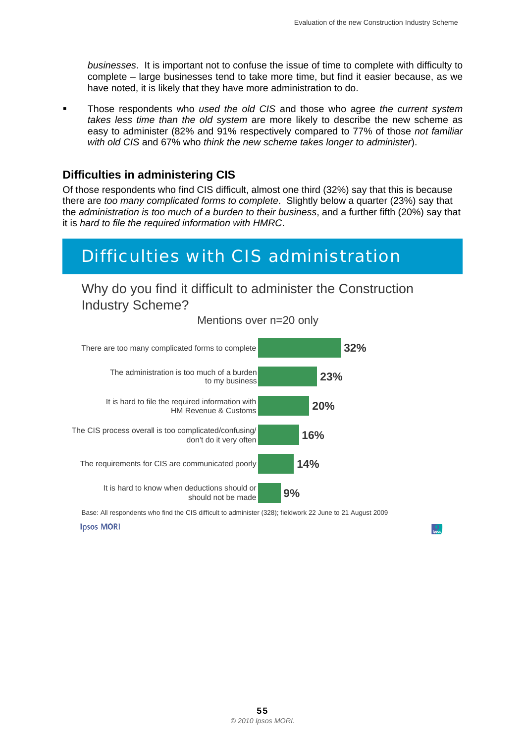*businesses*. It is important not to confuse the issue of time to complete with difficulty to complete – large businesses tend to take more time, but find it easier because, as we have noted, it is likely that they have more administration to do.

- Those respondents who *used the old CIS* and those who agree *the current system takes less time than the old system* are more likely to describe the new scheme as easy to administer (82% and 91% respectively compared to 77% of those *not familiar with old CIS* and 67% who *think the new scheme takes longer to administer*).

## Difficulties in administering CIS

Of those respondents who find CIS difficult, almost one third (32%) say that this is because there are *too many complicated forms to complete*. Slightly below a quarter (23%) say that the *administration is too much of a burden to their business*, and a further fifth (20%) say that it is *hard to file the required information with HMRC*.

### Difficulties with CIS administration

Why do you find it difficult to administer the Construction Industry Scheme?

Mentions over n=20 only

| Reason | % |
|---|---|
| There are too many complicated forms to complete | 32% |
| The administration is too much of a burden to my business | 23% |
| It is hard to file the required information with HM Revenue & Customs | 20% |
| The CIS process overall is too complicated/confusing/ don't do it very often | 16% |
| The requirements for CIS are communicated poorly | 14% |
| It is hard to know when deductions should or should not be made | 9% |

Base: All respondents who find the CIS difficult to administer (328); fieldwork 22 June to 21 August 2009

Ipsos MORI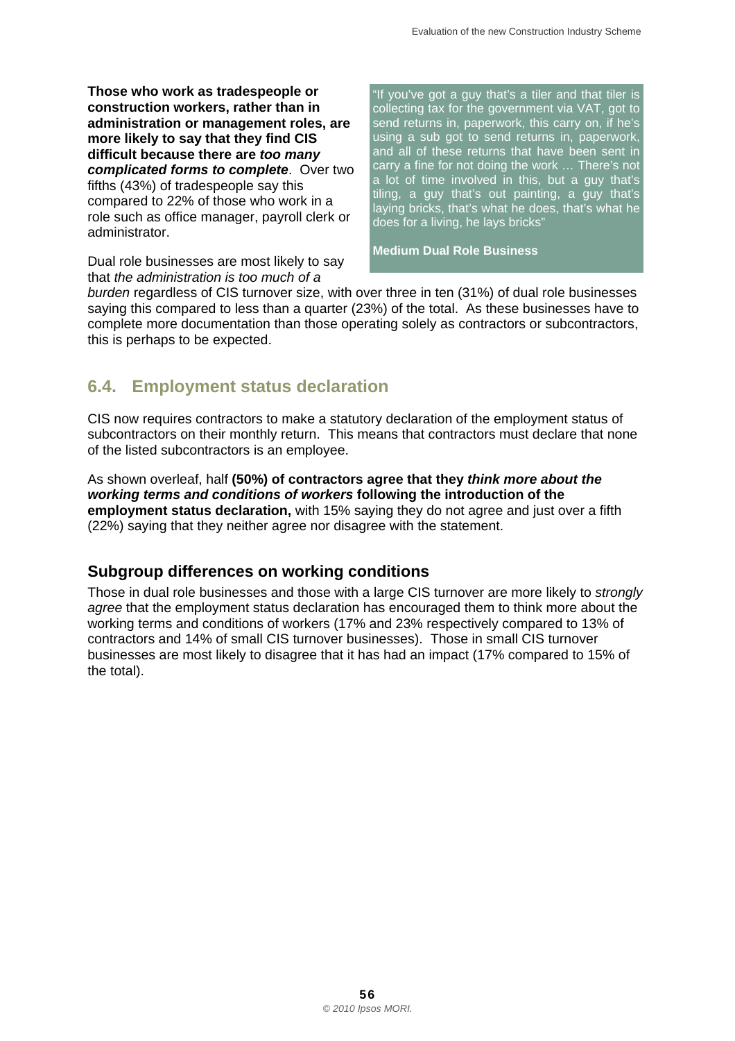**Those who work as tradespeople or construction workers, rather than in administration or management roles, are more likely to say that they find CIS difficult because there are *too many complicated forms to complete***. Over two fifths (43%) of tradespeople say this compared to 22% of those who work in a role such as office manager, payroll clerk or administrator.

> "If you've got a guy that's a tiler and that tiler is collecting tax for the government via VAT, got to send returns in, paperwork, this carry on, if he's using a sub got to send returns in, paperwork, and all of these returns that have been sent in carry a fine for not doing the work … There's not a lot of time involved in this, but a guy that's tiling, a guy that's out painting, a guy that's laying bricks, that's what he does, that's what he does for a living, he lays bricks"
>
> **Medium Dual Role Business**

Dual role businesses are most likely to say that *the administration is too much of a burden* regardless of CIS turnover size, with over three in ten (31%) of dual role businesses saying this compared to less than a quarter (23%) of the total. As these businesses have to complete more documentation than those operating solely as contractors or subcontractors, this is perhaps to be expected.

## 6.4. Employment status declaration

CIS now requires contractors to make a statutory declaration of the employment status of subcontractors on their monthly return. This means that contractors must declare that none of the listed subcontractors is an employee.

As shown overleaf, half **(50%) of contractors agree that they *think more about the working terms and conditions of workers* following the introduction of the employment status declaration,** with 15% saying they do not agree and just over a fifth (22%) saying that they neither agree nor disagree with the statement.

### Subgroup differences on working conditions

Those in dual role businesses and those with a large CIS turnover are more likely to *strongly agree* that the employment status declaration has encouraged them to think more about the working terms and conditions of workers (17% and 23% respectively compared to 13% of contractors and 14% of small CIS turnover businesses). Those in small CIS turnover businesses are most likely to disagree that it has had an impact (17% compared to 15% of the total).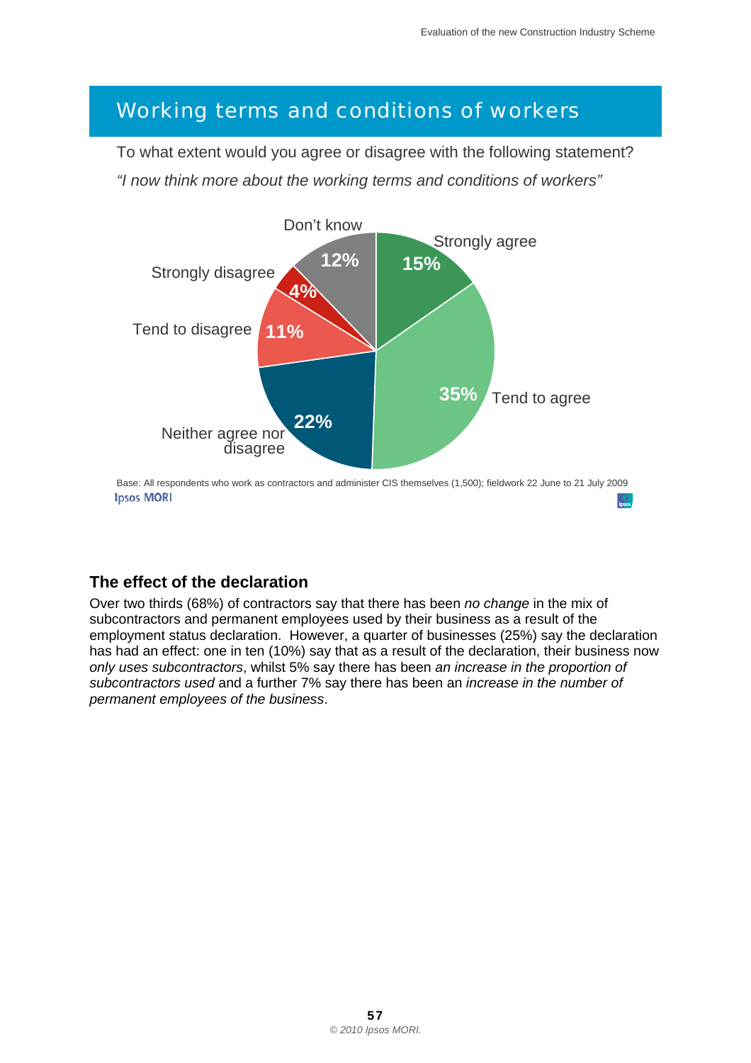## Working terms and conditions of workers

To what extent would you agree or disagree with the following statement?

*"I now think more about the working terms and conditions of workers"*

| Response | % |
|---|---|
| Strongly agree | 15% |
| Tend to agree | 35% |
| Neither agree nor disagree | 22% |
| Tend to disagree | 11% |
| Strongly disagree | 4% |
| Don't know | 12% |

Base: All respondents who work as contractors and administer CIS themselves (1,500); fieldwork 22 June to 21 July 2009

Ipsos MORI

### The effect of the declaration

Over two thirds (68%) of contractors say that there has been *no change* in the mix of subcontractors and permanent employees used by their business as a result of the employment status declaration. However, a quarter of businesses (25%) say the declaration has had an effect: one in ten (10%) say that as a result of the declaration, their business now *only uses subcontractors*, whilst 5% say there has been *an increase in the proportion of subcontractors used* and a further 7% say there has been an *increase in the number of permanent employees of the business*.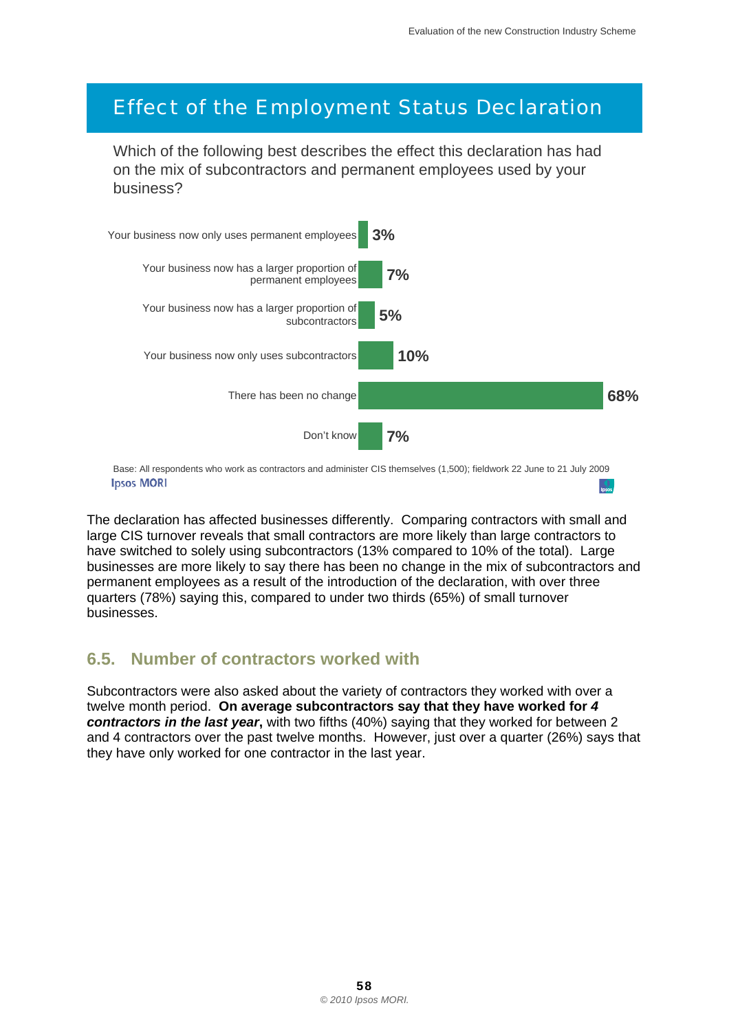## Effect of the Employment Status Declaration

Which of the following best describes the effect this declaration has had on the mix of subcontractors and permanent employees used by your business?

| Response | % |
|---|---|
| Your business now only uses permanent employees | 3% |
| Your business now has a larger proportion of permanent employees | 7% |
| Your business now has a larger proportion of subcontractors | 5% |
| Your business now only uses subcontractors | 10% |
| There has been no change | 68% |
| Don't know | 7% |

Base: All respondents who work as contractors and administer CIS themselves (1,500); fieldwork 22 June to 21 July 2009

Ipsos MORI

The declaration has affected businesses differently. Comparing contractors with small and large CIS turnover reveals that small contractors are more likely than large contractors to have switched to solely using subcontractors (13% compared to 10% of the total). Large businesses are more likely to say there has been no change in the mix of subcontractors and permanent employees as a result of the introduction of the declaration, with over three quarters (78%) saying this, compared to under two thirds (65%) of small turnover businesses.

### 6.5. Number of contractors worked with

Subcontractors were also asked about the variety of contractors they worked with over a twelve month period. **On average subcontractors say that they have worked for *4 contractors in the last year*,** with two fifths (40%) saying that they worked for between 2 and 4 contractors over the past twelve months. However, just over a quarter (26%) says that they have only worked for one contractor in the last year.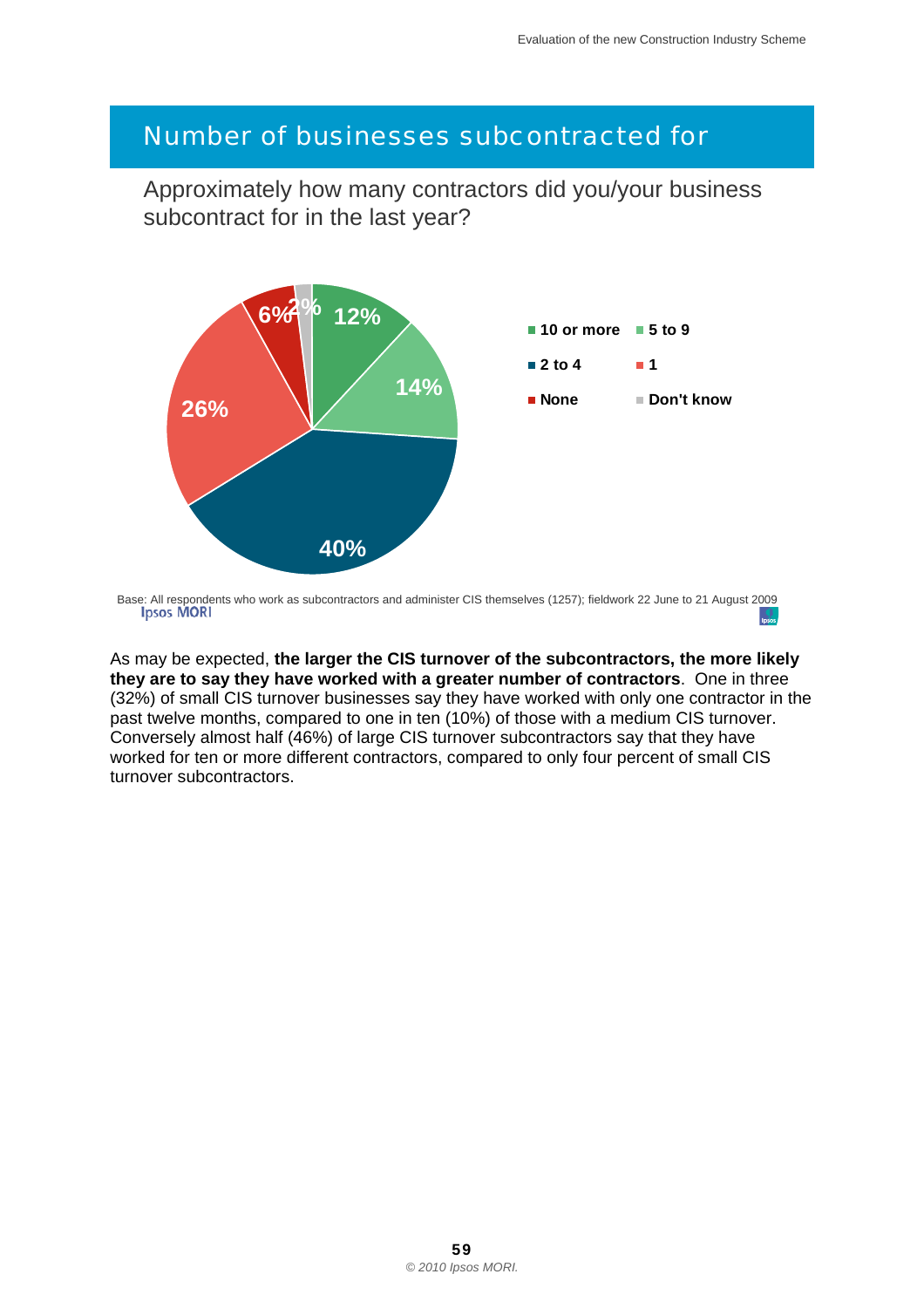## Number of businesses subcontracted for

Approximately how many contractors did you/your business subcontract for in the last year?

| Response | % |
|---|---|
| 10 or more | 12% |
| 5 to 9 | 14% |
| 2 to 4 | 40% |
| 1 | 26% |
| None | 6% |
| Don't know | 2% |

Base: All respondents who work as subcontractors and administer CIS themselves (1257); fieldwork 22 June to 21 August 2009

As may be expected, **the larger the CIS turnover of the subcontractors, the more likely they are to say they have worked with a greater number of contractors**. One in three (32%) of small CIS turnover businesses say they have worked with only one contractor in the past twelve months, compared to one in ten (10%) of those with a medium CIS turnover. Conversely almost half (46%) of large CIS turnover subcontractors say that they have worked for ten or more different contractors, compared to only four percent of small CIS turnover subcontractors.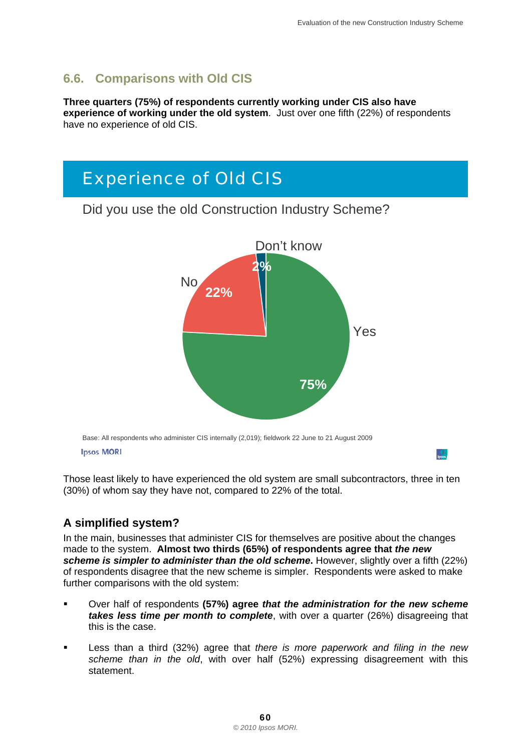## 6.6. Comparisons with Old CIS

**Three quarters (75%) of respondents currently working under CIS also have experience of working under the old system**. Just over one fifth (22%) of respondents have no experience of old CIS.

### Experience of Old CIS

Did you use the old Construction Industry Scheme?

| Response | % |
|---|---|
| Yes | 75% |
| No | 22% |
| Don't know | 2% |

Base: All respondents who administer CIS internally (2,019); fieldwork 22 June to 21 August 2009

Ipsos MORI

Those least likely to have experienced the old system are small subcontractors, three in ten (30%) of whom say they have not, compared to 22% of the total.

### A simplified system?

In the main, businesses that administer CIS for themselves are positive about the changes made to the system. **Almost two thirds (65%) of respondents agree that *the new scheme is simpler to administer than the old scheme*.** However, slightly over a fifth (22%) of respondents disagree that the new scheme is simpler. Respondents were asked to make further comparisons with the old system:

- Over half of respondents **(57%) agree *that the administration for the new scheme takes less time per month to complete***, with over a quarter (26%) disagreeing that this is the case.
- Less than a third (32%) agree that *there is more paperwork and filing in the new scheme than in the old*, with over half (52%) expressing disagreement with this statement.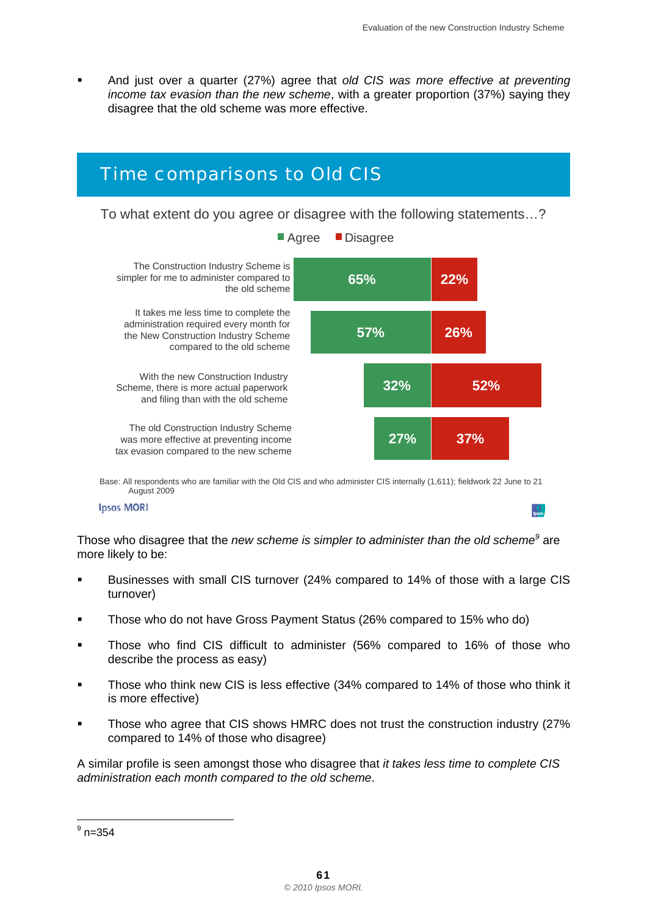- And just over a quarter (27%) agree that *old CIS was more effective at preventing income tax evasion than the new scheme*, with a greater proportion (37%) saying they disagree that the old scheme was more effective.

## Time comparisons to Old CIS

To what extent do you agree or disagree with the following statements…?

| Statement | Agree | Disagree |
|---|---|---|
| The Construction Industry Scheme is simpler for me to administer compared to the old scheme | 65% | 22% |
| It takes me less time to complete the administration required every month for the New Construction Industry Scheme compared to the old scheme | 57% | 26% |
| With the new Construction Industry Scheme, there is more actual paperwork and filing than with the old scheme | 32% | 52% |
| The old Construction Industry Scheme was more effective at preventing income tax evasion compared to the new scheme | 27% | 37% |

Base: All respondents who are familiar with the Old CIS and who administer CIS internally (1,611); fieldwork 22 June to 21 August 2009

Ipsos MORI

Those who disagree that the *new scheme is simpler to administer than the old scheme*[9] are more likely to be:

- Businesses with small CIS turnover (24% compared to 14% of those with a large CIS turnover)
- Those who do not have Gross Payment Status (26% compared to 15% who do)
- Those who find CIS difficult to administer (56% compared to 16% of those who describe the process as easy)
- Those who think new CIS is less effective (34% compared to 14% of those who think it is more effective)
- Those who agree that CIS shows HMRC does not trust the construction industry (27% compared to 14% of those who disagree)

A similar profile is seen amongst those who disagree that *it takes less time to complete CIS administration each month compared to the old scheme*.

[9] n=354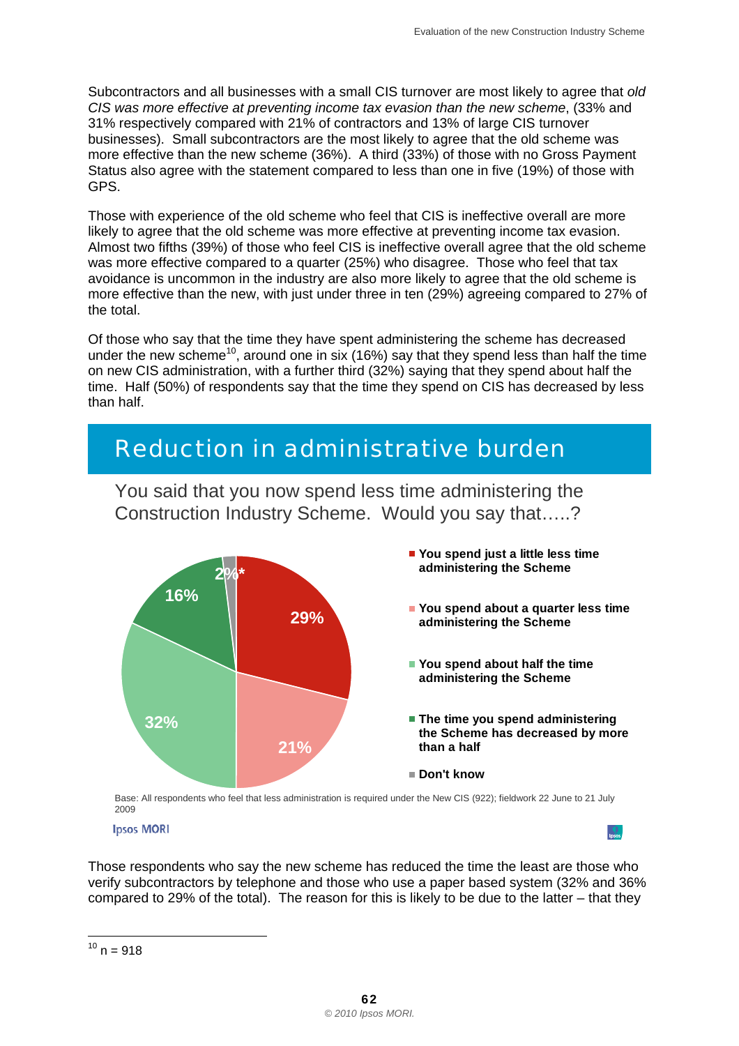Subcontractors and all businesses with a small CIS turnover are most likely to agree that *old CIS was more effective at preventing income tax evasion than the new scheme*, (33% and 31% respectively compared with 21% of contractors and 13% of large CIS turnover businesses). Small subcontractors are the most likely to agree that the old scheme was more effective than the new scheme (36%). A third (33%) of those with no Gross Payment Status also agree with the statement compared to less than one in five (19%) of those with GPS.

Those with experience of the old scheme who feel that CIS is ineffective overall are more likely to agree that the old scheme was more effective at preventing income tax evasion. Almost two fifths (39%) of those who feel CIS is ineffective overall agree that the old scheme was more effective compared to a quarter (25%) who disagree. Those who feel that tax avoidance is uncommon in the industry are also more likely to agree that the old scheme is more effective than the new, with just under three in ten (29%) agreeing compared to 27% of the total.

Of those who say that the time they have spent administering the scheme has decreased under the new scheme[10], around one in six (16%) say that they spend less than half the time on new CIS administration, with a further third (32%) saying that they spend about half the time. Half (50%) of respondents say that the time they spend on CIS has decreased by less than half.

## Reduction in administrative burden

You said that you now spend less time administering the Construction Industry Scheme. Would you say that…..?

| Response | % |
|---|---|
| You spend just a little less time administering the Scheme | 29% |
| You spend about a quarter less time administering the Scheme | 21% |
| You spend about half the time administering the Scheme | 32% |
| The time you spend administering the Scheme has decreased by more than a half | 16% |
| Don't know | 2%* |

Base: All respondents who feel that less administration is required under the New CIS (922); fieldwork 22 June to 21 July 2009

Ipsos MORI

Those respondents who say the new scheme has reduced the time the least are those who verify subcontractors by telephone and those who use a paper based system (32% and 36% compared to 29% of the total). The reason for this is likely to be due to the latter – that they

[10] n = 918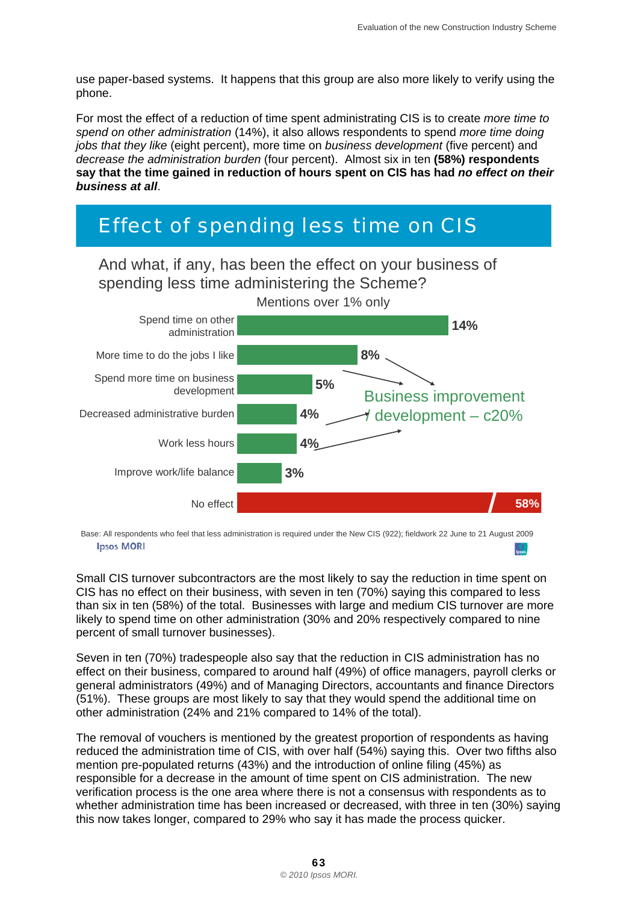use paper-based systems. It happens that this group are also more likely to verify using the phone.

For most the effect of a reduction of time spent administrating CIS is to create *more time to spend on other administration* (14%), it also allows respondents to spend *more time doing jobs that they like* (eight percent), more time on *business development* (five percent) and *decrease the administration burden* (four percent). Almost six in ten **(58%) respondents say that the time gained in reduction of hours spent on CIS has had *no effect on their business at all***.

## Effect of spending less time on CIS

And what, if any, has been the effect on your business of spending less time administering the Scheme?

Mentions over 1% only

| Effect | % |
|---|---|
| Spend time on other administration | 14% |
| More time to do the jobs I like | 8% |
| Spend more time on business development | 5% |
| Decreased administrative burden | 4% |
| Work less hours | 4% |
| Improve work/life balance | 3% |
| No effect | 58% |

Business improvement / development – c20%

Base: All respondents who feel that less administration is required under the New CIS (922); fieldwork 22 June to 21 August 2009

Ipsos MORI

Small CIS turnover subcontractors are the most likely to say the reduction in time spent on CIS has no effect on their business, with seven in ten (70%) saying this compared to less than six in ten (58%) of the total. Businesses with large and medium CIS turnover are more likely to spend time on other administration (30% and 20% respectively compared to nine percent of small turnover businesses).

Seven in ten (70%) tradespeople also say that the reduction in CIS administration has no effect on their business, compared to around half (49%) of office managers, payroll clerks or general administrators (49%) and of Managing Directors, accountants and finance Directors (51%). These groups are most likely to say that they would spend the additional time on other administration (24% and 21% compared to 14% of the total).

The removal of vouchers is mentioned by the greatest proportion of respondents as having reduced the administration time of CIS, with over half (54%) saying this. Over two fifths also mention pre-populated returns (43%) and the introduction of online filing (45%) as responsible for a decrease in the amount of time spent on CIS administration. The new verification process is the one area where there is not a consensus with respondents as to whether administration time has been increased or decreased, with three in ten (30%) saying this now takes longer, compared to 29% who say it has made the process quicker.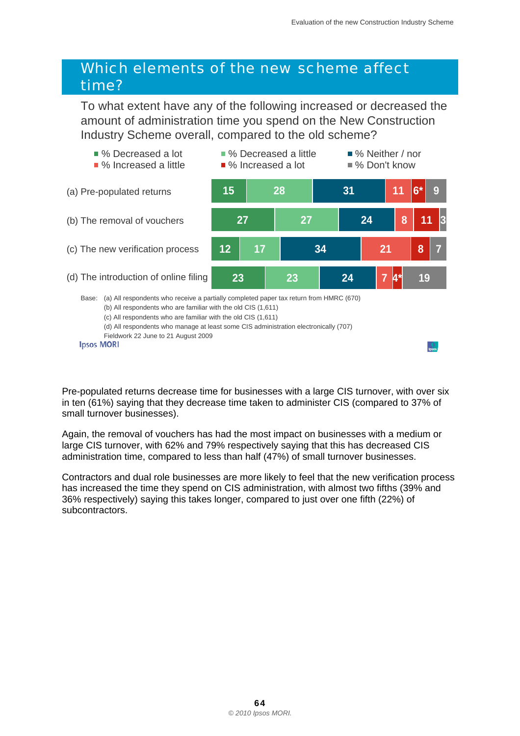## Which elements of the new scheme affect time?

To what extent have any of the following increased or decreased the amount of administration time you spend on the New Construction Industry Scheme overall, compared to the old scheme?

| | % Decreased a lot | % Decreased a little | % Neither / nor | % Increased a little | % Increased a lot | % Don't know |
|---|---|---|---|---|---|---|
| (a) Pre-populated returns | 15 | 28 | 31 | 11 | 6* | 9 |
| (b) The removal of vouchers | 27 | 27 | 24 | 8 | 11 | 3 |
| (c) The new verification process | 12 | 17 | 34 | 21 | 8 | 7 |
| (d) The introduction of online filing | 23 | 23 | 24 | 7 | 4* | 19 |

Base: (a) All respondents who receive a partially completed paper tax return from HMRC (670)
(b) All respondents who are familiar with the old CIS (1,611)
(c) All respondents who are familiar with the old CIS (1,611)
(d) All respondents who manage at least some CIS administration electronically (707)
Fieldwork 22 June to 21 August 2009

Ipsos MORI

Pre-populated returns decrease time for businesses with a large CIS turnover, with over six in ten (61%) saying that they decrease time taken to administer CIS (compared to 37% of small turnover businesses).

Again, the removal of vouchers has had the most impact on businesses with a medium or large CIS turnover, with 62% and 79% respectively saying that this has decreased CIS administration time, compared to less than half (47%) of small turnover businesses.

Contractors and dual role businesses are more likely to feel that the new verification process has increased the time they spend on CIS administration, with almost two fifths (39% and 36% respectively) saying this takes longer, compared to just over one fifth (22%) of subcontractors.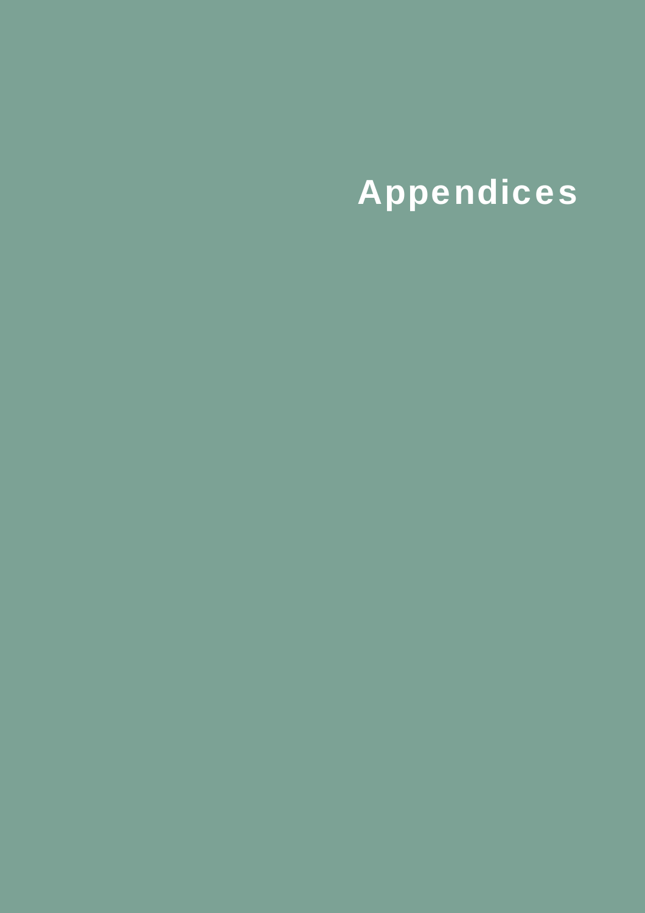# Appendices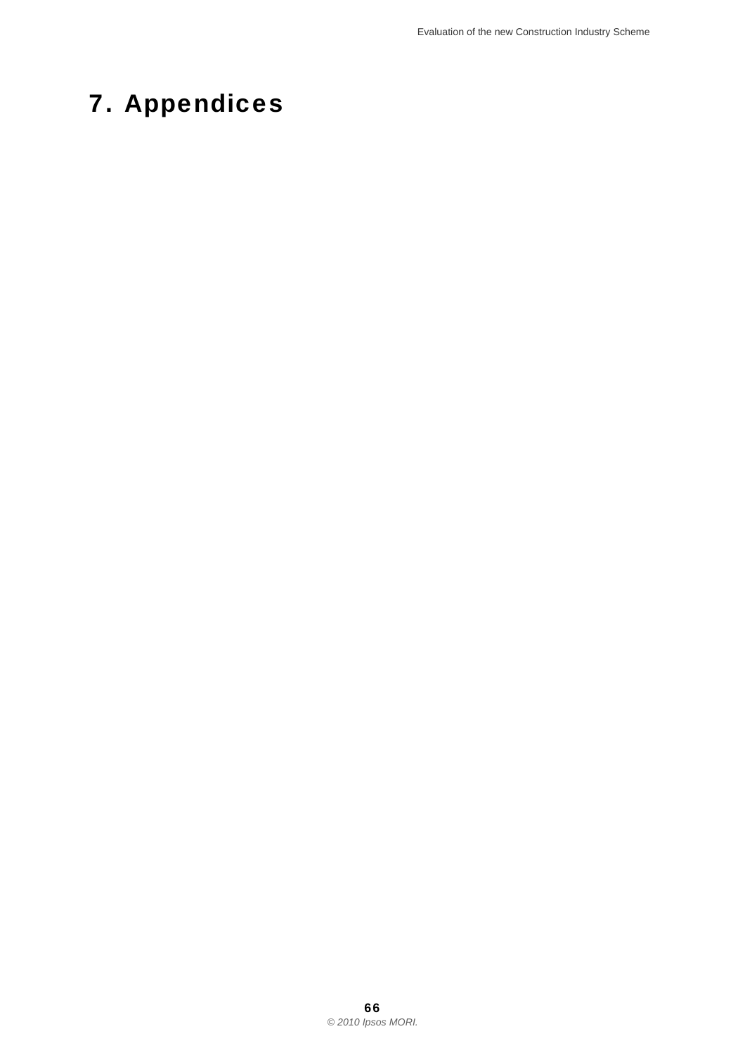# 7. Appendices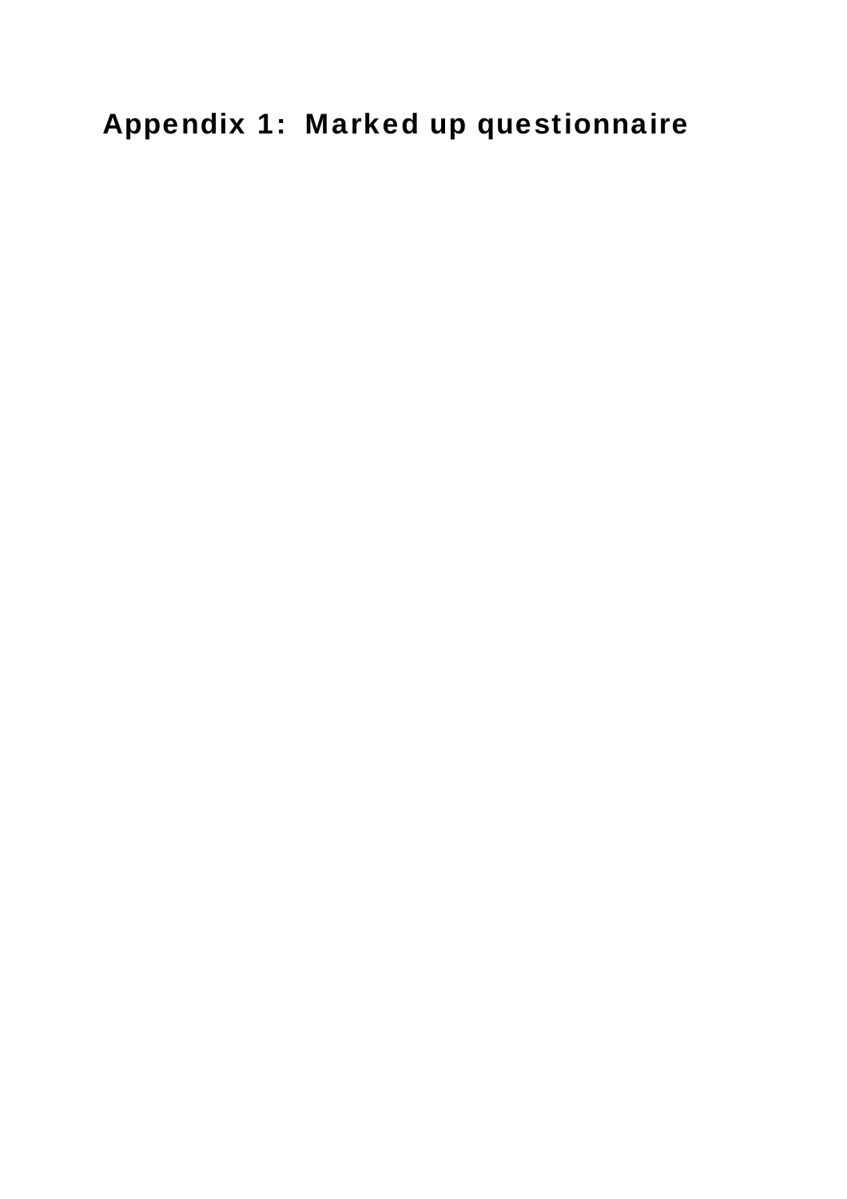# Appendix 1: Marked up questionnaire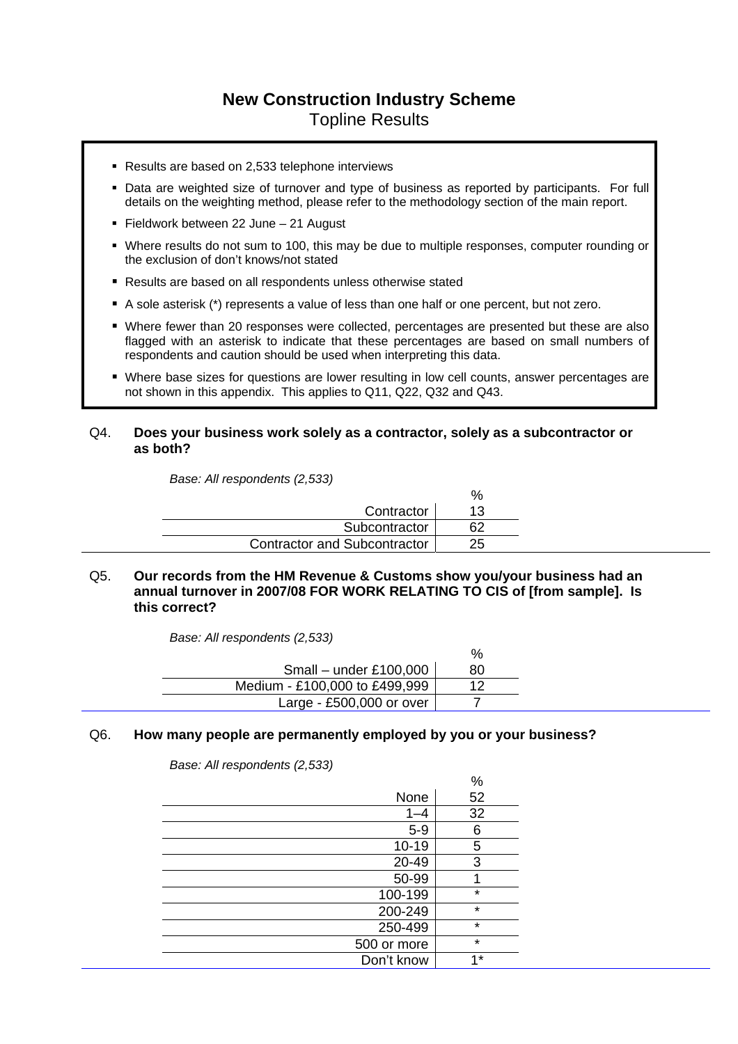# New Construction Industry Scheme

Topline Results

- Results are based on 2,533 telephone interviews
- Data are weighted size of turnover and type of business as reported by participants. For full details on the weighting method, please refer to the methodology section of the main report.
- Fieldwork between 22 June – 21 August
- Where results do not sum to 100, this may be due to multiple responses, computer rounding or the exclusion of don't knows/not stated
- Results are based on all respondents unless otherwise stated
- A sole asterisk (*) represents a value of less than one half or one percent, but not zero.
- Where fewer than 20 responses were collected, percentages are presented but these are also flagged with an asterisk to indicate that these percentages are based on small numbers of respondents and caution should be used when interpreting this data.
- Where base sizes for questions are lower resulting in low cell counts, answer percentages are not shown in this appendix. This applies to Q11, Q22, Q32 and Q43.

Q4. **Does your business work solely as a contractor, solely as a subcontractor or as both?**

*Base: All respondents (2,533)*

| | % |
|---:|:---:|
| Contractor | 13 |
| Subcontractor | 62 |
| Contractor and Subcontractor | 25 |

Q5. **Our records from the HM Revenue & Customs show you/your business had an annual turnover in 2007/08 FOR WORK RELATING TO CIS of [from sample]. Is this correct?**

*Base: All respondents (2,533)*

| | % |
|---:|:---:|
| Small – under £100,000 | 80 |
| Medium - £100,000 to £499,999 | 12 |
| Large - £500,000 or over | 7 |

Q6. **How many people are permanently employed by you or your business?**

*Base: All respondents (2,533)*

| | % |
|---:|:---:|
| None | 52 |
| 1–4 | 32 |
| 5-9 | 6 |
| 10-19 | 5 |
| 20-49 | 3 |
| 50-99 | 1 |
| 100-199 | * |
| 200-249 | * |
| 250-499 | * |
| 500 or more | * |
| Don't know | 1* |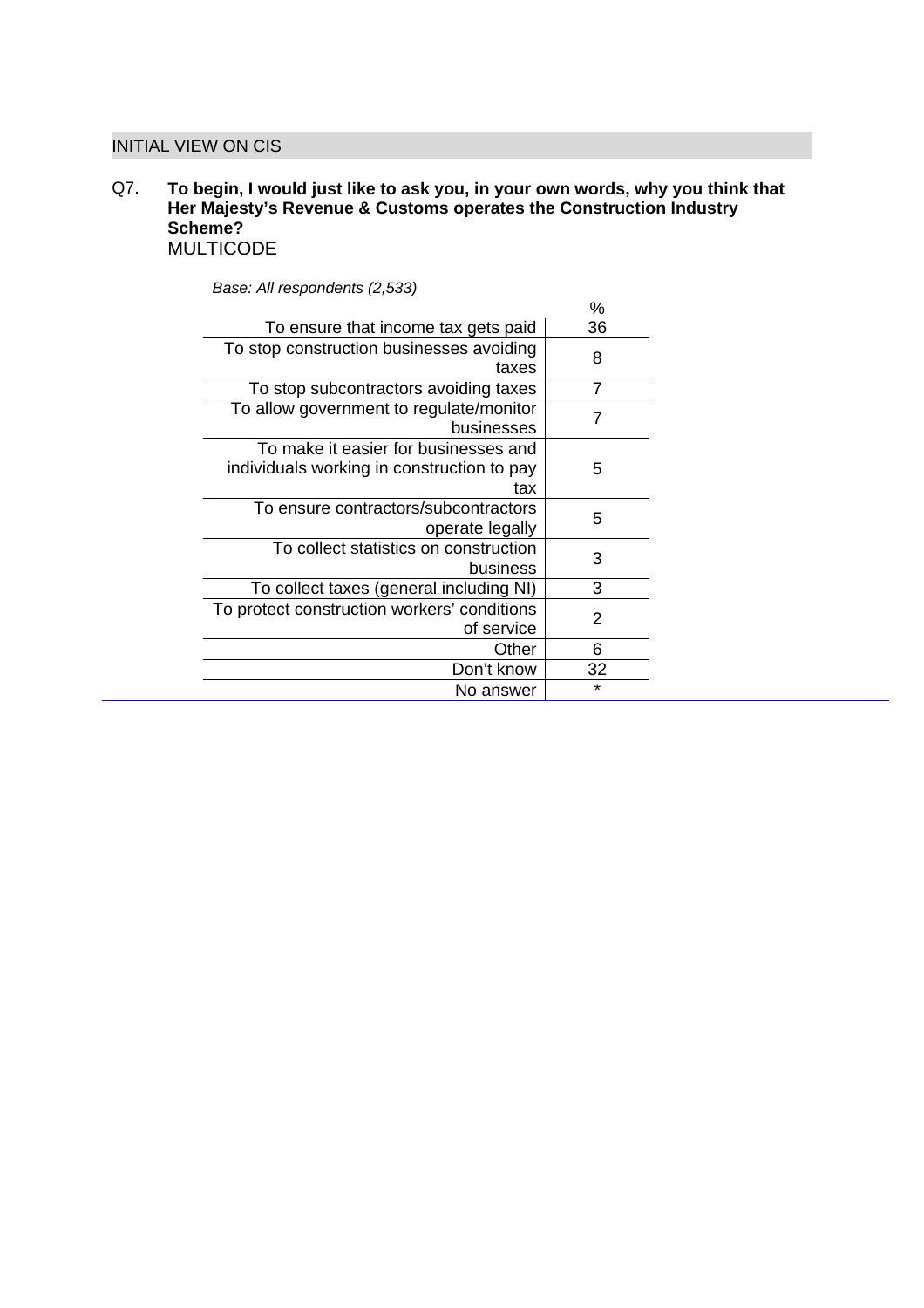## INITIAL VIEW ON CIS

Q7. **To begin, I would just like to ask you, in your own words, why you think that Her Majesty's Revenue & Customs operates the Construction Industry Scheme?**
MULTICODE

*Base: All respondents (2,533)*

| | % |
|---|---|
| To ensure that income tax gets paid | 36 |
| To stop construction businesses avoiding taxes | 8 |
| To stop subcontractors avoiding taxes | 7 |
| To allow government to regulate/monitor businesses | 7 |
| To make it easier for businesses and individuals working in construction to pay tax | 5 |
| To ensure contractors/subcontractors operate legally | 5 |
| To collect statistics on construction business | 3 |
| To collect taxes (general including NI) | 3 |
| To protect construction workers' conditions of service | 2 |
| Other | 6 |
| Don't know | 32 |
| No answer | * |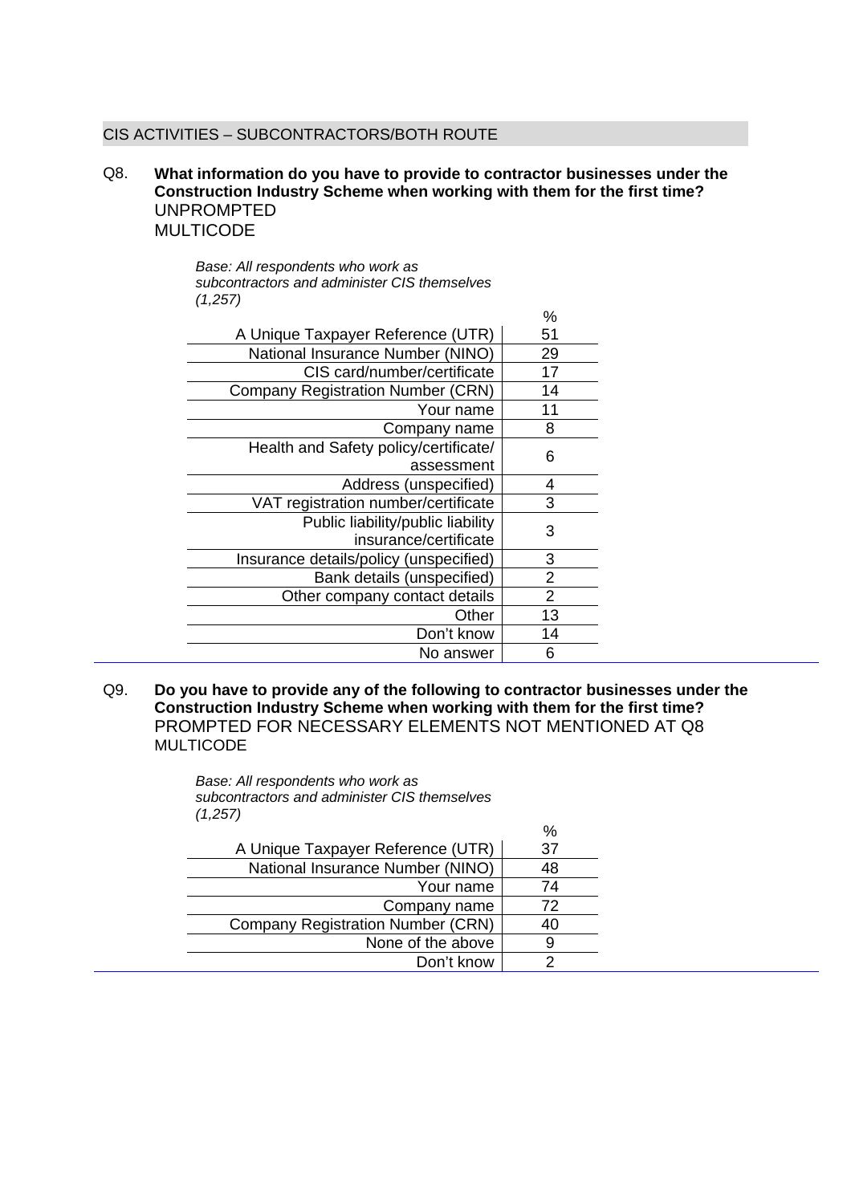## CIS ACTIVITIES – SUBCONTRACTORS/BOTH ROUTE

Q8. **What information do you have to provide to contractor businesses under the Construction Industry Scheme when working with them for the first time?** UNPROMPTED
MULTICODE

*Base: All respondents who work as subcontractors and administer CIS themselves (1,257)*

| | % |
|---|---|
| A Unique Taxpayer Reference (UTR) | 51 |
| National Insurance Number (NINO) | 29 |
| CIS card/number/certificate | 17 |
| Company Registration Number (CRN) | 14 |
| Your name | 11 |
| Company name | 8 |
| Health and Safety policy/certificate/ assessment | 6 |
| Address (unspecified) | 4 |
| VAT registration number/certificate | 3 |
| Public liability/public liability insurance/certificate | 3 |
| Insurance details/policy (unspecified) | 3 |
| Bank details (unspecified) | 2 |
| Other company contact details | 2 |
| Other | 13 |
| Don't know | 14 |
| No answer | 6 |

Q9. **Do you have to provide any of the following to contractor businesses under the Construction Industry Scheme when working with them for the first time?** PROMPTED FOR NECESSARY ELEMENTS NOT MENTIONED AT Q8
MULTICODE

*Base: All respondents who work as subcontractors and administer CIS themselves (1,257)*

| | % |
|---|---|
| A Unique Taxpayer Reference (UTR) | 37 |
| National Insurance Number (NINO) | 48 |
| Your name | 74 |
| Company name | 72 |
| Company Registration Number (CRN) | 40 |
| None of the above | 9 |
| Don't know | 2 |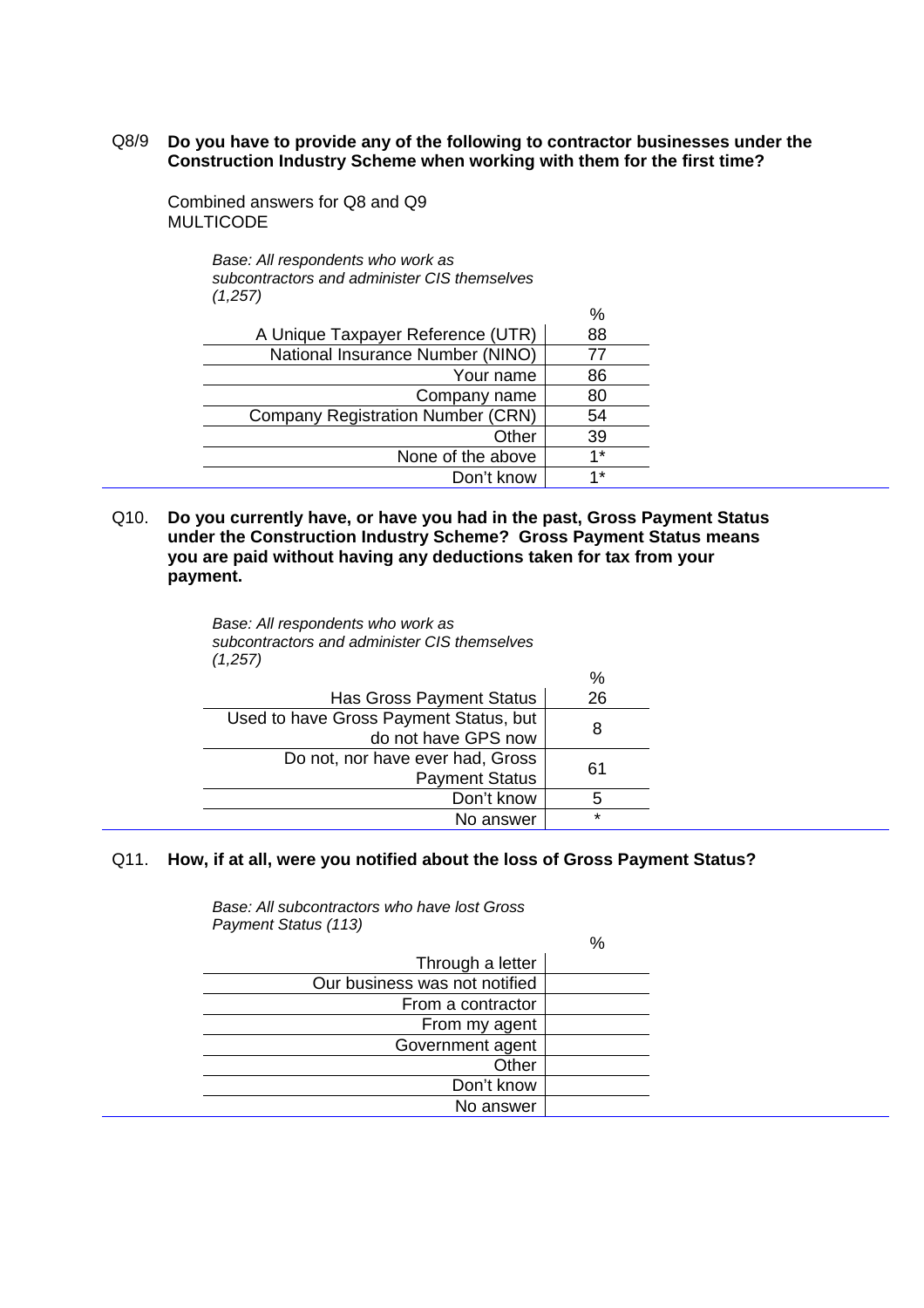Q8/9 **Do you have to provide any of the following to contractor businesses under the Construction Industry Scheme when working with them for the first time?**

Combined answers for Q8 and Q9
MULTICODE

*Base: All respondents who work as subcontractors and administer CIS themselves (1,257)*

| | % |
|---|---|
| A Unique Taxpayer Reference (UTR) | 88 |
| National Insurance Number (NINO) | 77 |
| Your name | 86 |
| Company name | 80 |
| Company Registration Number (CRN) | 54 |
| Other | 39 |
| None of the above | 1* |
| Don't know | 1* |

Q10. **Do you currently have, or have you had in the past, Gross Payment Status under the Construction Industry Scheme? Gross Payment Status means you are paid without having any deductions taken for tax from your payment.**

*Base: All respondents who work as subcontractors and administer CIS themselves (1,257)*

| | % |
|---|---|
| Has Gross Payment Status | 26 |
| Used to have Gross Payment Status, but do not have GPS now | 8 |
| Do not, nor have ever had, Gross Payment Status | 61 |
| Don't know | 5 |
| No answer | * |

Q11. **How, if at all, were you notified about the loss of Gross Payment Status?**

*Base: All subcontractors who have lost Gross Payment Status (113)*

| | % |
|---|---|
| Through a letter | |
| Our business was not notified | |
| From a contractor | |
| From my agent | |
| Government agent | |
| Other | |
| Don't know | |
| No answer | |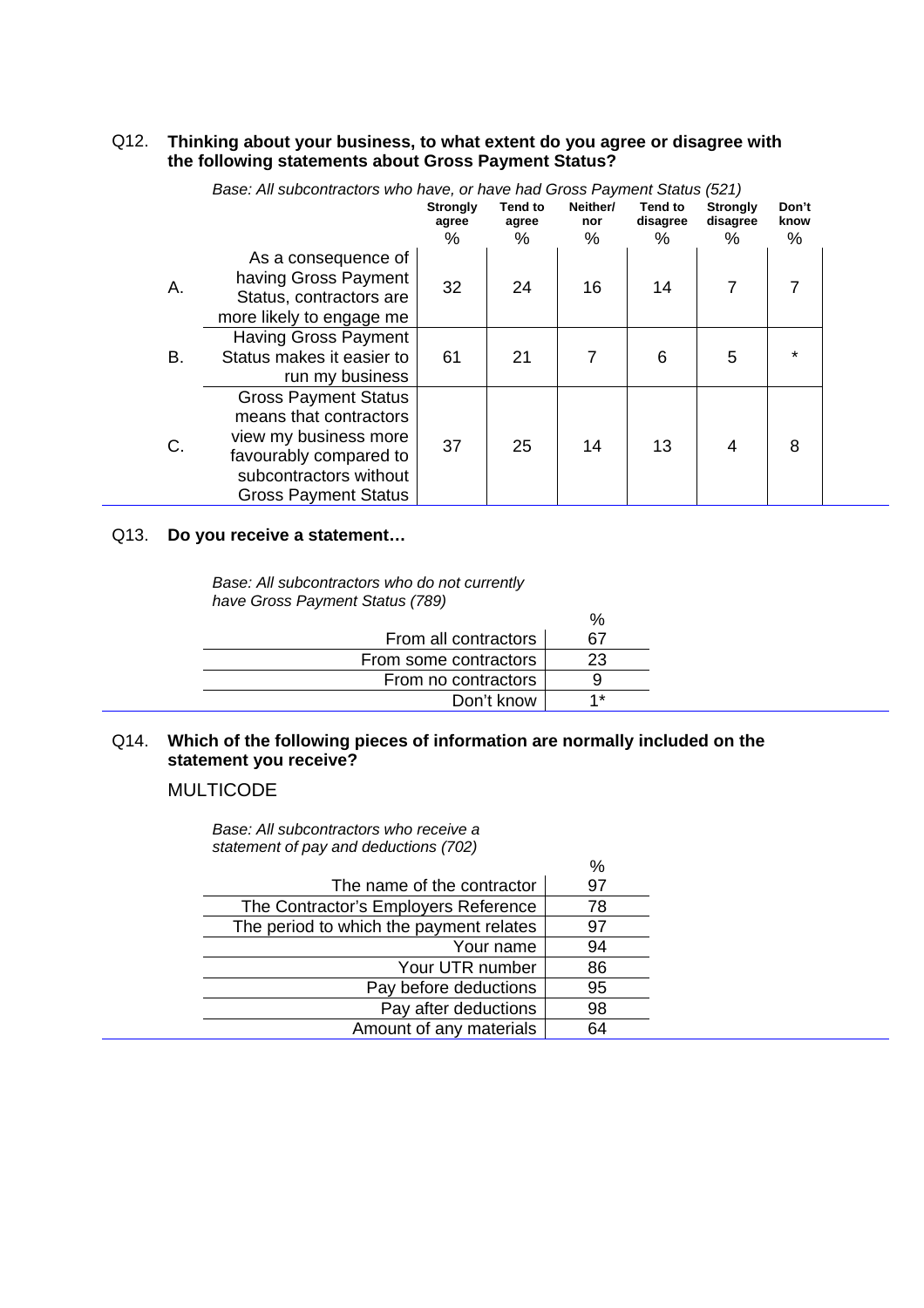Q12. **Thinking about your business, to what extent do you agree or disagree with the following statements about Gross Payment Status?**

*Base: All subcontractors who have, or have had Gross Payment Status (521)*

| | | Strongly agree % | Tend to agree % | Neither/ nor % | Tend to disagree % | Strongly disagree % | Don't know % |
|---|---|---|---|---|---|---|---|
| A. | As a consequence of having Gross Payment Status, contractors are more likely to engage me | 32 | 24 | 16 | 14 | 7 | 7 |
| B. | Having Gross Payment Status makes it easier to run my business | 61 | 21 | 7 | 6 | 5 | * |
| C. | Gross Payment Status means that contractors view my business more favourably compared to subcontractors without Gross Payment Status | 37 | 25 | 14 | 13 | 4 | 8 |

Q13. **Do you receive a statement…**

*Base: All subcontractors who do not currently have Gross Payment Status (789)*

| | % |
|---|---|
| From all contractors | 67 |
| From some contractors | 23 |
| From no contractors | 9 |
| Don't know | 1* |

Q14. **Which of the following pieces of information are normally included on the statement you receive?**

MULTICODE

*Base: All subcontractors who receive a statement of pay and deductions (702)*

| | % |
|---|---|
| The name of the contractor | 97 |
| The Contractor's Employers Reference | 78 |
| The period to which the payment relates | 97 |
| Your name | 94 |
| Your UTR number | 86 |
| Pay before deductions | 95 |
| Pay after deductions | 98 |
| Amount of any materials | 64 |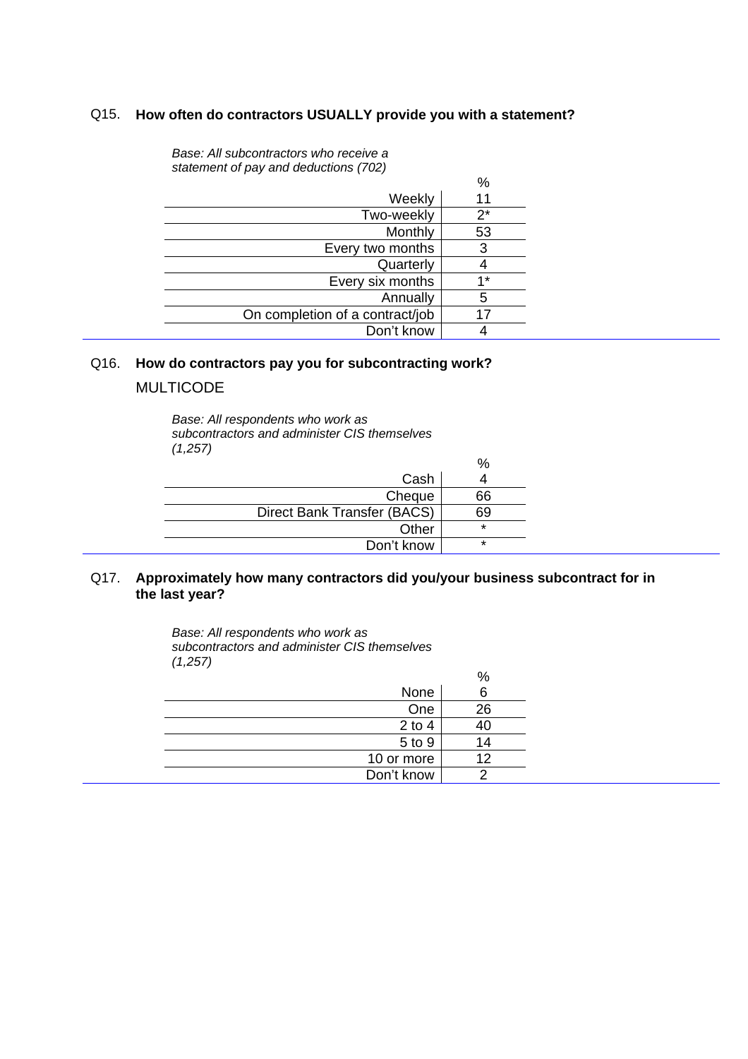Q15. **How often do contractors USUALLY provide you with a statement?**

*Base: All subcontractors who receive a statement of pay and deductions (702)*

| | % |
|---|---|
| Weekly | 11 |
| Two-weekly | 2* |
| Monthly | 53 |
| Every two months | 3 |
| Quarterly | 4 |
| Every six months | 1* |
| Annually | 5 |
| On completion of a contract/job | 17 |
| Don't know | 4 |

Q16. **How do contractors pay you for subcontracting work?**

MULTICODE

*Base: All respondents who work as subcontractors and administer CIS themselves (1,257)*

| | % |
|---|---|
| Cash | 4 |
| Cheque | 66 |
| Direct Bank Transfer (BACS) | 69 |
| Other | * |
| Don't know | * |

Q17. **Approximately how many contractors did you/your business subcontract for in the last year?**

*Base: All respondents who work as subcontractors and administer CIS themselves (1,257)*

| | % |
|---|---|
| None | 6 |
| One | 26 |
| 2 to 4 | 40 |
| 5 to 9 | 14 |
| 10 or more | 12 |
| Don't know | 2 |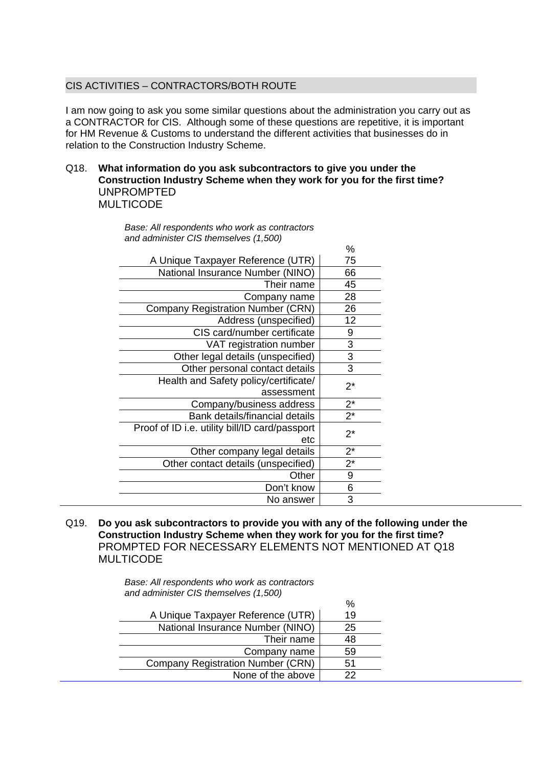## CIS ACTIVITIES – CONTRACTORS/BOTH ROUTE

I am now going to ask you some similar questions about the administration you carry out as a CONTRACTOR for CIS. Although some of these questions are repetitive, it is important for HM Revenue & Customs to understand the different activities that businesses do in relation to the Construction Industry Scheme.

Q18. **What information do you ask subcontractors to give you under the Construction Industry Scheme when they work for you for the first time?**
UNPROMPTED
MULTICODE

*Base: All respondents who work as contractors and administer CIS themselves (1,500)*

| | % |
|---|---|
| A Unique Taxpayer Reference (UTR) | 75 |
| National Insurance Number (NINO) | 66 |
| Their name | 45 |
| Company name | 28 |
| Company Registration Number (CRN) | 26 |
| Address (unspecified) | 12 |
| CIS card/number certificate | 9 |
| VAT registration number | 3 |
| Other legal details (unspecified) | 3 |
| Other personal contact details | 3 |
| Health and Safety policy/certificate/ assessment | 2* |
| Company/business address | 2* |
| Bank details/financial details | 2* |
| Proof of ID i.e. utility bill/ID card/passport etc | 2* |
| Other company legal details | 2* |
| Other contact details (unspecified) | 2* |
| Other | 9 |
| Don't know | 6 |
| No answer | 3 |

Q19. **Do you ask subcontractors to provide you with any of the following under the Construction Industry Scheme when they work for you for the first time?**
PROMPTED FOR NECESSARY ELEMENTS NOT MENTIONED AT Q18
MULTICODE

*Base: All respondents who work as contractors and administer CIS themselves (1,500)*

| | % |
|---|---|
| A Unique Taxpayer Reference (UTR) | 19 |
| National Insurance Number (NINO) | 25 |
| Their name | 48 |
| Company name | 59 |
| Company Registration Number (CRN) | 51 |
| None of the above | 22 |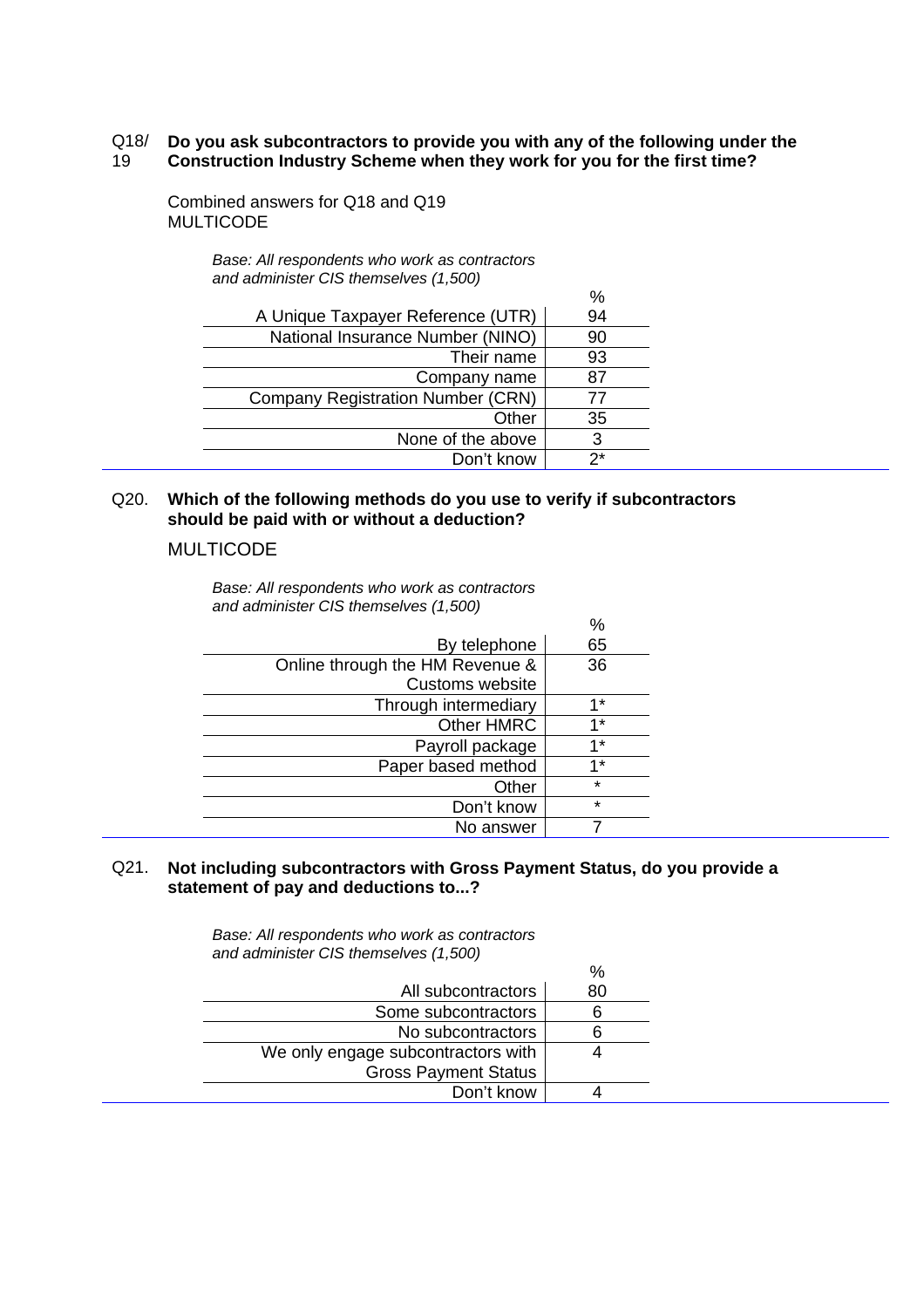### Q18/19 Do you ask subcontractors to provide you with any of the following under the Construction Industry Scheme when they work for you for the first time?

Combined answers for Q18 and Q19
MULTICODE

*Base: All respondents who work as contractors and administer CIS themselves (1,500)*

| | % |
|---:|:---:|
| A Unique Taxpayer Reference (UTR) | 94 |
| National Insurance Number (NINO) | 90 |
| Their name | 93 |
| Company name | 87 |
| Company Registration Number (CRN) | 77 |
| Other | 35 |
| None of the above | 3 |
| Don't know | 2* |

### Q20. Which of the following methods do you use to verify if subcontractors should be paid with or without a deduction?

MULTICODE

*Base: All respondents who work as contractors and administer CIS themselves (1,500)*

| | % |
|---:|:---:|
| By telephone | 65 |
| Online through the HM Revenue & Customs website | 36 |
| Through intermediary | 1* |
| Other HMRC | 1* |
| Payroll package | 1* |
| Paper based method | 1* |
| Other | * |
| Don't know | * |
| No answer | 7 |

### Q21. Not including subcontractors with Gross Payment Status, do you provide a statement of pay and deductions to...?

*Base: All respondents who work as contractors and administer CIS themselves (1,500)*

| | % |
|---:|:---:|
| All subcontractors | 80 |
| Some subcontractors | 6 |
| No subcontractors | 6 |
| We only engage subcontractors with Gross Payment Status | 4 |
| Don't know | 4 |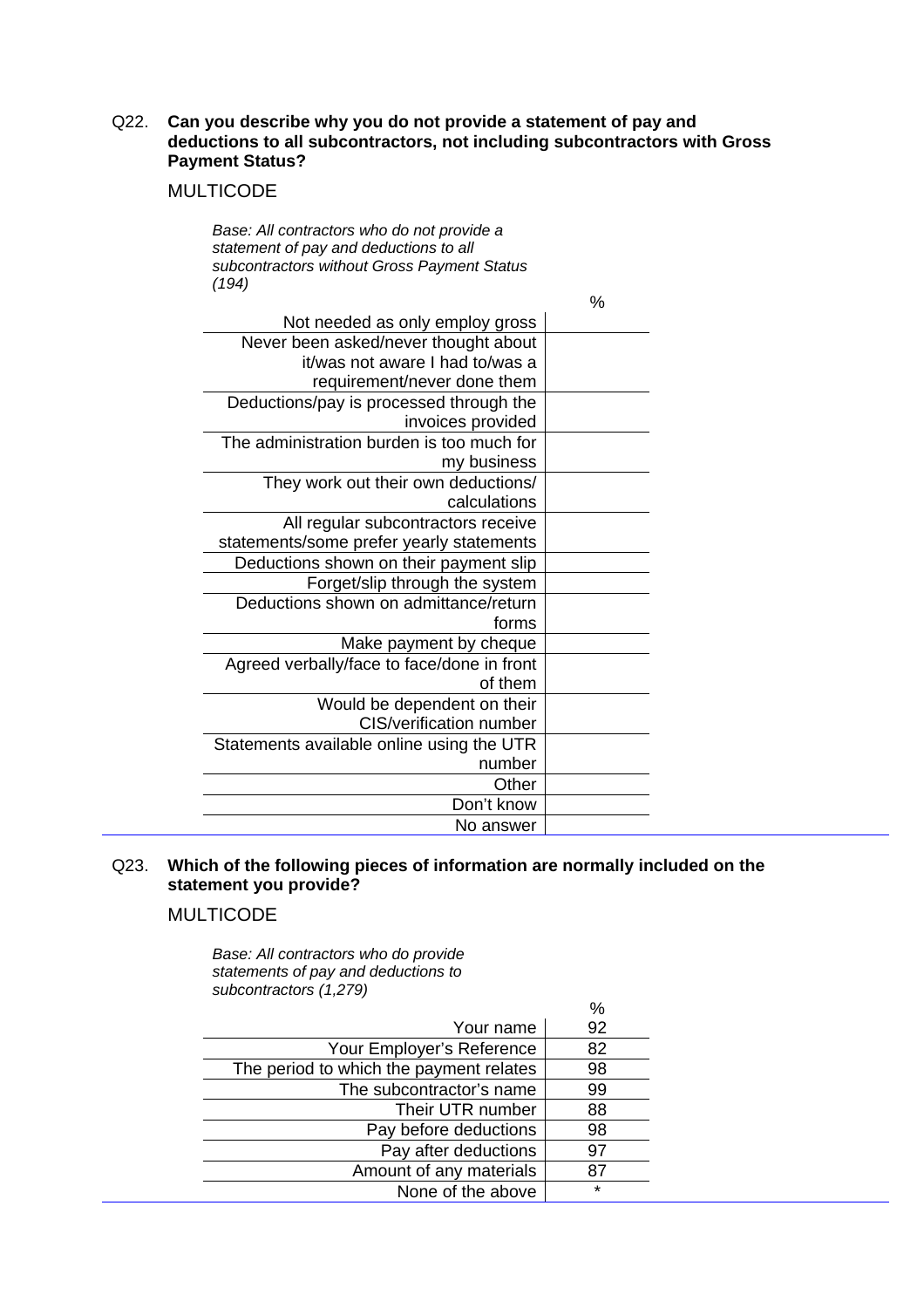Q22. **Can you describe why you do not provide a statement of pay and deductions to all subcontractors, not including subcontractors with Gross Payment Status?**

MULTICODE

*Base: All contractors who do not provide a statement of pay and deductions to all subcontractors without Gross Payment Status (194)*

| | % |
|---|---|
| Not needed as only employ gross | |
| Never been asked/never thought about it/was not aware I had to/was a requirement/never done them | |
| Deductions/pay is processed through the invoices provided | |
| The administration burden is too much for my business | |
| They work out their own deductions/ calculations | |
| All regular subcontractors receive statements/some prefer yearly statements | |
| Deductions shown on their payment slip | |
| Forget/slip through the system | |
| Deductions shown on admittance/return forms | |
| Make payment by cheque | |
| Agreed verbally/face to face/done in front of them | |
| Would be dependent on their CIS/verification number | |
| Statements available online using the UTR number | |
| Other | |
| Don't know | |
| No answer | |

Q23. **Which of the following pieces of information are normally included on the statement you provide?**

MULTICODE

*Base: All contractors who do provide statements of pay and deductions to subcontractors (1,279)*

| | % |
|---|---|
| Your name | 92 |
| Your Employer's Reference | 82 |
| The period to which the payment relates | 98 |
| The subcontractor's name | 99 |
| Their UTR number | 88 |
| Pay before deductions | 98 |
| Pay after deductions | 97 |
| Amount of any materials | 87 |
| None of the above | * |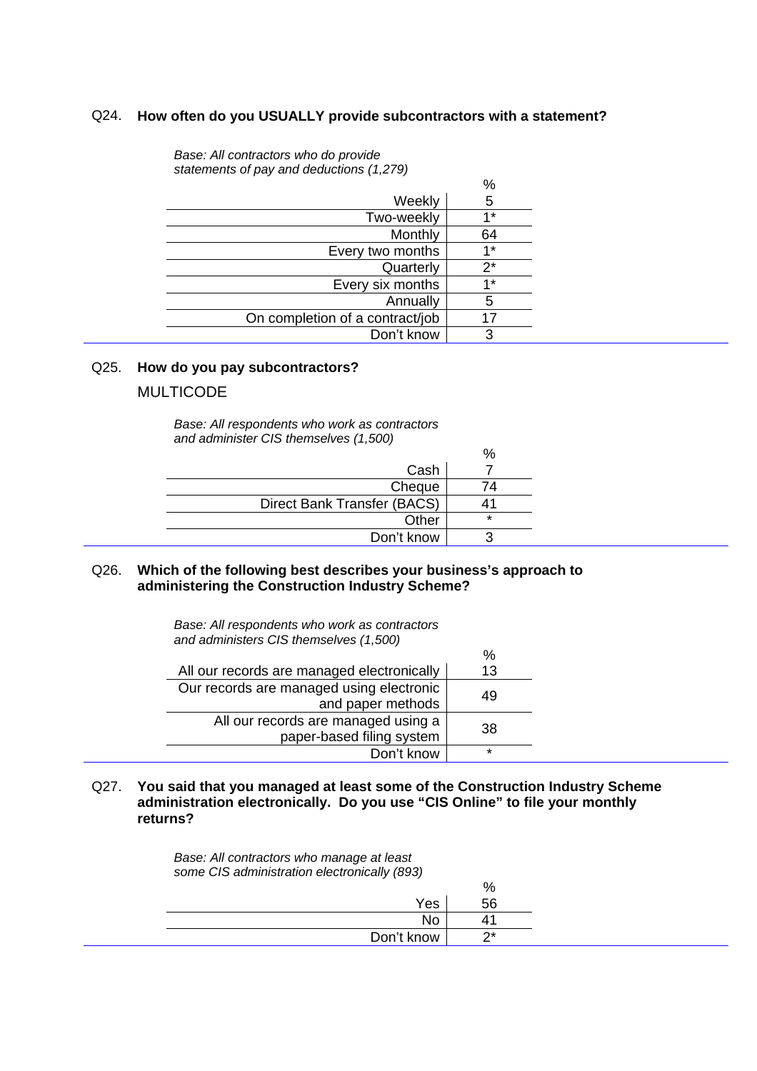Q24. **How often do you USUALLY provide subcontractors with a statement?**

*Base: All contractors who do provide statements of pay and deductions (1,279)*

| | % |
|---|---|
| Weekly | 5 |
| Two-weekly | 1* |
| Monthly | 64 |
| Every two months | 1* |
| Quarterly | 2* |
| Every six months | 1* |
| Annually | 5 |
| On completion of a contract/job | 17 |
| Don't know | 3 |

Q25. **How do you pay subcontractors?**

MULTICODE

*Base: All respondents who work as contractors and administer CIS themselves (1,500)*

| | % |
|---|---|
| Cash | 7 |
| Cheque | 74 |
| Direct Bank Transfer (BACS) | 41 |
| Other | * |
| Don't know | 3 |

Q26. **Which of the following best describes your business's approach to administering the Construction Industry Scheme?**

*Base: All respondents who work as contractors and administers CIS themselves (1,500)*

| | % |
|---|---|
| All our records are managed electronically | 13 |
| Our records are managed using electronic and paper methods | 49 |
| All our records are managed using a paper-based filing system | 38 |
| Don't know | * |

Q27. **You said that you managed at least some of the Construction Industry Scheme administration electronically. Do you use "CIS Online" to file your monthly returns?**

*Base: All contractors who manage at least some CIS administration electronically (893)*

| | % |
|---|---|
| Yes | 56 |
| No | 41 |
| Don't know | 2* |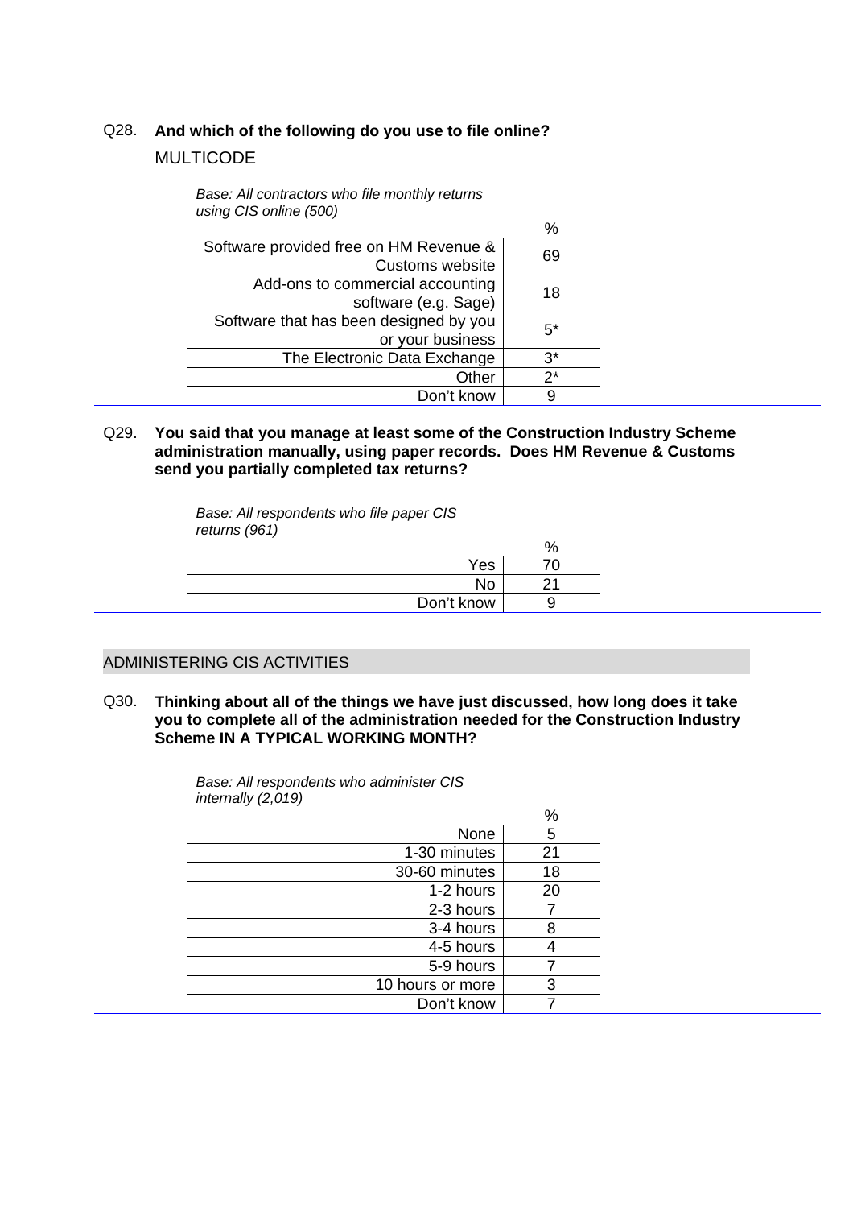Q28. **And which of the following do you use to file online?**

MULTICODE

*Base: All contractors who file monthly returns using CIS online (500)*

| | % |
|---|---|
| Software provided free on HM Revenue & Customs website | 69 |
| Add-ons to commercial accounting software (e.g. Sage) | 18 |
| Software that has been designed by you or your business | 5* |
| The Electronic Data Exchange | 3* |
| Other | 2* |
| Don't know | 9 |

Q29. **You said that you manage at least some of the Construction Industry Scheme administration manually, using paper records. Does HM Revenue & Customs send you partially completed tax returns?**

*Base: All respondents who file paper CIS returns (961)*

| | % |
|---|---|
| Yes | 70 |
| No | 21 |
| Don't know | 9 |

## ADMINISTERING CIS ACTIVITIES

Q30. **Thinking about all of the things we have just discussed, how long does it take you to complete all of the administration needed for the Construction Industry Scheme IN A TYPICAL WORKING MONTH?**

*Base: All respondents who administer CIS internally (2,019)*

| | % |
|---|---|
| None | 5 |
| 1-30 minutes | 21 |
| 30-60 minutes | 18 |
| 1-2 hours | 20 |
| 2-3 hours | 7 |
| 3-4 hours | 8 |
| 4-5 hours | 4 |
| 5-9 hours | 7 |
| 10 hours or more | 3 |
| Don't know | 7 |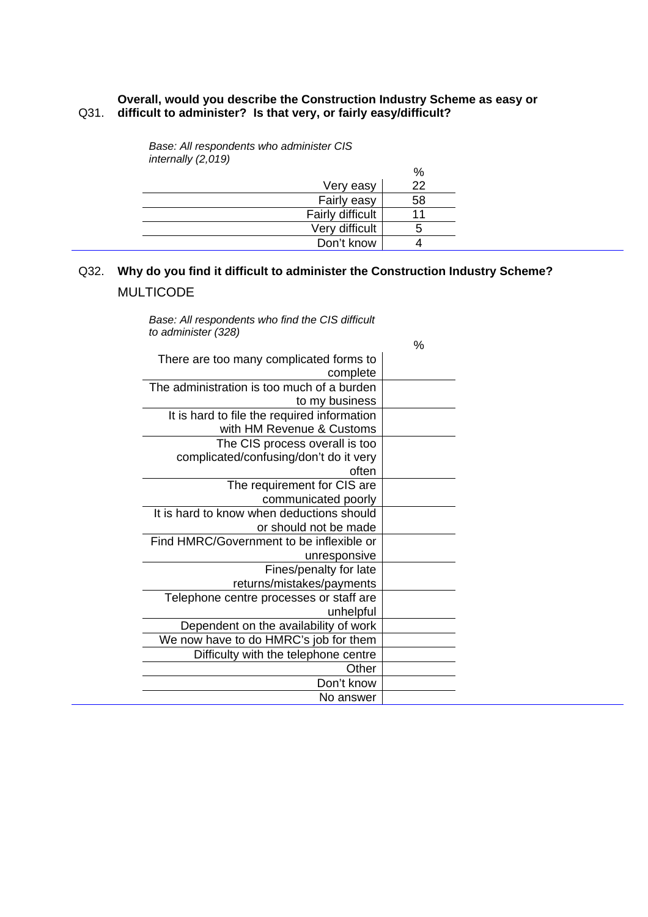**Q31. Overall, would you describe the Construction Industry Scheme as easy or difficult to administer? Is that very, or fairly easy/difficult?**

*Base: All respondents who administer CIS internally (2,019)*

| | % |
|---|---|
| Very easy | 22 |
| Fairly easy | 58 |
| Fairly difficult | 11 |
| Very difficult | 5 |
| Don't know | 4 |

**Q32. Why do you find it difficult to administer the Construction Industry Scheme?**

MULTICODE

*Base: All respondents who find the CIS difficult to administer (328)*

| | % |
|---|---|
| There are too many complicated forms to complete | |
| The administration is too much of a burden to my business | |
| It is hard to file the required information with HM Revenue & Customs | |
| The CIS process overall is too complicated/confusing/don't do it very often | |
| The requirement for CIS are communicated poorly | |
| It is hard to know when deductions should or should not be made | |
| Find HMRC/Government to be inflexible or unresponsive | |
| Fines/penalty for late returns/mistakes/payments | |
| Telephone centre processes or staff are unhelpful | |
| Dependent on the availability of work | |
| We now have to do HMRC's job for them | |
| Difficulty with the telephone centre | |
| Other | |
| Don't know | |
| No answer | |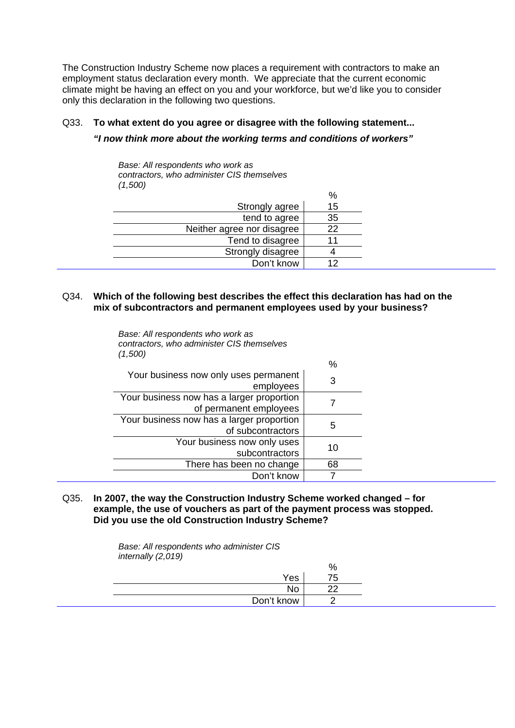The Construction Industry Scheme now places a requirement with contractors to make an employment status declaration every month. We appreciate that the current economic climate might be having an effect on you and your workforce, but we'd like you to consider only this declaration in the following two questions.

Q33. **To what extent do you agree or disagree with the following statement...**

***"I now think more about the working terms and conditions of workers"***

*Base: All respondents who work as contractors, who administer CIS themselves (1,500)*

| | % |
|---|---|
| Strongly agree | 15 |
| tend to agree | 35 |
| Neither agree nor disagree | 22 |
| Tend to disagree | 11 |
| Strongly disagree | 4 |
| Don't know | 12 |

Q34. **Which of the following best describes the effect this declaration has had on the mix of subcontractors and permanent employees used by your business?**

*Base: All respondents who work as contractors, who administer CIS themselves (1,500)*

| | % |
|---|---|
| Your business now only uses permanent employees | 3 |
| Your business now has a larger proportion of permanent employees | 7 |
| Your business now has a larger proportion of subcontractors | 5 |
| Your business now only uses subcontractors | 10 |
| There has been no change | 68 |
| Don't know | 7 |

Q35. **In 2007, the way the Construction Industry Scheme worked changed – for example, the use of vouchers as part of the payment process was stopped. Did you use the old Construction Industry Scheme?**

*Base: All respondents who administer CIS internally (2,019)*

| | % |
|---|---|
| Yes | 75 |
| No | 22 |
| Don't know | 2 |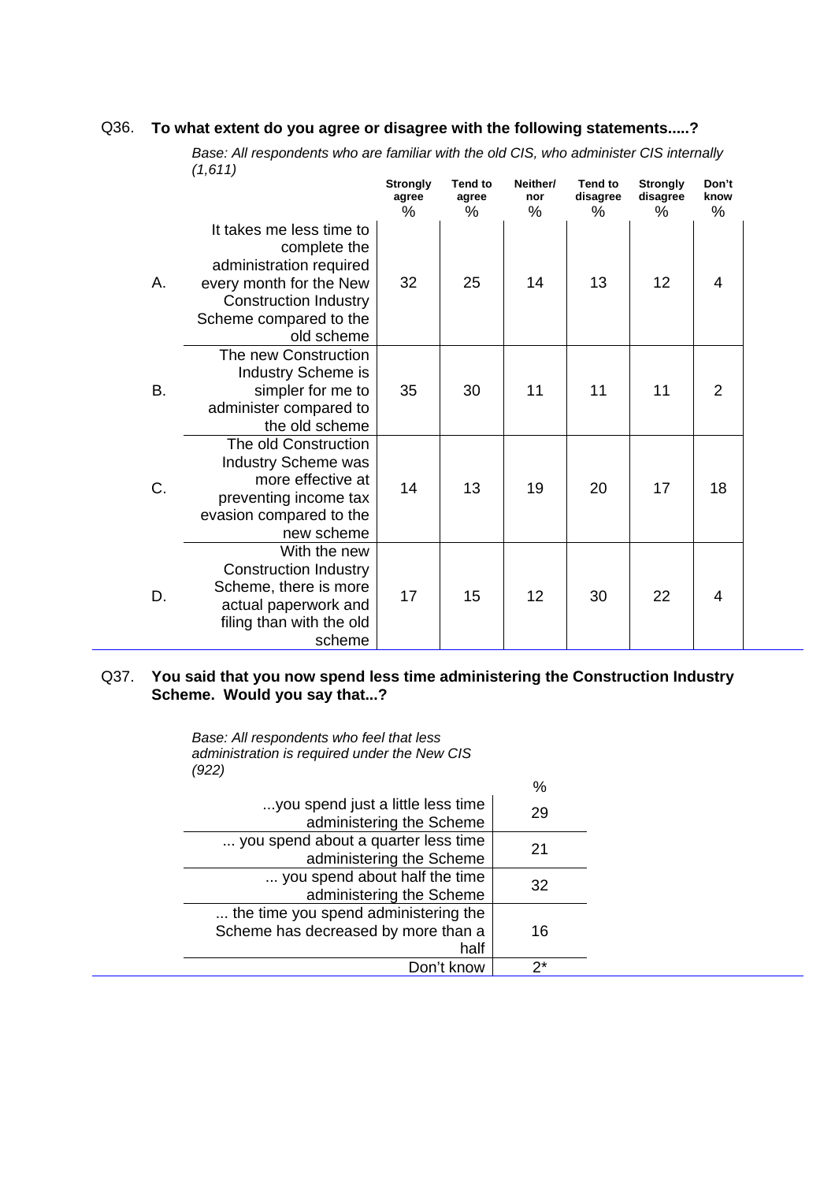Q36. **To what extent do you agree or disagree with the following statements.....?**

*Base: All respondents who are familiar with the old CIS, who administer CIS internally (1,611)*

| | | Strongly agree % | Tend to agree % | Neither/ nor % | Tend to disagree % | Strongly disagree % | Don't know % |
|---|---|---|---|---|---|---|---|
| A. | It takes me less time to complete the administration required every month for the New Construction Industry Scheme compared to the old scheme | 32 | 25 | 14 | 13 | 12 | 4 |
| B. | The new Construction Industry Scheme is simpler for me to administer compared to the old scheme | 35 | 30 | 11 | 11 | 11 | 2 |
| C. | The old Construction Industry Scheme was more effective at preventing income tax evasion compared to the new scheme | 14 | 13 | 19 | 20 | 17 | 18 |
| D. | With the new Construction Industry Scheme, there is more actual paperwork and filing than with the old scheme | 17 | 15 | 12 | 30 | 22 | 4 |

Q37. **You said that you now spend less time administering the Construction Industry Scheme. Would you say that...?**

*Base: All respondents who feel that less administration is required under the New CIS (922)*

| | % |
|---|---|
| ...you spend just a little less time administering the Scheme | 29 |
| ... you spend about a quarter less time administering the Scheme | 21 |
| ... you spend about half the time administering the Scheme | 32 |
| ... the time you spend administering the Scheme has decreased by more than a half | 16 |
| Don't know | 2* |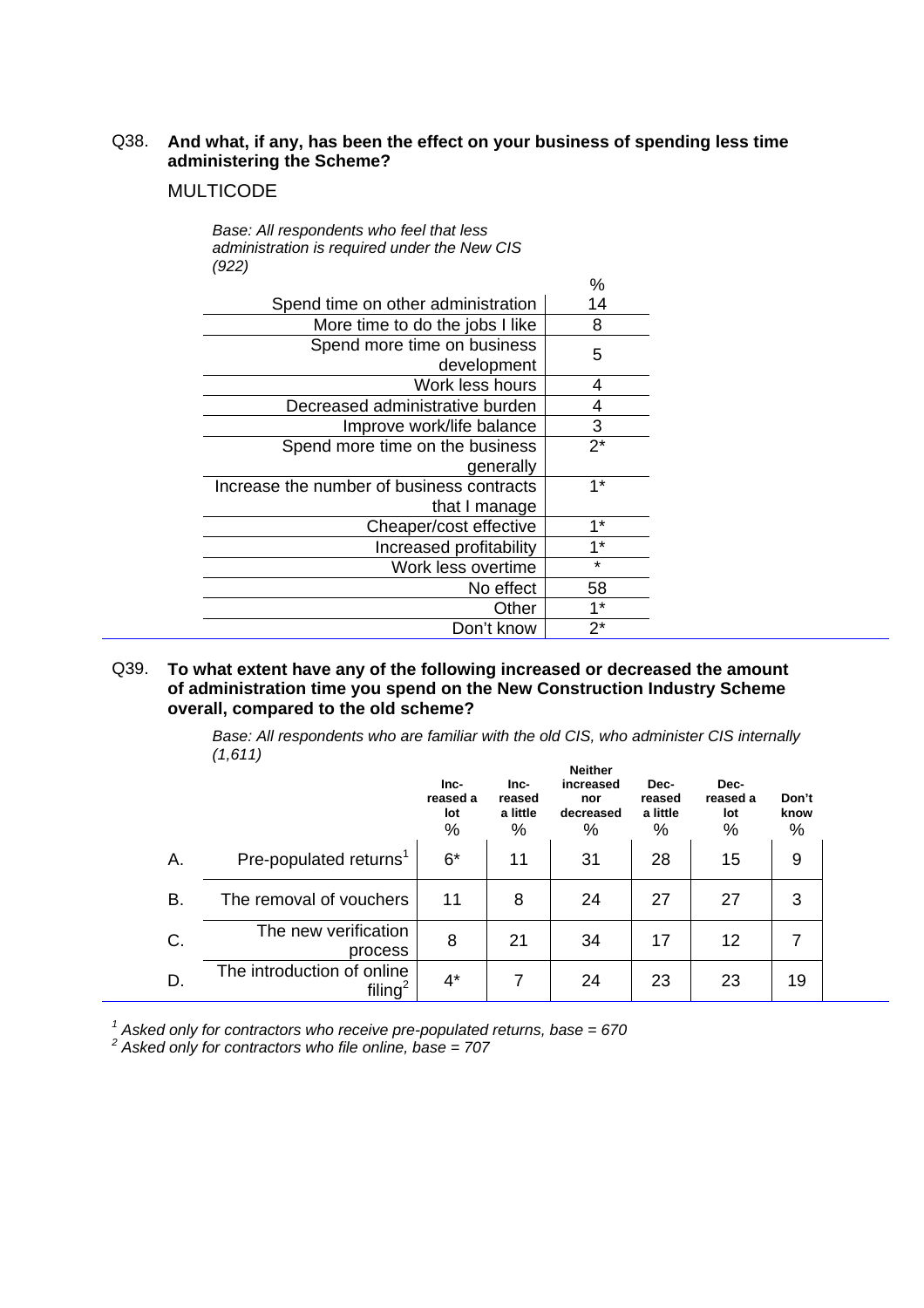Q38. **And what, if any, has been the effect on your business of spending less time administering the Scheme?**

MULTICODE

*Base: All respondents who feel that less administration is required under the New CIS (922)*

| | % |
|---|---|
| Spend time on other administration | 14 |
| More time to do the jobs I like | 8 |
| Spend more time on business development | 5 |
| Work less hours | 4 |
| Decreased administrative burden | 4 |
| Improve work/life balance | 3 |
| Spend more time on the business generally | 2* |
| Increase the number of business contracts that I manage | 1* |
| Cheaper/cost effective | 1* |
| Increased profitability | 1* |
| Work less overtime | * |
| No effect | 58 |
| Other | 1* |
| Don't know | 2* |

Q39. **To what extent have any of the following increased or decreased the amount of administration time you spend on the New Construction Industry Scheme overall, compared to the old scheme?**

*Base: All respondents who are familiar with the old CIS, who administer CIS internally (1,611)*

| | | Increased a lot % | Increased a little % | Neither increased nor decreased % | Decreased a little % | Decreased a lot % | Don't know % |
|---|---|---|---|---|---|---|---|
| A. | Pre-populated returns[1] | 6* | 11 | 31 | 28 | 15 | 9 |
| B. | The removal of vouchers | 11 | 8 | 24 | 27 | 27 | 3 |
| C. | The new verification process | 8 | 21 | 34 | 17 | 12 | 7 |
| D. | The introduction of online filing[2] | 4* | 7 | 24 | 23 | 23 | 19 |

*[1] Asked only for contractors who receive pre-populated returns, base = 670*
*[2] Asked only for contractors who file online, base = 707*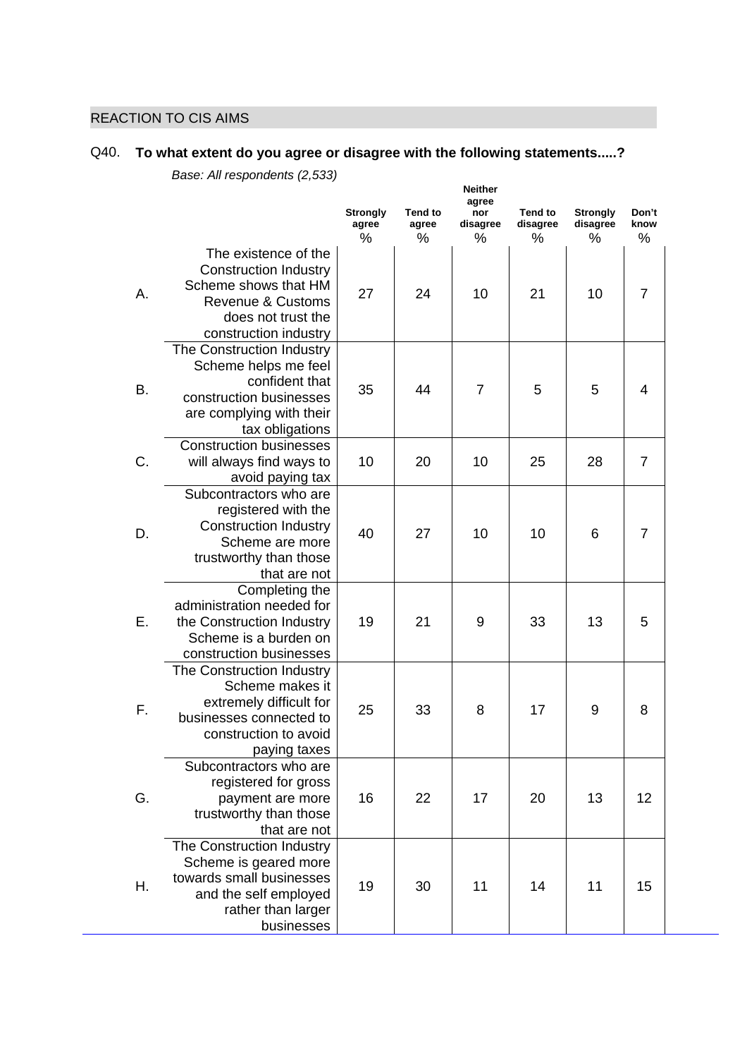## REACTION TO CIS AIMS

Q40. **To what extent do you agree or disagree with the following statements.....?**

*Base: All respondents (2,533)*

| | | Strongly agree % | Tend to agree % | Neither agree nor disagree % | Tend to disagree % | Strongly disagree % | Don't know % |
|---|---|---|---|---|---|---|---|
| A. | The existence of the Construction Industry Scheme shows that HM Revenue & Customs does not trust the construction industry | 27 | 24 | 10 | 21 | 10 | 7 |
| B. | The Construction Industry Scheme helps me feel confident that construction businesses are complying with their tax obligations | 35 | 44 | 7 | 5 | 5 | 4 |
| C. | Construction businesses will always find ways to avoid paying tax | 10 | 20 | 10 | 25 | 28 | 7 |
| D. | Subcontractors who are registered with the Construction Industry Scheme are more trustworthy than those that are not | 40 | 27 | 10 | 10 | 6 | 7 |
| E. | Completing the administration needed for the Construction Industry Scheme is a burden on construction businesses | 19 | 21 | 9 | 33 | 13 | 5 |
| F. | The Construction Industry Scheme makes it extremely difficult for businesses connected to construction to avoid paying taxes | 25 | 33 | 8 | 17 | 9 | 8 |
| G. | Subcontractors who are registered for gross payment are more trustworthy than those that are not | 16 | 22 | 17 | 20 | 13 | 12 |
| H. | The Construction Industry Scheme is geared more towards small businesses and the self employed rather than larger businesses | 19 | 30 | 11 | 14 | 11 | 15 |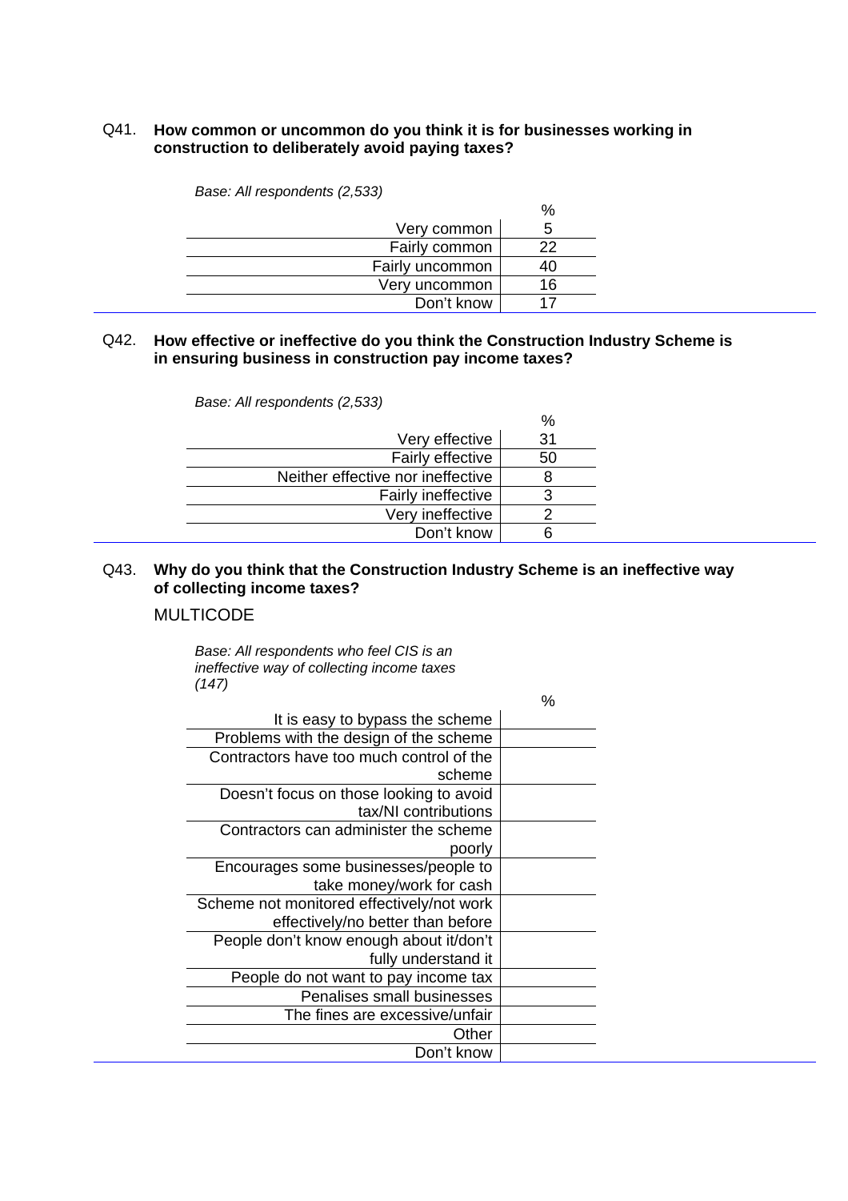Q41. **How common or uncommon do you think it is for businesses working in construction to deliberately avoid paying taxes?**

*Base: All respondents (2,533)*

| | % |
|---|---|
| Very common | 5 |
| Fairly common | 22 |
| Fairly uncommon | 40 |
| Very uncommon | 16 |
| Don't know | 17 |

Q42. **How effective or ineffective do you think the Construction Industry Scheme is in ensuring business in construction pay income taxes?**

*Base: All respondents (2,533)*

| | % |
|---|---|
| Very effective | 31 |
| Fairly effective | 50 |
| Neither effective nor ineffective | 8 |
| Fairly ineffective | 3 |
| Very ineffective | 2 |
| Don't know | 6 |

Q43. **Why do you think that the Construction Industry Scheme is an ineffective way of collecting income taxes?**

MULTICODE

*Base: All respondents who feel CIS is an ineffective way of collecting income taxes (147)*

| | % |
|---|---|
| It is easy to bypass the scheme | |
| Problems with the design of the scheme | |
| Contractors have too much control of the scheme | |
| Doesn't focus on those looking to avoid tax/NI contributions | |
| Contractors can administer the scheme poorly | |
| Encourages some businesses/people to take money/work for cash | |
| Scheme not monitored effectively/not work effectively/no better than before | |
| People don't know enough about it/don't fully understand it | |
| People do not want to pay income tax | |
| Penalises small businesses | |
| The fines are excessive/unfair | |
| Other | |
| Don't know | |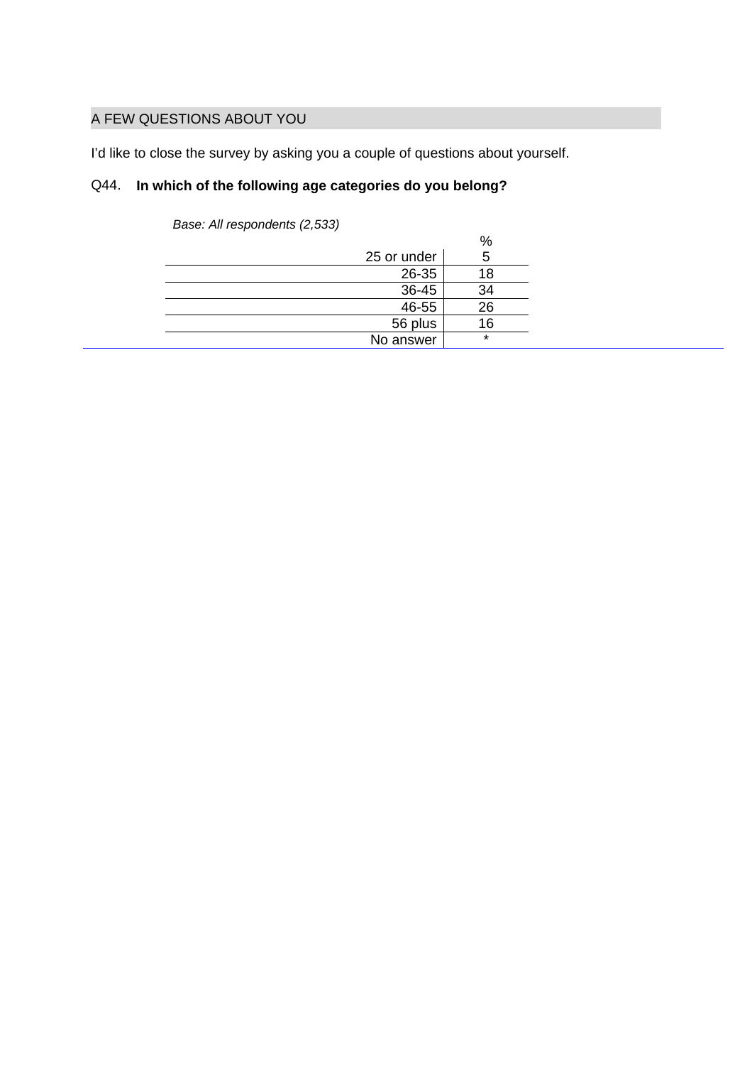## A FEW QUESTIONS ABOUT YOU

I'd like to close the survey by asking you a couple of questions about yourself.

Q44. **In which of the following age categories do you belong?**

*Base: All respondents (2,533)*

| | % |
|---|---|
| 25 or under | 5 |
| 26-35 | 18 |
| 36-45 | 34 |
| 46-55 | 26 |
| 56 plus | 16 |
| No answer | * |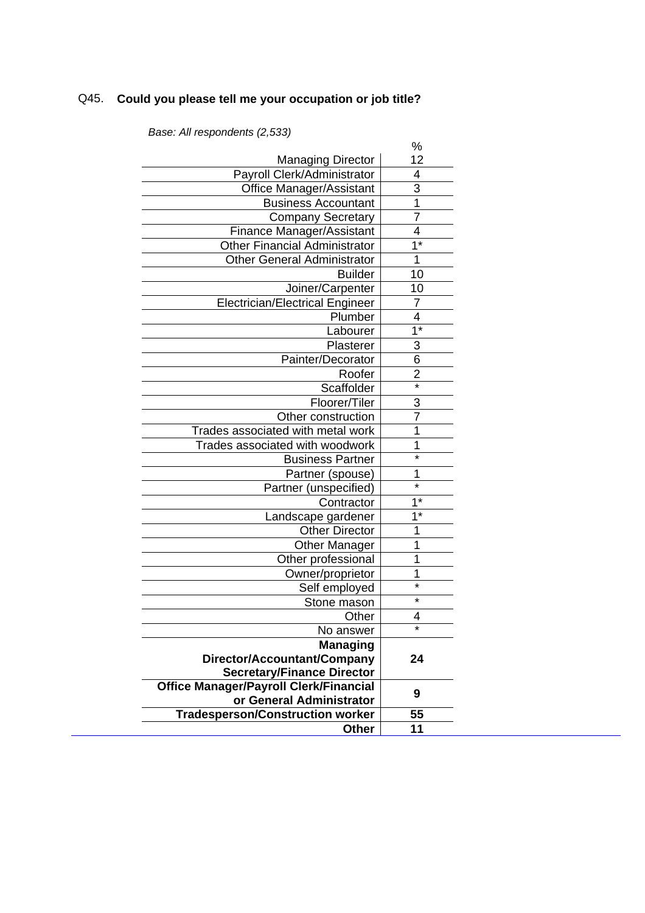Q45. **Could you please tell me your occupation or job title?**

*Base: All respondents (2,533)*

| | % |
|---|---|
| Managing Director | 12 |
| Payroll Clerk/Administrator | 4 |
| Office Manager/Assistant | 3 |
| Business Accountant | 1 |
| Company Secretary | 7 |
| Finance Manager/Assistant | 4 |
| Other Financial Administrator | 1* |
| Other General Administrator | 1 |
| Builder | 10 |
| Joiner/Carpenter | 10 |
| Electrician/Electrical Engineer | 7 |
| Plumber | 4 |
| Labourer | 1* |
| Plasterer | 3 |
| Painter/Decorator | 6 |
| Roofer | 2 |
| Scaffolder | * |
| Floorer/Tiler | 3 |
| Other construction | 7 |
| Trades associated with metal work | 1 |
| Trades associated with woodwork | 1 |
| Business Partner | * |
| Partner (spouse) | 1 |
| Partner (unspecified) | * |
| Contractor | 1* |
| Landscape gardener | 1* |
| Other Director | 1 |
| Other Manager | 1 |
| Other professional | 1 |
| Owner/proprietor | 1 |
| Self employed | * |
| Stone mason | * |
| Other | 4 |
| No answer | * |
| **Managing Director/Accountant/Company Secretary/Finance Director** | **24** |
| **Office Manager/Payroll Clerk/Financial or General Administrator** | **9** |
| **Tradesperson/Construction worker** | **55** |
| **Other** | **11** |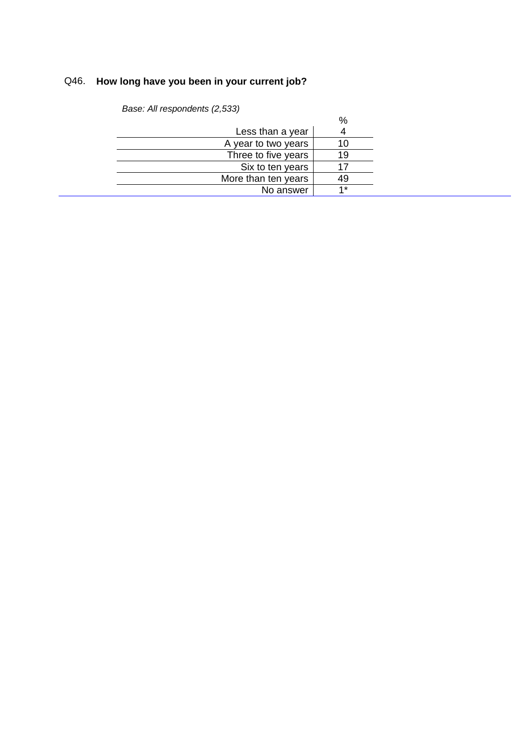Q46. **How long have you been in your current job?**

*Base: All respondents (2,533)*

| | % |
|---|---|
| Less than a year | 4 |
| A year to two years | 10 |
| Three to five years | 19 |
| Six to ten years | 17 |
| More than ten years | 49 |
| No answer | 1* |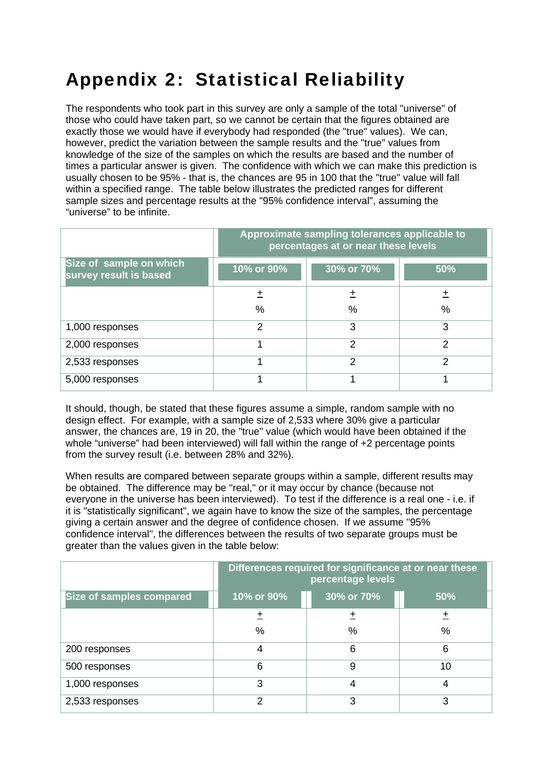# Appendix 2: Statistical Reliability

The respondents who took part in this survey are only a sample of the total "universe" of those who could have taken part, so we cannot be certain that the figures obtained are exactly those we would have if everybody had responded (the "true" values). We can, however, predict the variation between the sample results and the "true" values from knowledge of the size of the samples on which the results are based and the number of times a particular answer is given. The confidence with which we can make this prediction is usually chosen to be 95% - that is, the chances are 95 in 100 that the "true" value will fall within a specified range. The table below illustrates the predicted ranges for different sample sizes and percentage results at the "95% confidence interval", assuming the "universe" to be infinite.

| | Approximate sampling tolerances applicable to percentages at or near these levels | | |
|---|---|---|---|
| **Size of sample on which survey result is based** | **10% or 90%** | **30% or 70%** | **50%** |
| | ± % | ± % | ± % |
| 1,000 responses | 2 | 3 | 3 |
| 2,000 responses | 1 | 2 | 2 |
| 2,533 responses | 1 | 2 | 2 |
| 5,000 responses | 1 | 1 | 1 |

It should, though, be stated that these figures assume a simple, random sample with no design effect. For example, with a sample size of 2,533 where 30% give a particular answer, the chances are, 19 in 20, the "true" value (which would have been obtained if the whole "universe" had been interviewed) will fall within the range of +2 percentage points from the survey result (i.e. between 28% and 32%).

When results are compared between separate groups within a sample, different results may be obtained. The difference may be "real," or it may occur by chance (because not everyone in the universe has been interviewed). To test if the difference is a real one - i.e. if it is "statistically significant", we again have to know the size of the samples, the percentage giving a certain answer and the degree of confidence chosen. If we assume "95% confidence interval", the differences between the results of two separate groups must be greater than the values given in the table below:

| | Differences required for significance at or near these percentage levels | | |
|---|---|---|---|
| **Size of samples compared** | **10% or 90%** | **30% or 70%** | **50%** |
| | ± % | ± % | ± % |
| 200 responses | 4 | 6 | 6 |
| 500 responses | 6 | 9 | 10 |
| 1,000 responses | 3 | 4 | 4 |
| 2,533 responses | 2 | 3 | 3 |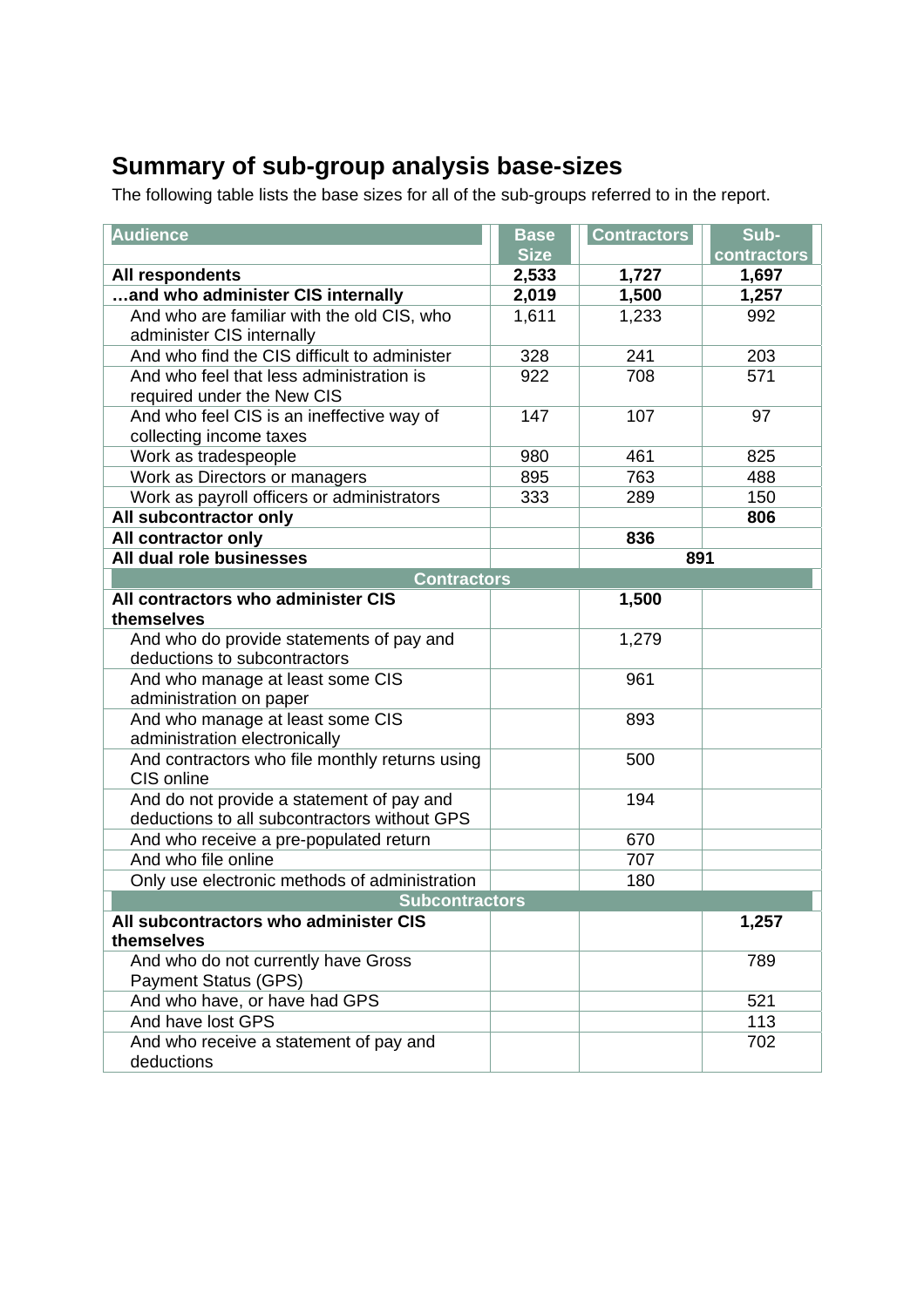## Summary of sub-group analysis base-sizes

The following table lists the base sizes for all of the sub-groups referred to in the report.

| Audience | Base Size | Contractors | Sub-contractors |
|---|---|---|---|
| **All respondents** | **2,533** | **1,727** | **1,697** |
| **…and who administer CIS internally** | **2,019** | **1,500** | **1,257** |
| And who are familiar with the old CIS, who administer CIS internally | 1,611 | 1,233 | 992 |
| And who find the CIS difficult to administer | 328 | 241 | 203 |
| And who feel that less administration is required under the New CIS | 922 | 708 | 571 |
| And who feel CIS is an ineffective way of collecting income taxes | 147 | 107 | 97 |
| Work as tradespeople | 980 | 461 | 825 |
| Work as Directors or managers | 895 | 763 | 488 |
| Work as payroll officers or administrators | 333 | 289 | 150 |
| **All subcontractor only** | | | **806** |
| **All contractor only** | | **836** | |
| **All dual role businesses** | | **891** | |
| **Contractors** | | | |
| **All contractors who administer CIS themselves** | | **1,500** | |
| And who do provide statements of pay and deductions to subcontractors | | 1,279 | |
| And who manage at least some CIS administration on paper | | 961 | |
| And who manage at least some CIS administration electronically | | 893 | |
| And contractors who file monthly returns using CIS online | | 500 | |
| And do not provide a statement of pay and deductions to all subcontractors without GPS | | 194 | |
| And who receive a pre-populated return | | 670 | |
| And who file online | | 707 | |
| Only use electronic methods of administration | | 180 | |
| **Subcontractors** | | | |
| **All subcontractors who administer CIS themselves** | | | **1,257** |
| And who do not currently have Gross Payment Status (GPS) | | | 789 |
| And who have, or have had GPS | | | 521 |
| And have lost GPS | | | 113 |
| And who receive a statement of pay and deductions | | | 702 |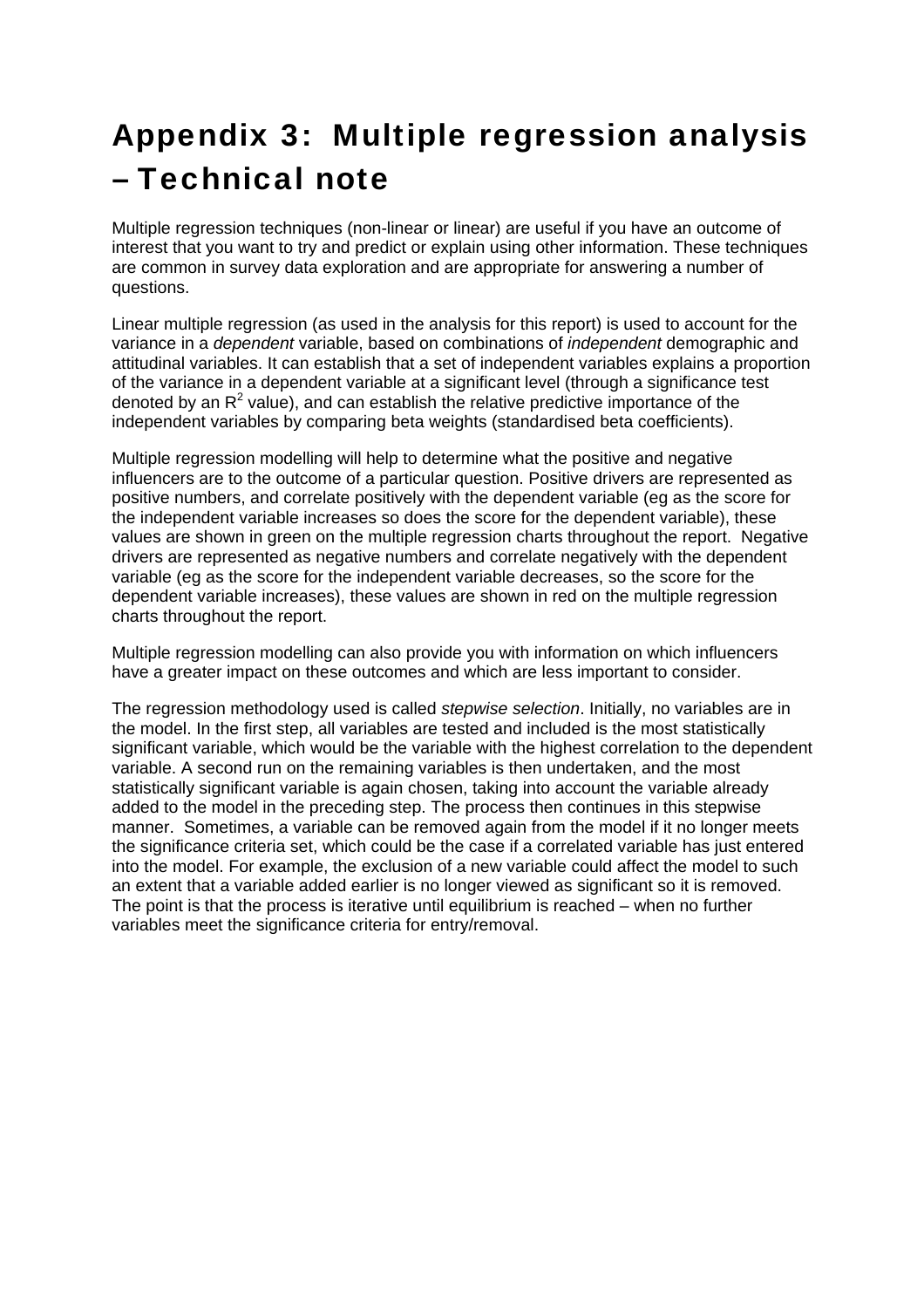# Appendix 3: Multiple regression analysis – Technical note

Multiple regression techniques (non-linear or linear) are useful if you have an outcome of interest that you want to try and predict or explain using other information. These techniques are common in survey data exploration and are appropriate for answering a number of questions.

Linear multiple regression (as used in the analysis for this report) is used to account for the variance in a *dependent* variable, based on combinations of *independent* demographic and attitudinal variables. It can establish that a set of independent variables explains a proportion of the variance in a dependent variable at a significant level (through a significance test denoted by an $R^2$ value), and can establish the relative predictive importance of the independent variables by comparing beta weights (standardised beta coefficients).

Multiple regression modelling will help to determine what the positive and negative influencers are to the outcome of a particular question. Positive drivers are represented as positive numbers, and correlate positively with the dependent variable (eg as the score for the independent variable increases so does the score for the dependent variable), these values are shown in green on the multiple regression charts throughout the report. Negative drivers are represented as negative numbers and correlate negatively with the dependent variable (eg as the score for the independent variable decreases, so the score for the dependent variable increases), these values are shown in red on the multiple regression charts throughout the report.

Multiple regression modelling can also provide you with information on which influencers have a greater impact on these outcomes and which are less important to consider.

The regression methodology used is called *stepwise selection*. Initially, no variables are in the model. In the first step, all variables are tested and included is the most statistically significant variable, which would be the variable with the highest correlation to the dependent variable. A second run on the remaining variables is then undertaken, and the most statistically significant variable is again chosen, taking into account the variable already added to the model in the preceding step. The process then continues in this stepwise manner. Sometimes, a variable can be removed again from the model if it no longer meets the significance criteria set, which could be the case if a correlated variable has just entered into the model. For example, the exclusion of a new variable could affect the model to such an extent that a variable added earlier is no longer viewed as significant so it is removed. The point is that the process is iterative until equilibrium is reached – when no further variables meet the significance criteria for entry/removal.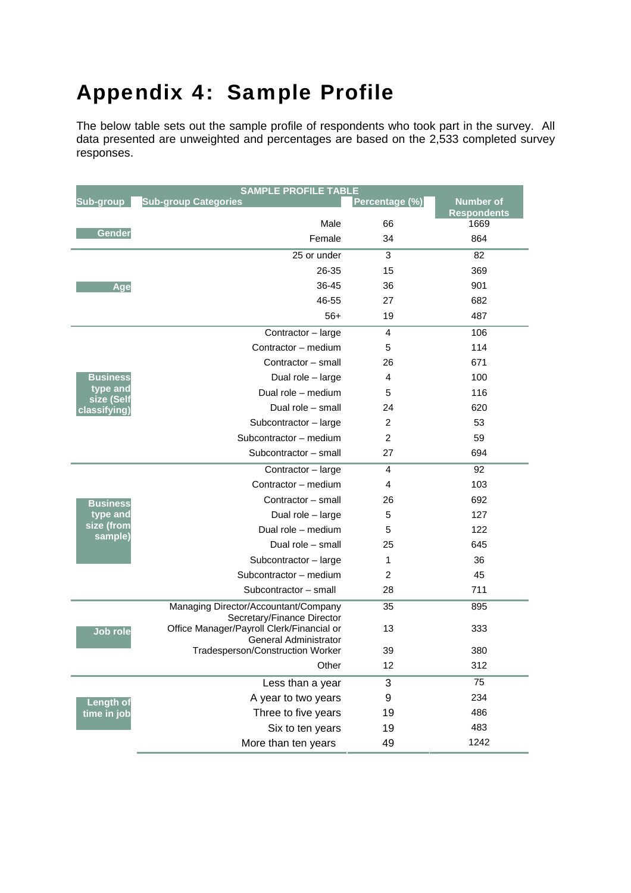# Appendix 4: Sample Profile

The below table sets out the sample profile of respondents who took part in the survey. All data presented are unweighted and percentages are based on the 2,533 completed survey responses.

| SAMPLE PROFILE TABLE | | | |
|---|---|---|---|
| Sub-group | Sub-group Categories | Percentage (%) | Number of Respondents |
| Gender | Male | 66 | 1669 |
| | Female | 34 | 864 |
| Age | 25 or under | 3 | 82 |
| | 26-35 | 15 | 369 |
| | 36-45 | 36 | 901 |
| | 46-55 | 27 | 682 |
| | 56+ | 19 | 487 |
| Business type and size (Self classifying) | Contractor – large | 4 | 106 |
| | Contractor – medium | 5 | 114 |
| | Contractor – small | 26 | 671 |
| | Dual role – large | 4 | 100 |
| | Dual role – medium | 5 | 116 |
| | Dual role – small | 24 | 620 |
| | Subcontractor – large | 2 | 53 |
| | Subcontractor – medium | 2 | 59 |
| | Subcontractor – small | 27 | 694 |
| Business type and size (from sample) | Contractor – large | 4 | 92 |
| | Contractor – medium | 4 | 103 |
| | Contractor – small | 26 | 692 |
| | Dual role – large | 5 | 127 |
| | Dual role – medium | 5 | 122 |
| | Dual role – small | 25 | 645 |
| | Subcontractor – large | 1 | 36 |
| | Subcontractor – medium | 2 | 45 |
| | Subcontractor – small | 28 | 711 |
| Job role | Managing Director/Accountant/Company Secretary/Finance Director | 35 | 895 |
| | Office Manager/Payroll Clerk/Financial or General Administrator | 13 | 333 |
| | Tradesperson/Construction Worker | 39 | 380 |
| | Other | 12 | 312 |
| Length of time in job | Less than a year | 3 | 75 |
| | A year to two years | 9 | 234 |
| | Three to five years | 19 | 486 |
| | Six to ten years | 19 | 483 |
| | More than ten years | 49 | 1242 |